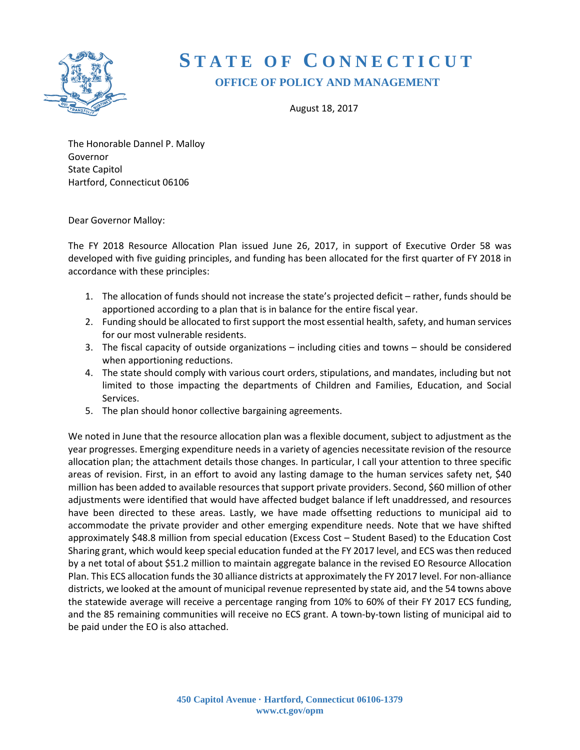# STATE OF CONNECTICUT

## OFFICE OF POLICY AND MANAGEMENT

August 18, 2017

The Honorable Dannel P. Malloy
Governor
State Capitol
Hartford, Connecticut 06106

Dear Governor Malloy:

The FY 2018 Resource Allocation Plan issued June 26, 2017, in support of Executive Order 58 was developed with five guiding principles, and funding has been allocated for the first quarter of FY 2018 in accordance with these principles:

1. The allocation of funds should not increase the state's projected deficit – rather, funds should be apportioned according to a plan that is in balance for the entire fiscal year.
2. Funding should be allocated to first support the most essential health, safety, and human services for our most vulnerable residents.
3. The fiscal capacity of outside organizations – including cities and towns – should be considered when apportioning reductions.
4. The state should comply with various court orders, stipulations, and mandates, including but not limited to those impacting the departments of Children and Families, Education, and Social Services.
5. The plan should honor collective bargaining agreements.

We noted in June that the resource allocation plan was a flexible document, subject to adjustment as the year progresses. Emerging expenditure needs in a variety of agencies necessitate revision of the resource allocation plan; the attachment details those changes. In particular, I call your attention to three specific areas of revision. First, in an effort to avoid any lasting damage to the human services safety net, $40 million has been added to available resources that support private providers. Second, $60 million of other adjustments were identified that would have affected budget balance if left unaddressed, and resources have been directed to these areas. Lastly, we have made offsetting reductions to municipal aid to accommodate the private provider and other emerging expenditure needs. Note that we have shifted approximately $48.8 million from special education (Excess Cost – Student Based) to the Education Cost Sharing grant, which would keep special education funded at the FY 2017 level, and ECS was then reduced by a net total of about $51.2 million to maintain aggregate balance in the revised EO Resource Allocation Plan. This ECS allocation funds the 30 alliance districts at approximately the FY 2017 level. For non-alliance districts, we looked at the amount of municipal revenue represented by state aid, and the 54 towns above the statewide average will receive a percentage ranging from 10% to 60% of their FY 2017 ECS funding, and the 85 remaining communities will receive no ECS grant. A town-by-town listing of municipal aid to be paid under the EO is also attached.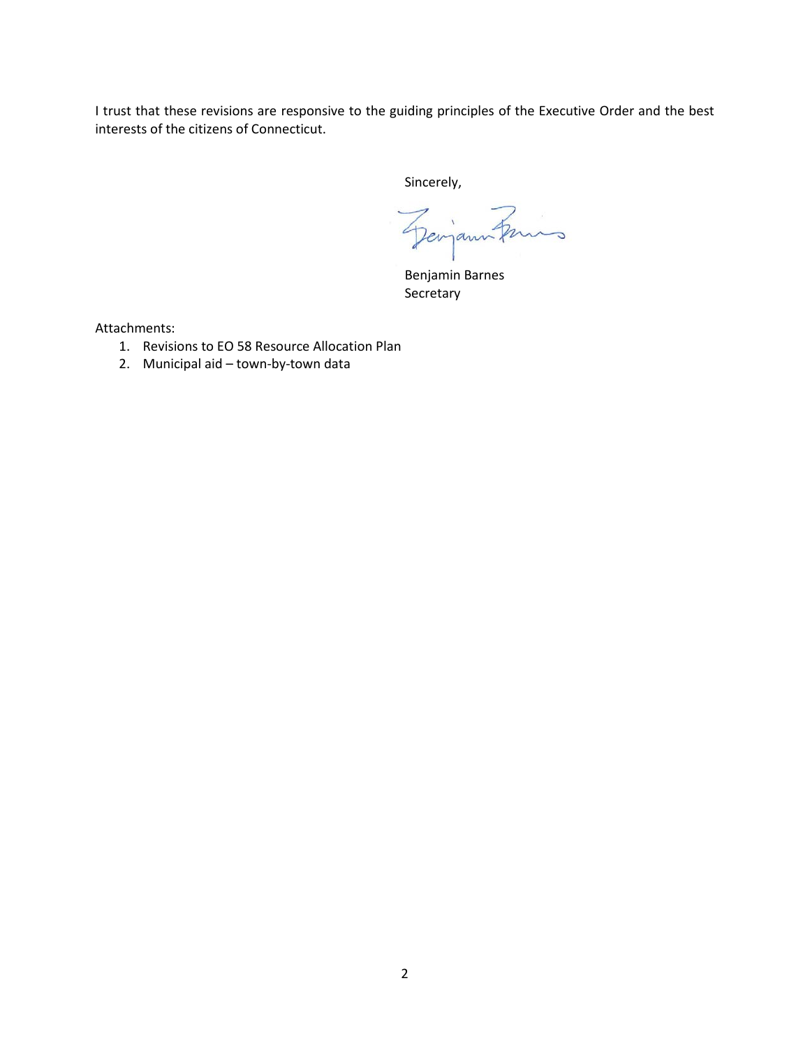I trust that these revisions are responsive to the guiding principles of the Executive Order and the best interests of the citizens of Connecticut.

Sincerely,

Benjamin Barnes
Secretary

Attachments:

1. Revisions to EO 58 Resource Allocation Plan
2. Municipal aid – town-by-town data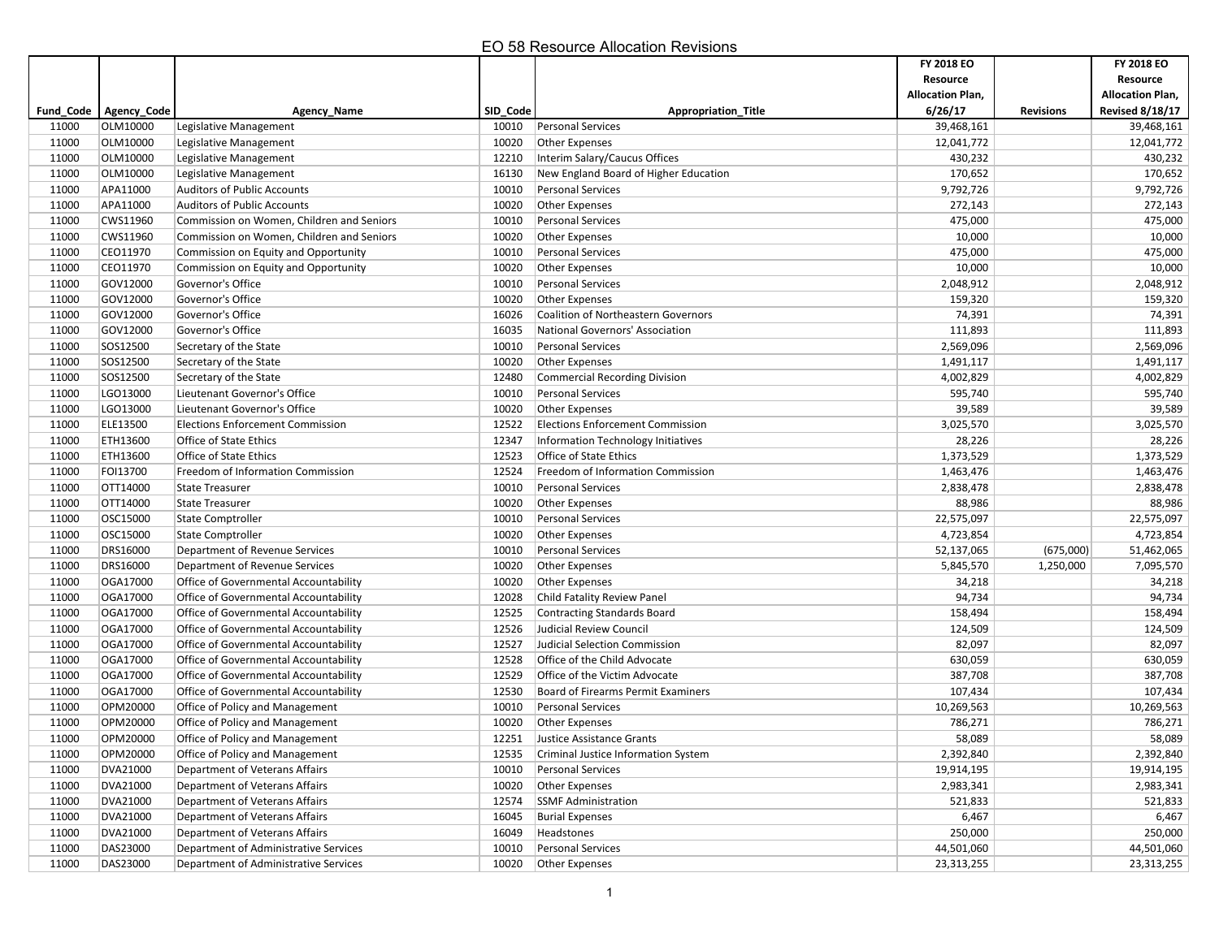# EO 58 Resource Allocation Revisions

| Fund_Code | Agency_Code | Agency_Name | SID_Code | Appropriation_Title | FY 2018 EO Resource Allocation Plan, 6/26/17 | Revisions | FY 2018 EO Resource Allocation Plan, Revised 8/18/17 |
|---|---|---|---|---|---|---|---|
| 11000 | OLM10000 | Legislative Management | 10010 | Personal Services | 39,468,161 | | 39,468,161 |
| 11000 | OLM10000 | Legislative Management | 10020 | Other Expenses | 12,041,772 | | 12,041,772 |
| 11000 | OLM10000 | Legislative Management | 12210 | Interim Salary/Caucus Offices | 430,232 | | 430,232 |
| 11000 | OLM10000 | Legislative Management | 16130 | New England Board of Higher Education | 170,652 | | 170,652 |
| 11000 | APA11000 | Auditors of Public Accounts | 10010 | Personal Services | 9,792,726 | | 9,792,726 |
| 11000 | APA11000 | Auditors of Public Accounts | 10020 | Other Expenses | 272,143 | | 272,143 |
| 11000 | CWS11960 | Commission on Women, Children and Seniors | 10010 | Personal Services | 475,000 | | 475,000 |
| 11000 | CWS11960 | Commission on Women, Children and Seniors | 10020 | Other Expenses | 10,000 | | 10,000 |
| 11000 | CEO11970 | Commission on Equity and Opportunity | 10010 | Personal Services | 475,000 | | 475,000 |
| 11000 | CEO11970 | Commission on Equity and Opportunity | 10020 | Other Expenses | 10,000 | | 10,000 |
| 11000 | GOV12000 | Governor's Office | 10010 | Personal Services | 2,048,912 | | 2,048,912 |
| 11000 | GOV12000 | Governor's Office | 10020 | Other Expenses | 159,320 | | 159,320 |
| 11000 | GOV12000 | Governor's Office | 16026 | Coalition of Northeastern Governors | 74,391 | | 74,391 |
| 11000 | GOV12000 | Governor's Office | 16035 | National Governors' Association | 111,893 | | 111,893 |
| 11000 | SOS12500 | Secretary of the State | 10010 | Personal Services | 2,569,096 | | 2,569,096 |
| 11000 | SOS12500 | Secretary of the State | 10020 | Other Expenses | 1,491,117 | | 1,491,117 |
| 11000 | SOS12500 | Secretary of the State | 12480 | Commercial Recording Division | 4,002,829 | | 4,002,829 |
| 11000 | LGO13000 | Lieutenant Governor's Office | 10010 | Personal Services | 595,740 | | 595,740 |
| 11000 | LGO13000 | Lieutenant Governor's Office | 10020 | Other Expenses | 39,589 | | 39,589 |
| 11000 | ELE13500 | Elections Enforcement Commission | 12522 | Elections Enforcement Commission | 3,025,570 | | 3,025,570 |
| 11000 | ETH13600 | Office of State Ethics | 12347 | Information Technology Initiatives | 28,226 | | 28,226 |
| 11000 | ETH13600 | Office of State Ethics | 12523 | Office of State Ethics | 1,373,529 | | 1,373,529 |
| 11000 | FOI13700 | Freedom of Information Commission | 12524 | Freedom of Information Commission | 1,463,476 | | 1,463,476 |
| 11000 | OTT14000 | State Treasurer | 10010 | Personal Services | 2,838,478 | | 2,838,478 |
| 11000 | OTT14000 | State Treasurer | 10020 | Other Expenses | 88,986 | | 88,986 |
| 11000 | OSC15000 | State Comptroller | 10010 | Personal Services | 22,575,097 | | 22,575,097 |
| 11000 | OSC15000 | State Comptroller | 10020 | Other Expenses | 4,723,854 | | 4,723,854 |
| 11000 | DRS16000 | Department of Revenue Services | 10010 | Personal Services | 52,137,065 | (675,000) | 51,462,065 |
| 11000 | DRS16000 | Department of Revenue Services | 10020 | Other Expenses | 5,845,570 | 1,250,000 | 7,095,570 |
| 11000 | OGA17000 | Office of Governmental Accountability | 10020 | Other Expenses | 34,218 | | 34,218 |
| 11000 | OGA17000 | Office of Governmental Accountability | 12028 | Child Fatality Review Panel | 94,734 | | 94,734 |
| 11000 | OGA17000 | Office of Governmental Accountability | 12525 | Contracting Standards Board | 158,494 | | 158,494 |
| 11000 | OGA17000 | Office of Governmental Accountability | 12526 | Judicial Review Council | 124,509 | | 124,509 |
| 11000 | OGA17000 | Office of Governmental Accountability | 12527 | Judicial Selection Commission | 82,097 | | 82,097 |
| 11000 | OGA17000 | Office of Governmental Accountability | 12528 | Office of the Child Advocate | 630,059 | | 630,059 |
| 11000 | OGA17000 | Office of Governmental Accountability | 12529 | Office of the Victim Advocate | 387,708 | | 387,708 |
| 11000 | OGA17000 | Office of Governmental Accountability | 12530 | Board of Firearms Permit Examiners | 107,434 | | 107,434 |
| 11000 | OPM20000 | Office of Policy and Management | 10010 | Personal Services | 10,269,563 | | 10,269,563 |
| 11000 | OPM20000 | Office of Policy and Management | 10020 | Other Expenses | 786,271 | | 786,271 |
| 11000 | OPM20000 | Office of Policy and Management | 12251 | Justice Assistance Grants | 58,089 | | 58,089 |
| 11000 | OPM20000 | Office of Policy and Management | 12535 | Criminal Justice Information System | 2,392,840 | | 2,392,840 |
| 11000 | DVA21000 | Department of Veterans Affairs | 10010 | Personal Services | 19,914,195 | | 19,914,195 |
| 11000 | DVA21000 | Department of Veterans Affairs | 10020 | Other Expenses | 2,983,341 | | 2,983,341 |
| 11000 | DVA21000 | Department of Veterans Affairs | 12574 | SSMF Administration | 521,833 | | 521,833 |
| 11000 | DVA21000 | Department of Veterans Affairs | 16045 | Burial Expenses | 6,467 | | 6,467 |
| 11000 | DVA21000 | Department of Veterans Affairs | 16049 | Headstones | 250,000 | | 250,000 |
| 11000 | DAS23000 | Department of Administrative Services | 10010 | Personal Services | 44,501,060 | | 44,501,060 |
| 11000 | DAS23000 | Department of Administrative Services | 10020 | Other Expenses | 23,313,255 | | 23,313,255 |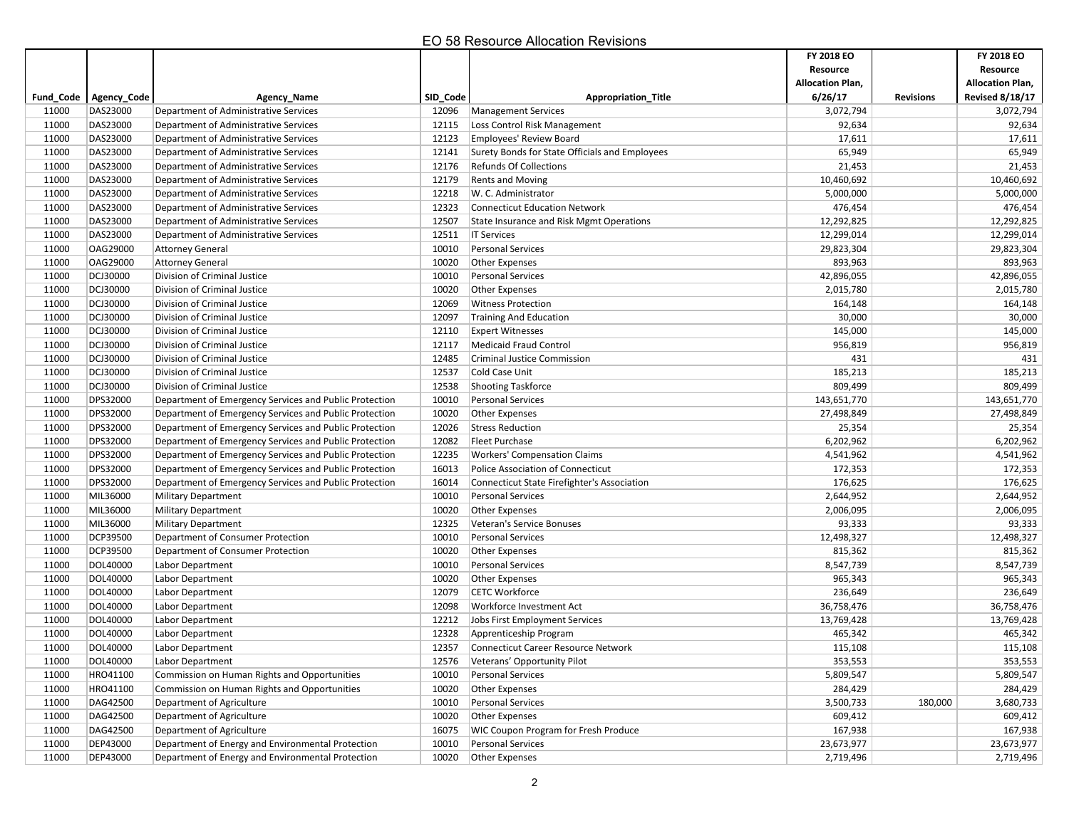# EO 58 Resource Allocation Revisions

| Fund_Code | Agency_Code | Agency_Name | SID_Code | Appropriation_Title | FY 2018 EO Resource Allocation Plan, 6/26/17 | Revisions | FY 2018 EO Resource Allocation Plan, Revised 8/18/17 |
|---|---|---|---|---|---|---|---|
| 11000 | DAS23000 | Department of Administrative Services | 12096 | Management Services | 3,072,794 | | 3,072,794 |
| 11000 | DAS23000 | Department of Administrative Services | 12115 | Loss Control Risk Management | 92,634 | | 92,634 |
| 11000 | DAS23000 | Department of Administrative Services | 12123 | Employees' Review Board | 17,611 | | 17,611 |
| 11000 | DAS23000 | Department of Administrative Services | 12141 | Surety Bonds for State Officials and Employees | 65,949 | | 65,949 |
| 11000 | DAS23000 | Department of Administrative Services | 12176 | Refunds Of Collections | 21,453 | | 21,453 |
| 11000 | DAS23000 | Department of Administrative Services | 12179 | Rents and Moving | 10,460,692 | | 10,460,692 |
| 11000 | DAS23000 | Department of Administrative Services | 12218 | W. C. Administrator | 5,000,000 | | 5,000,000 |
| 11000 | DAS23000 | Department of Administrative Services | 12323 | Connecticut Education Network | 476,454 | | 476,454 |
| 11000 | DAS23000 | Department of Administrative Services | 12507 | State Insurance and Risk Mgmt Operations | 12,292,825 | | 12,292,825 |
| 11000 | DAS23000 | Department of Administrative Services | 12511 | IT Services | 12,299,014 | | 12,299,014 |
| 11000 | OAG29000 | Attorney General | 10010 | Personal Services | 29,823,304 | | 29,823,304 |
| 11000 | OAG29000 | Attorney General | 10020 | Other Expenses | 893,963 | | 893,963 |
| 11000 | DCJ30000 | Division of Criminal Justice | 10010 | Personal Services | 42,896,055 | | 42,896,055 |
| 11000 | DCJ30000 | Division of Criminal Justice | 10020 | Other Expenses | 2,015,780 | | 2,015,780 |
| 11000 | DCJ30000 | Division of Criminal Justice | 12069 | Witness Protection | 164,148 | | 164,148 |
| 11000 | DCJ30000 | Division of Criminal Justice | 12097 | Training And Education | 30,000 | | 30,000 |
| 11000 | DCJ30000 | Division of Criminal Justice | 12110 | Expert Witnesses | 145,000 | | 145,000 |
| 11000 | DCJ30000 | Division of Criminal Justice | 12117 | Medicaid Fraud Control | 956,819 | | 956,819 |
| 11000 | DCJ30000 | Division of Criminal Justice | 12485 | Criminal Justice Commission | 431 | | 431 |
| 11000 | DCJ30000 | Division of Criminal Justice | 12537 | Cold Case Unit | 185,213 | | 185,213 |
| 11000 | DCJ30000 | Division of Criminal Justice | 12538 | Shooting Taskforce | 809,499 | | 809,499 |
| 11000 | DPS32000 | Department of Emergency Services and Public Protection | 10010 | Personal Services | 143,651,770 | | 143,651,770 |
| 11000 | DPS32000 | Department of Emergency Services and Public Protection | 10020 | Other Expenses | 27,498,849 | | 27,498,849 |
| 11000 | DPS32000 | Department of Emergency Services and Public Protection | 12026 | Stress Reduction | 25,354 | | 25,354 |
| 11000 | DPS32000 | Department of Emergency Services and Public Protection | 12082 | Fleet Purchase | 6,202,962 | | 6,202,962 |
| 11000 | DPS32000 | Department of Emergency Services and Public Protection | 12235 | Workers' Compensation Claims | 4,541,962 | | 4,541,962 |
| 11000 | DPS32000 | Department of Emergency Services and Public Protection | 16013 | Police Association of Connecticut | 172,353 | | 172,353 |
| 11000 | DPS32000 | Department of Emergency Services and Public Protection | 16014 | Connecticut State Firefighter's Association | 176,625 | | 176,625 |
| 11000 | MIL36000 | Military Department | 10010 | Personal Services | 2,644,952 | | 2,644,952 |
| 11000 | MIL36000 | Military Department | 10020 | Other Expenses | 2,006,095 | | 2,006,095 |
| 11000 | MIL36000 | Military Department | 12325 | Veteran's Service Bonuses | 93,333 | | 93,333 |
| 11000 | DCP39500 | Department of Consumer Protection | 10010 | Personal Services | 12,498,327 | | 12,498,327 |
| 11000 | DCP39500 | Department of Consumer Protection | 10020 | Other Expenses | 815,362 | | 815,362 |
| 11000 | DOL40000 | Labor Department | 10010 | Personal Services | 8,547,739 | | 8,547,739 |
| 11000 | DOL40000 | Labor Department | 10020 | Other Expenses | 965,343 | | 965,343 |
| 11000 | DOL40000 | Labor Department | 12079 | CETC Workforce | 236,649 | | 236,649 |
| 11000 | DOL40000 | Labor Department | 12098 | Workforce Investment Act | 36,758,476 | | 36,758,476 |
| 11000 | DOL40000 | Labor Department | 12212 | Jobs First Employment Services | 13,769,428 | | 13,769,428 |
| 11000 | DOL40000 | Labor Department | 12328 | Apprenticeship Program | 465,342 | | 465,342 |
| 11000 | DOL40000 | Labor Department | 12357 | Connecticut Career Resource Network | 115,108 | | 115,108 |
| 11000 | DOL40000 | Labor Department | 12576 | Veterans' Opportunity Pilot | 353,553 | | 353,553 |
| 11000 | HRO41100 | Commission on Human Rights and Opportunities | 10010 | Personal Services | 5,809,547 | | 5,809,547 |
| 11000 | HRO41100 | Commission on Human Rights and Opportunities | 10020 | Other Expenses | 284,429 | | 284,429 |
| 11000 | DAG42500 | Department of Agriculture | 10010 | Personal Services | 3,500,733 | 180,000 | 3,680,733 |
| 11000 | DAG42500 | Department of Agriculture | 10020 | Other Expenses | 609,412 | | 609,412 |
| 11000 | DAG42500 | Department of Agriculture | 16075 | WIC Coupon Program for Fresh Produce | 167,938 | | 167,938 |
| 11000 | DEP43000 | Department of Energy and Environmental Protection | 10010 | Personal Services | 23,673,977 | | 23,673,977 |
| 11000 | DEP43000 | Department of Energy and Environmental Protection | 10020 | Other Expenses | 2,719,496 | | 2,719,496 |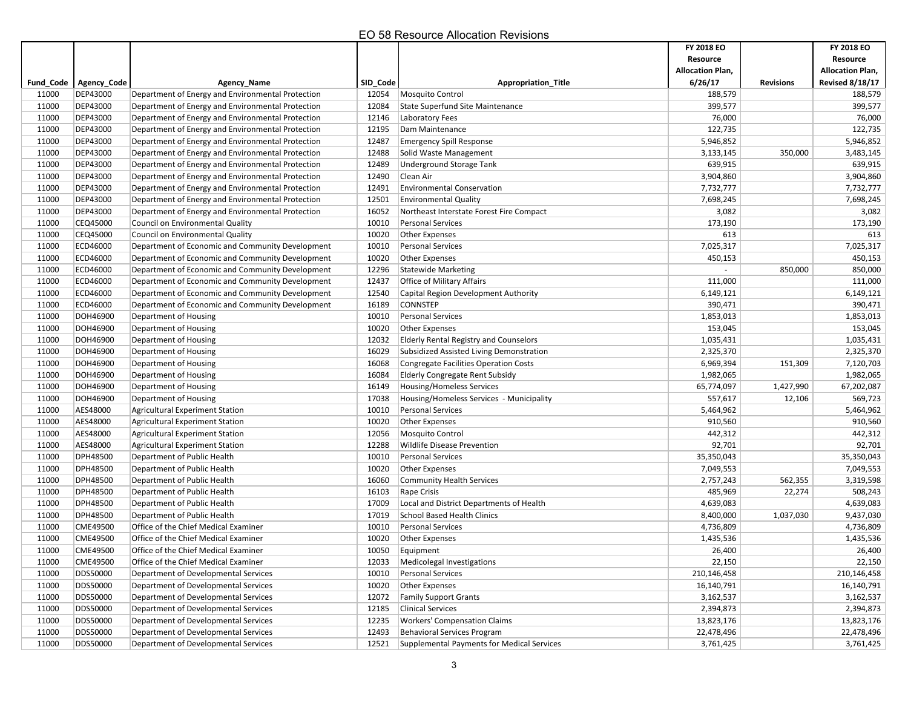# EO 58 Resource Allocation Revisions

| Fund_Code | Agency_Code | Agency_Name | SID_Code | Appropriation_Title | FY 2018 EO Resource Allocation Plan, 6/26/17 | Revisions | FY 2018 EO Resource Allocation Plan, Revised 8/18/17 |
|---|---|---|---|---|---|---|---|
| 11000 | DEP43000 | Department of Energy and Environmental Protection | 12054 | Mosquito Control | 188,579 | | 188,579 |
| 11000 | DEP43000 | Department of Energy and Environmental Protection | 12084 | State Superfund Site Maintenance | 399,577 | | 399,577 |
| 11000 | DEP43000 | Department of Energy and Environmental Protection | 12146 | Laboratory Fees | 76,000 | | 76,000 |
| 11000 | DEP43000 | Department of Energy and Environmental Protection | 12195 | Dam Maintenance | 122,735 | | 122,735 |
| 11000 | DEP43000 | Department of Energy and Environmental Protection | 12487 | Emergency Spill Response | 5,946,852 | | 5,946,852 |
| 11000 | DEP43000 | Department of Energy and Environmental Protection | 12488 | Solid Waste Management | 3,133,145 | 350,000 | 3,483,145 |
| 11000 | DEP43000 | Department of Energy and Environmental Protection | 12489 | Underground Storage Tank | 639,915 | | 639,915 |
| 11000 | DEP43000 | Department of Energy and Environmental Protection | 12490 | Clean Air | 3,904,860 | | 3,904,860 |
| 11000 | DEP43000 | Department of Energy and Environmental Protection | 12491 | Environmental Conservation | 7,732,777 | | 7,732,777 |
| 11000 | DEP43000 | Department of Energy and Environmental Protection | 12501 | Environmental Quality | 7,698,245 | | 7,698,245 |
| 11000 | DEP43000 | Department of Energy and Environmental Protection | 16052 | Northeast Interstate Forest Fire Compact | 3,082 | | 3,082 |
| 11000 | CEQ45000 | Council on Environmental Quality | 10010 | Personal Services | 173,190 | | 173,190 |
| 11000 | CEQ45000 | Council on Environmental Quality | 10020 | Other Expenses | 613 | | 613 |
| 11000 | ECD46000 | Department of Economic and Community Development | 10010 | Personal Services | 7,025,317 | | 7,025,317 |
| 11000 | ECD46000 | Department of Economic and Community Development | 10020 | Other Expenses | 450,153 | | 450,153 |
| 11000 | ECD46000 | Department of Economic and Community Development | 12296 | Statewide Marketing | - | 850,000 | 850,000 |
| 11000 | ECD46000 | Department of Economic and Community Development | 12437 | Office of Military Affairs | 111,000 | | 111,000 |
| 11000 | ECD46000 | Department of Economic and Community Development | 12540 | Capital Region Development Authority | 6,149,121 | | 6,149,121 |
| 11000 | ECD46000 | Department of Economic and Community Development | 16189 | CONNSTEP | 390,471 | | 390,471 |
| 11000 | DOH46900 | Department of Housing | 10010 | Personal Services | 1,853,013 | | 1,853,013 |
| 11000 | DOH46900 | Department of Housing | 10020 | Other Expenses | 153,045 | | 153,045 |
| 11000 | DOH46900 | Department of Housing | 12032 | Elderly Rental Registry and Counselors | 1,035,431 | | 1,035,431 |
| 11000 | DOH46900 | Department of Housing | 16029 | Subsidized Assisted Living Demonstration | 2,325,370 | | 2,325,370 |
| 11000 | DOH46900 | Department of Housing | 16068 | Congregate Facilities Operation Costs | 6,969,394 | 151,309 | 7,120,703 |
| 11000 | DOH46900 | Department of Housing | 16084 | Elderly Congregate Rent Subsidy | 1,982,065 | | 1,982,065 |
| 11000 | DOH46900 | Department of Housing | 16149 | Housing/Homeless Services | 65,774,097 | 1,427,990 | 67,202,087 |
| 11000 | DOH46900 | Department of Housing | 17038 | Housing/Homeless Services - Municipality | 557,617 | 12,106 | 569,723 |
| 11000 | AES48000 | Agricultural Experiment Station | 10010 | Personal Services | 5,464,962 | | 5,464,962 |
| 11000 | AES48000 | Agricultural Experiment Station | 10020 | Other Expenses | 910,560 | | 910,560 |
| 11000 | AES48000 | Agricultural Experiment Station | 12056 | Mosquito Control | 442,312 | | 442,312 |
| 11000 | AES48000 | Agricultural Experiment Station | 12288 | Wildlife Disease Prevention | 92,701 | | 92,701 |
| 11000 | DPH48500 | Department of Public Health | 10010 | Personal Services | 35,350,043 | | 35,350,043 |
| 11000 | DPH48500 | Department of Public Health | 10020 | Other Expenses | 7,049,553 | | 7,049,553 |
| 11000 | DPH48500 | Department of Public Health | 16060 | Community Health Services | 2,757,243 | 562,355 | 3,319,598 |
| 11000 | DPH48500 | Department of Public Health | 16103 | Rape Crisis | 485,969 | 22,274 | 508,243 |
| 11000 | DPH48500 | Department of Public Health | 17009 | Local and District Departments of Health | 4,639,083 | | 4,639,083 |
| 11000 | DPH48500 | Department of Public Health | 17019 | School Based Health Clinics | 8,400,000 | 1,037,030 | 9,437,030 |
| 11000 | CME49500 | Office of the Chief Medical Examiner | 10010 | Personal Services | 4,736,809 | | 4,736,809 |
| 11000 | CME49500 | Office of the Chief Medical Examiner | 10020 | Other Expenses | 1,435,536 | | 1,435,536 |
| 11000 | CME49500 | Office of the Chief Medical Examiner | 10050 | Equipment | 26,400 | | 26,400 |
| 11000 | CME49500 | Office of the Chief Medical Examiner | 12033 | Medicolegal Investigations | 22,150 | | 22,150 |
| 11000 | DDS50000 | Department of Developmental Services | 10010 | Personal Services | 210,146,458 | | 210,146,458 |
| 11000 | DDS50000 | Department of Developmental Services | 10020 | Other Expenses | 16,140,791 | | 16,140,791 |
| 11000 | DDS50000 | Department of Developmental Services | 12072 | Family Support Grants | 3,162,537 | | 3,162,537 |
| 11000 | DDS50000 | Department of Developmental Services | 12185 | Clinical Services | 2,394,873 | | 2,394,873 |
| 11000 | DDS50000 | Department of Developmental Services | 12235 | Workers' Compensation Claims | 13,823,176 | | 13,823,176 |
| 11000 | DDS50000 | Department of Developmental Services | 12493 | Behavioral Services Program | 22,478,496 | | 22,478,496 |
| 11000 | DDS50000 | Department of Developmental Services | 12521 | Supplemental Payments for Medical Services | 3,761,425 | | 3,761,425 |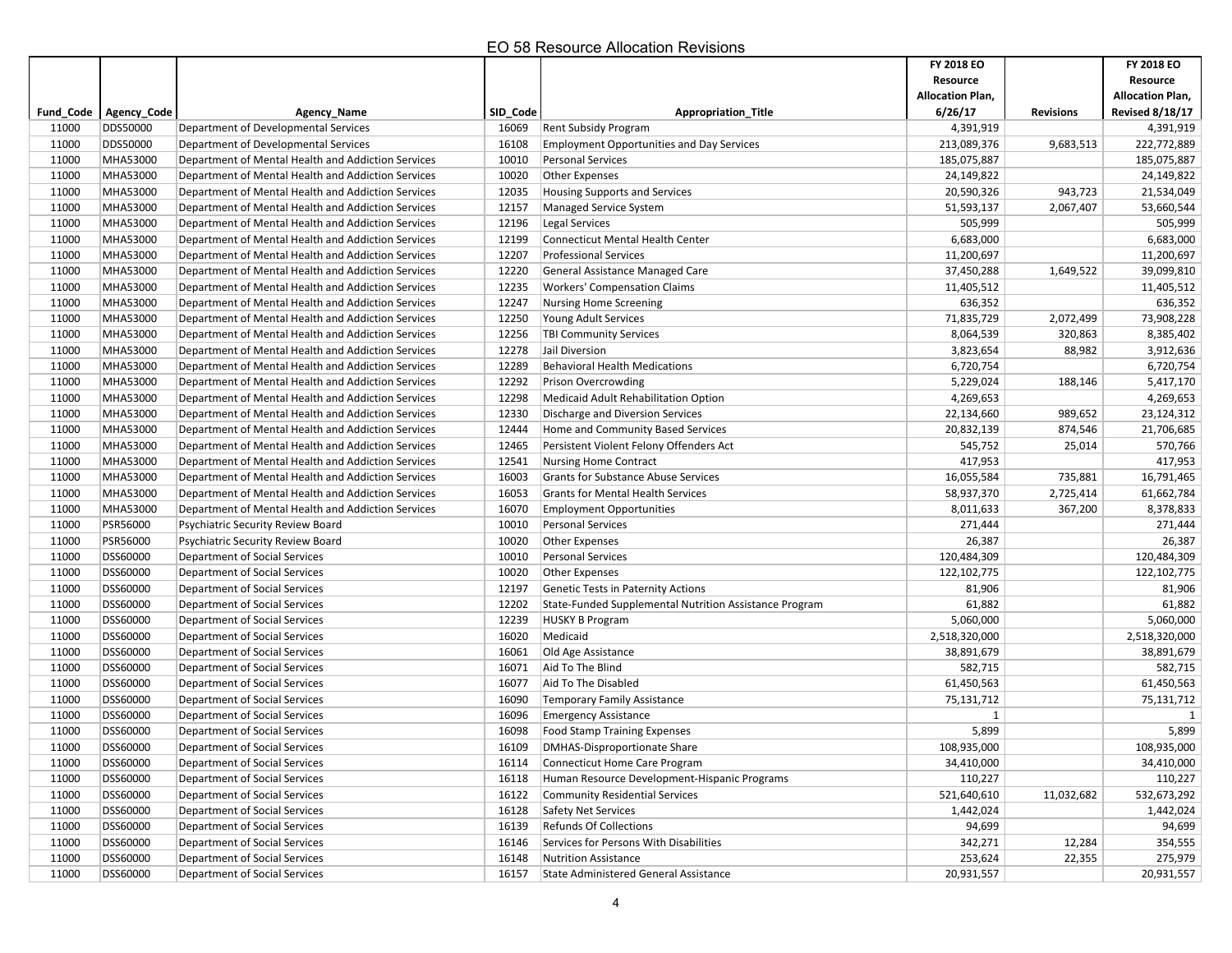## EO 58 Resource Allocation Revisions

| Fund_Code | Agency_Code | Agency_Name | SID_Code | Appropriation_Title | FY 2018 EO Resource Allocation Plan, 6/26/17 | Revisions | FY 2018 EO Resource Allocation Plan, Revised 8/18/17 |
|---|---|---|---|---|---|---|---|
| 11000 | DDS50000 | Department of Developmental Services | 16069 | Rent Subsidy Program | 4,391,919 | | 4,391,919 |
| 11000 | DDS50000 | Department of Developmental Services | 16108 | Employment Opportunities and Day Services | 213,089,376 | 9,683,513 | 222,772,889 |
| 11000 | MHA53000 | Department of Mental Health and Addiction Services | 10010 | Personal Services | 185,075,887 | | 185,075,887 |
| 11000 | MHA53000 | Department of Mental Health and Addiction Services | 10020 | Other Expenses | 24,149,822 | | 24,149,822 |
| 11000 | MHA53000 | Department of Mental Health and Addiction Services | 12035 | Housing Supports and Services | 20,590,326 | 943,723 | 21,534,049 |
| 11000 | MHA53000 | Department of Mental Health and Addiction Services | 12157 | Managed Service System | 51,593,137 | 2,067,407 | 53,660,544 |
| 11000 | MHA53000 | Department of Mental Health and Addiction Services | 12196 | Legal Services | 505,999 | | 505,999 |
| 11000 | MHA53000 | Department of Mental Health and Addiction Services | 12199 | Connecticut Mental Health Center | 6,683,000 | | 6,683,000 |
| 11000 | MHA53000 | Department of Mental Health and Addiction Services | 12207 | Professional Services | 11,200,697 | | 11,200,697 |
| 11000 | MHA53000 | Department of Mental Health and Addiction Services | 12220 | General Assistance Managed Care | 37,450,288 | 1,649,522 | 39,099,810 |
| 11000 | MHA53000 | Department of Mental Health and Addiction Services | 12235 | Workers' Compensation Claims | 11,405,512 | | 11,405,512 |
| 11000 | MHA53000 | Department of Mental Health and Addiction Services | 12247 | Nursing Home Screening | 636,352 | | 636,352 |
| 11000 | MHA53000 | Department of Mental Health and Addiction Services | 12250 | Young Adult Services | 71,835,729 | 2,072,499 | 73,908,228 |
| 11000 | MHA53000 | Department of Mental Health and Addiction Services | 12256 | TBI Community Services | 8,064,539 | 320,863 | 8,385,402 |
| 11000 | MHA53000 | Department of Mental Health and Addiction Services | 12278 | Jail Diversion | 3,823,654 | 88,982 | 3,912,636 |
| 11000 | MHA53000 | Department of Mental Health and Addiction Services | 12289 | Behavioral Health Medications | 6,720,754 | | 6,720,754 |
| 11000 | MHA53000 | Department of Mental Health and Addiction Services | 12292 | Prison Overcrowding | 5,229,024 | 188,146 | 5,417,170 |
| 11000 | MHA53000 | Department of Mental Health and Addiction Services | 12298 | Medicaid Adult Rehabilitation Option | 4,269,653 | | 4,269,653 |
| 11000 | MHA53000 | Department of Mental Health and Addiction Services | 12330 | Discharge and Diversion Services | 22,134,660 | 989,652 | 23,124,312 |
| 11000 | MHA53000 | Department of Mental Health and Addiction Services | 12444 | Home and Community Based Services | 20,832,139 | 874,546 | 21,706,685 |
| 11000 | MHA53000 | Department of Mental Health and Addiction Services | 12465 | Persistent Violent Felony Offenders Act | 545,752 | 25,014 | 570,766 |
| 11000 | MHA53000 | Department of Mental Health and Addiction Services | 12541 | Nursing Home Contract | 417,953 | | 417,953 |
| 11000 | MHA53000 | Department of Mental Health and Addiction Services | 16003 | Grants for Substance Abuse Services | 16,055,584 | 735,881 | 16,791,465 |
| 11000 | MHA53000 | Department of Mental Health and Addiction Services | 16053 | Grants for Mental Health Services | 58,937,370 | 2,725,414 | 61,662,784 |
| 11000 | MHA53000 | Department of Mental Health and Addiction Services | 16070 | Employment Opportunities | 8,011,633 | 367,200 | 8,378,833 |
| 11000 | PSR56000 | Psychiatric Security Review Board | 10010 | Personal Services | 271,444 | | 271,444 |
| 11000 | PSR56000 | Psychiatric Security Review Board | 10020 | Other Expenses | 26,387 | | 26,387 |
| 11000 | DSS60000 | Department of Social Services | 10010 | Personal Services | 120,484,309 | | 120,484,309 |
| 11000 | DSS60000 | Department of Social Services | 10020 | Other Expenses | 122,102,775 | | 122,102,775 |
| 11000 | DSS60000 | Department of Social Services | 12197 | Genetic Tests in Paternity Actions | 81,906 | | 81,906 |
| 11000 | DSS60000 | Department of Social Services | 12202 | State-Funded Supplemental Nutrition Assistance Program | 61,882 | | 61,882 |
| 11000 | DSS60000 | Department of Social Services | 12239 | HUSKY B Program | 5,060,000 | | 5,060,000 |
| 11000 | DSS60000 | Department of Social Services | 16020 | Medicaid | 2,518,320,000 | | 2,518,320,000 |
| 11000 | DSS60000 | Department of Social Services | 16061 | Old Age Assistance | 38,891,679 | | 38,891,679 |
| 11000 | DSS60000 | Department of Social Services | 16071 | Aid To The Blind | 582,715 | | 582,715 |
| 11000 | DSS60000 | Department of Social Services | 16077 | Aid To The Disabled | 61,450,563 | | 61,450,563 |
| 11000 | DSS60000 | Department of Social Services | 16090 | Temporary Family Assistance | 75,131,712 | | 75,131,712 |
| 11000 | DSS60000 | Department of Social Services | 16096 | Emergency Assistance | 1 | | 1 |
| 11000 | DSS60000 | Department of Social Services | 16098 | Food Stamp Training Expenses | 5,899 | | 5,899 |
| 11000 | DSS60000 | Department of Social Services | 16109 | DMHAS-Disproportionate Share | 108,935,000 | | 108,935,000 |
| 11000 | DSS60000 | Department of Social Services | 16114 | Connecticut Home Care Program | 34,410,000 | | 34,410,000 |
| 11000 | DSS60000 | Department of Social Services | 16118 | Human Resource Development-Hispanic Programs | 110,227 | | 110,227 |
| 11000 | DSS60000 | Department of Social Services | 16122 | Community Residential Services | 521,640,610 | 11,032,682 | 532,673,292 |
| 11000 | DSS60000 | Department of Social Services | 16128 | Safety Net Services | 1,442,024 | | 1,442,024 |
| 11000 | DSS60000 | Department of Social Services | 16139 | Refunds Of Collections | 94,699 | | 94,699 |
| 11000 | DSS60000 | Department of Social Services | 16146 | Services for Persons With Disabilities | 342,271 | 12,284 | 354,555 |
| 11000 | DSS60000 | Department of Social Services | 16148 | Nutrition Assistance | 253,624 | 22,355 | 275,979 |
| 11000 | DSS60000 | Department of Social Services | 16157 | State Administered General Assistance | 20,931,557 | | 20,931,557 |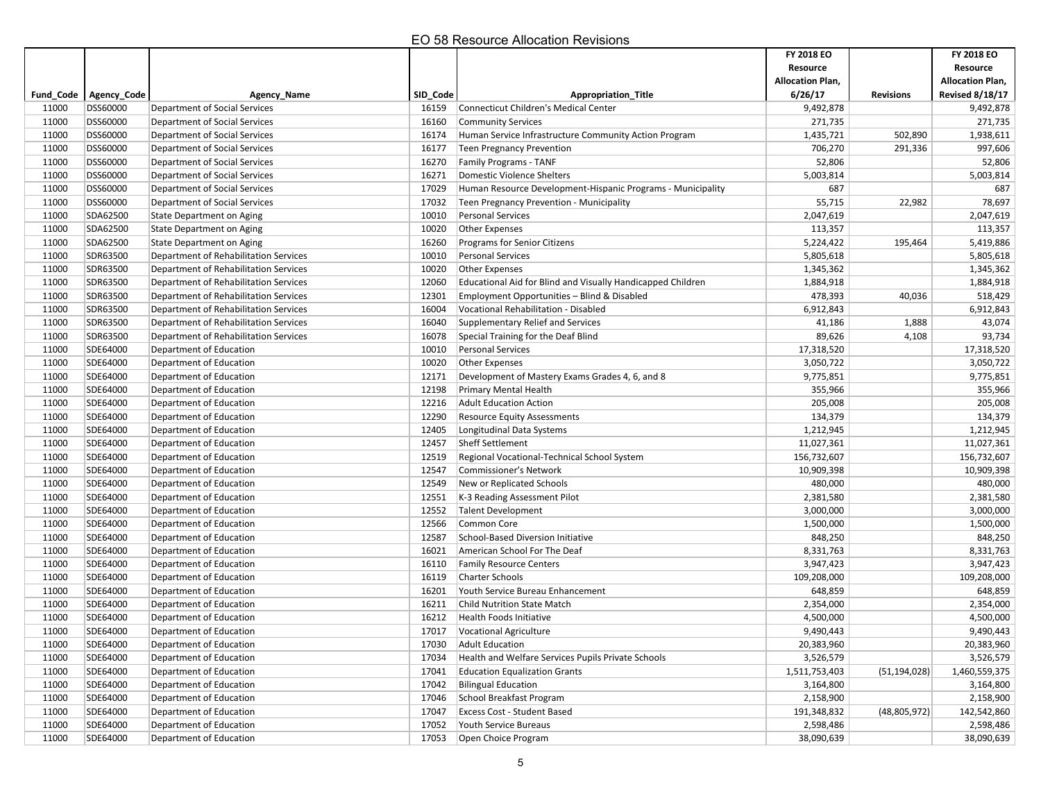# EO 58 Resource Allocation Revisions

| Fund_Code | Agency_Code | Agency_Name | SID_Code | Appropriation_Title | FY 2018 EO Resource Allocation Plan, 6/26/17 | Revisions | FY 2018 EO Resource Allocation Plan, Revised 8/18/17 |
|---|---|---|---|---|---|---|---|
| 11000 | DSS60000 | Department of Social Services | 16159 | Connecticut Children's Medical Center | 9,492,878 | | 9,492,878 |
| 11000 | DSS60000 | Department of Social Services | 16160 | Community Services | 271,735 | | 271,735 |
| 11000 | DSS60000 | Department of Social Services | 16174 | Human Service Infrastructure Community Action Program | 1,435,721 | 502,890 | 1,938,611 |
| 11000 | DSS60000 | Department of Social Services | 16177 | Teen Pregnancy Prevention | 706,270 | 291,336 | 997,606 |
| 11000 | DSS60000 | Department of Social Services | 16270 | Family Programs - TANF | 52,806 | | 52,806 |
| 11000 | DSS60000 | Department of Social Services | 16271 | Domestic Violence Shelters | 5,003,814 | | 5,003,814 |
| 11000 | DSS60000 | Department of Social Services | 17029 | Human Resource Development-Hispanic Programs - Municipality | 687 | | 687 |
| 11000 | DSS60000 | Department of Social Services | 17032 | Teen Pregnancy Prevention - Municipality | 55,715 | 22,982 | 78,697 |
| 11000 | SDA62500 | State Department on Aging | 10010 | Personal Services | 2,047,619 | | 2,047,619 |
| 11000 | SDA62500 | State Department on Aging | 10020 | Other Expenses | 113,357 | | 113,357 |
| 11000 | SDA62500 | State Department on Aging | 16260 | Programs for Senior Citizens | 5,224,422 | 195,464 | 5,419,886 |
| 11000 | SDR63500 | Department of Rehabilitation Services | 10010 | Personal Services | 5,805,618 | | 5,805,618 |
| 11000 | SDR63500 | Department of Rehabilitation Services | 10020 | Other Expenses | 1,345,362 | | 1,345,362 |
| 11000 | SDR63500 | Department of Rehabilitation Services | 12060 | Educational Aid for Blind and Visually Handicapped Children | 1,884,918 | | 1,884,918 |
| 11000 | SDR63500 | Department of Rehabilitation Services | 12301 | Employment Opportunities – Blind & Disabled | 478,393 | 40,036 | 518,429 |
| 11000 | SDR63500 | Department of Rehabilitation Services | 16004 | Vocational Rehabilitation - Disabled | 6,912,843 | | 6,912,843 |
| 11000 | SDR63500 | Department of Rehabilitation Services | 16040 | Supplementary Relief and Services | 41,186 | 1,888 | 43,074 |
| 11000 | SDR63500 | Department of Rehabilitation Services | 16078 | Special Training for the Deaf Blind | 89,626 | 4,108 | 93,734 |
| 11000 | SDE64000 | Department of Education | 10010 | Personal Services | 17,318,520 | | 17,318,520 |
| 11000 | SDE64000 | Department of Education | 10020 | Other Expenses | 3,050,722 | | 3,050,722 |
| 11000 | SDE64000 | Department of Education | 12171 | Development of Mastery Exams Grades 4, 6, and 8 | 9,775,851 | | 9,775,851 |
| 11000 | SDE64000 | Department of Education | 12198 | Primary Mental Health | 355,966 | | 355,966 |
| 11000 | SDE64000 | Department of Education | 12216 | Adult Education Action | 205,008 | | 205,008 |
| 11000 | SDE64000 | Department of Education | 12290 | Resource Equity Assessments | 134,379 | | 134,379 |
| 11000 | SDE64000 | Department of Education | 12405 | Longitudinal Data Systems | 1,212,945 | | 1,212,945 |
| 11000 | SDE64000 | Department of Education | 12457 | Sheff Settlement | 11,027,361 | | 11,027,361 |
| 11000 | SDE64000 | Department of Education | 12519 | Regional Vocational-Technical School System | 156,732,607 | | 156,732,607 |
| 11000 | SDE64000 | Department of Education | 12547 | Commissioner's Network | 10,909,398 | | 10,909,398 |
| 11000 | SDE64000 | Department of Education | 12549 | New or Replicated Schools | 480,000 | | 480,000 |
| 11000 | SDE64000 | Department of Education | 12551 | K-3 Reading Assessment Pilot | 2,381,580 | | 2,381,580 |
| 11000 | SDE64000 | Department of Education | 12552 | Talent Development | 3,000,000 | | 3,000,000 |
| 11000 | SDE64000 | Department of Education | 12566 | Common Core | 1,500,000 | | 1,500,000 |
| 11000 | SDE64000 | Department of Education | 12587 | School-Based Diversion Initiative | 848,250 | | 848,250 |
| 11000 | SDE64000 | Department of Education | 16021 | American School For The Deaf | 8,331,763 | | 8,331,763 |
| 11000 | SDE64000 | Department of Education | 16110 | Family Resource Centers | 3,947,423 | | 3,947,423 |
| 11000 | SDE64000 | Department of Education | 16119 | Charter Schools | 109,208,000 | | 109,208,000 |
| 11000 | SDE64000 | Department of Education | 16201 | Youth Service Bureau Enhancement | 648,859 | | 648,859 |
| 11000 | SDE64000 | Department of Education | 16211 | Child Nutrition State Match | 2,354,000 | | 2,354,000 |
| 11000 | SDE64000 | Department of Education | 16212 | Health Foods Initiative | 4,500,000 | | 4,500,000 |
| 11000 | SDE64000 | Department of Education | 17017 | Vocational Agriculture | 9,490,443 | | 9,490,443 |
| 11000 | SDE64000 | Department of Education | 17030 | Adult Education | 20,383,960 | | 20,383,960 |
| 11000 | SDE64000 | Department of Education | 17034 | Health and Welfare Services Pupils Private Schools | 3,526,579 | | 3,526,579 |
| 11000 | SDE64000 | Department of Education | 17041 | Education Equalization Grants | 1,511,753,403 | (51,194,028) | 1,460,559,375 |
| 11000 | SDE64000 | Department of Education | 17042 | Bilingual Education | 3,164,800 | | 3,164,800 |
| 11000 | SDE64000 | Department of Education | 17046 | School Breakfast Program | 2,158,900 | | 2,158,900 |
| 11000 | SDE64000 | Department of Education | 17047 | Excess Cost - Student Based | 191,348,832 | (48,805,972) | 142,542,860 |
| 11000 | SDE64000 | Department of Education | 17052 | Youth Service Bureaus | 2,598,486 | | 2,598,486 |
| 11000 | SDE64000 | Department of Education | 17053 | Open Choice Program | 38,090,639 | | 38,090,639 |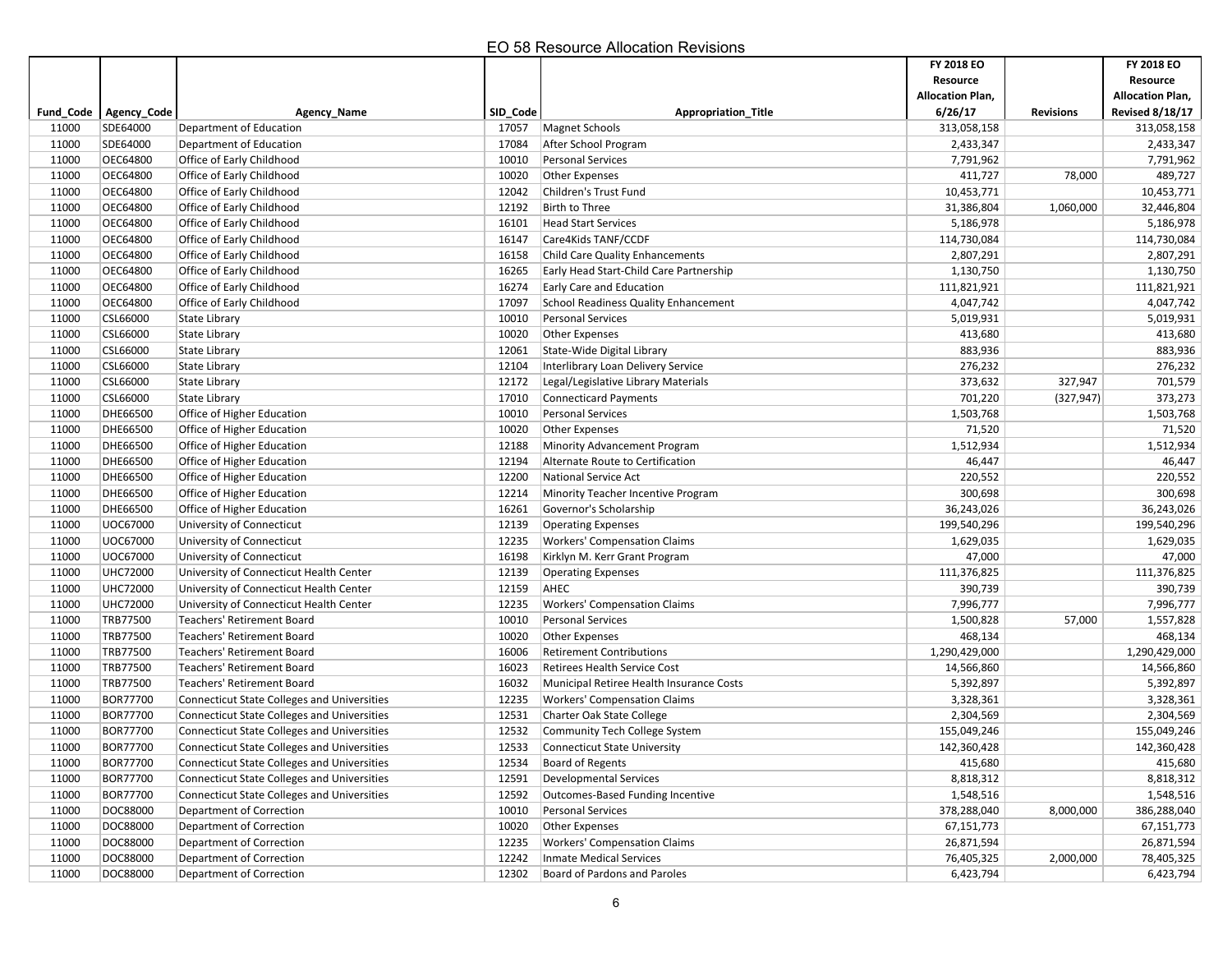# EO 58 Resource Allocation Revisions

| Fund_Code | Agency_Code | Agency_Name | SID_Code | Appropriation_Title | FY 2018 EO Resource Allocation Plan, 6/26/17 | Revisions | FY 2018 EO Resource Allocation Plan, Revised 8/18/17 |
|---|---|---|---|---|---|---|---|
| 11000 | SDE64000 | Department of Education | 17057 | Magnet Schools | 313,058,158 | | 313,058,158 |
| 11000 | SDE64000 | Department of Education | 17084 | After School Program | 2,433,347 | | 2,433,347 |
| 11000 | OEC64800 | Office of Early Childhood | 10010 | Personal Services | 7,791,962 | | 7,791,962 |
| 11000 | OEC64800 | Office of Early Childhood | 10020 | Other Expenses | 411,727 | 78,000 | 489,727 |
| 11000 | OEC64800 | Office of Early Childhood | 12042 | Children's Trust Fund | 10,453,771 | | 10,453,771 |
| 11000 | OEC64800 | Office of Early Childhood | 12192 | Birth to Three | 31,386,804 | 1,060,000 | 32,446,804 |
| 11000 | OEC64800 | Office of Early Childhood | 16101 | Head Start Services | 5,186,978 | | 5,186,978 |
| 11000 | OEC64800 | Office of Early Childhood | 16147 | Care4Kids TANF/CCDF | 114,730,084 | | 114,730,084 |
| 11000 | OEC64800 | Office of Early Childhood | 16158 | Child Care Quality Enhancements | 2,807,291 | | 2,807,291 |
| 11000 | OEC64800 | Office of Early Childhood | 16265 | Early Head Start-Child Care Partnership | 1,130,750 | | 1,130,750 |
| 11000 | OEC64800 | Office of Early Childhood | 16274 | Early Care and Education | 111,821,921 | | 111,821,921 |
| 11000 | OEC64800 | Office of Early Childhood | 17097 | School Readiness Quality Enhancement | 4,047,742 | | 4,047,742 |
| 11000 | CSL66000 | State Library | 10010 | Personal Services | 5,019,931 | | 5,019,931 |
| 11000 | CSL66000 | State Library | 10020 | Other Expenses | 413,680 | | 413,680 |
| 11000 | CSL66000 | State Library | 12061 | State-Wide Digital Library | 883,936 | | 883,936 |
| 11000 | CSL66000 | State Library | 12104 | Interlibrary Loan Delivery Service | 276,232 | | 276,232 |
| 11000 | CSL66000 | State Library | 12172 | Legal/Legislative Library Materials | 373,632 | 327,947 | 701,579 |
| 11000 | CSL66000 | State Library | 17010 | Connecticard Payments | 701,220 | (327,947) | 373,273 |
| 11000 | DHE66500 | Office of Higher Education | 10010 | Personal Services | 1,503,768 | | 1,503,768 |
| 11000 | DHE66500 | Office of Higher Education | 10020 | Other Expenses | 71,520 | | 71,520 |
| 11000 | DHE66500 | Office of Higher Education | 12188 | Minority Advancement Program | 1,512,934 | | 1,512,934 |
| 11000 | DHE66500 | Office of Higher Education | 12194 | Alternate Route to Certification | 46,447 | | 46,447 |
| 11000 | DHE66500 | Office of Higher Education | 12200 | National Service Act | 220,552 | | 220,552 |
| 11000 | DHE66500 | Office of Higher Education | 12214 | Minority Teacher Incentive Program | 300,698 | | 300,698 |
| 11000 | DHE66500 | Office of Higher Education | 16261 | Governor's Scholarship | 36,243,026 | | 36,243,026 |
| 11000 | UOC67000 | University of Connecticut | 12139 | Operating Expenses | 199,540,296 | | 199,540,296 |
| 11000 | UOC67000 | University of Connecticut | 12235 | Workers' Compensation Claims | 1,629,035 | | 1,629,035 |
| 11000 | UOC67000 | University of Connecticut | 16198 | Kirklyn M. Kerr Grant Program | 47,000 | | 47,000 |
| 11000 | UHC72000 | University of Connecticut Health Center | 12139 | Operating Expenses | 111,376,825 | | 111,376,825 |
| 11000 | UHC72000 | University of Connecticut Health Center | 12159 | AHEC | 390,739 | | 390,739 |
| 11000 | UHC72000 | University of Connecticut Health Center | 12235 | Workers' Compensation Claims | 7,996,777 | | 7,996,777 |
| 11000 | TRB77500 | Teachers' Retirement Board | 10010 | Personal Services | 1,500,828 | 57,000 | 1,557,828 |
| 11000 | TRB77500 | Teachers' Retirement Board | 10020 | Other Expenses | 468,134 | | 468,134 |
| 11000 | TRB77500 | Teachers' Retirement Board | 16006 | Retirement Contributions | 1,290,429,000 | | 1,290,429,000 |
| 11000 | TRB77500 | Teachers' Retirement Board | 16023 | Retirees Health Service Cost | 14,566,860 | | 14,566,860 |
| 11000 | TRB77500 | Teachers' Retirement Board | 16032 | Municipal Retiree Health Insurance Costs | 5,392,897 | | 5,392,897 |
| 11000 | BOR77700 | Connecticut State Colleges and Universities | 12235 | Workers' Compensation Claims | 3,328,361 | | 3,328,361 |
| 11000 | BOR77700 | Connecticut State Colleges and Universities | 12531 | Charter Oak State College | 2,304,569 | | 2,304,569 |
| 11000 | BOR77700 | Connecticut State Colleges and Universities | 12532 | Community Tech College System | 155,049,246 | | 155,049,246 |
| 11000 | BOR77700 | Connecticut State Colleges and Universities | 12533 | Connecticut State University | 142,360,428 | | 142,360,428 |
| 11000 | BOR77700 | Connecticut State Colleges and Universities | 12534 | Board of Regents | 415,680 | | 415,680 |
| 11000 | BOR77700 | Connecticut State Colleges and Universities | 12591 | Developmental Services | 8,818,312 | | 8,818,312 |
| 11000 | BOR77700 | Connecticut State Colleges and Universities | 12592 | Outcomes-Based Funding Incentive | 1,548,516 | | 1,548,516 |
| 11000 | DOC88000 | Department of Correction | 10010 | Personal Services | 378,288,040 | 8,000,000 | 386,288,040 |
| 11000 | DOC88000 | Department of Correction | 10020 | Other Expenses | 67,151,773 | | 67,151,773 |
| 11000 | DOC88000 | Department of Correction | 12235 | Workers' Compensation Claims | 26,871,594 | | 26,871,594 |
| 11000 | DOC88000 | Department of Correction | 12242 | Inmate Medical Services | 76,405,325 | 2,000,000 | 78,405,325 |
| 11000 | DOC88000 | Department of Correction | 12302 | Board of Pardons and Paroles | 6,423,794 | | 6,423,794 |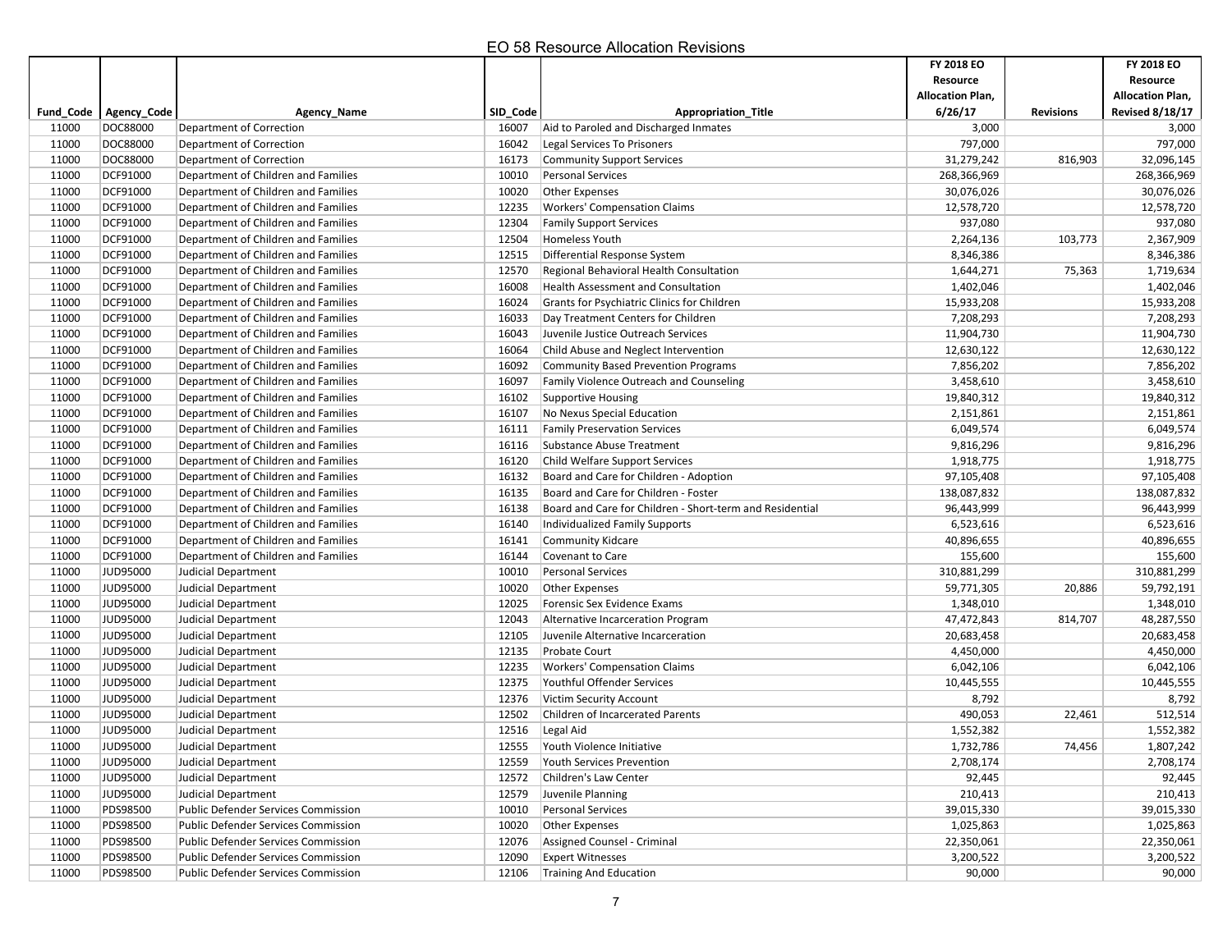# EO 58 Resource Allocation Revisions

| Fund_Code | Agency_Code | Agency_Name | SID_Code | Appropriation_Title | FY 2018 EO Resource Allocation Plan, 6/26/17 | Revisions | FY 2018 EO Resource Allocation Plan, Revised 8/18/17 |
|---|---|---|---|---|---|---|---|
| 11000 | DOC88000 | Department of Correction | 16007 | Aid to Paroled and Discharged Inmates | 3,000 | | 3,000 |
| 11000 | DOC88000 | Department of Correction | 16042 | Legal Services To Prisoners | 797,000 | | 797,000 |
| 11000 | DOC88000 | Department of Correction | 16173 | Community Support Services | 31,279,242 | 816,903 | 32,096,145 |
| 11000 | DCF91000 | Department of Children and Families | 10010 | Personal Services | 268,366,969 | | 268,366,969 |
| 11000 | DCF91000 | Department of Children and Families | 10020 | Other Expenses | 30,076,026 | | 30,076,026 |
| 11000 | DCF91000 | Department of Children and Families | 12235 | Workers' Compensation Claims | 12,578,720 | | 12,578,720 |
| 11000 | DCF91000 | Department of Children and Families | 12304 | Family Support Services | 937,080 | | 937,080 |
| 11000 | DCF91000 | Department of Children and Families | 12504 | Homeless Youth | 2,264,136 | 103,773 | 2,367,909 |
| 11000 | DCF91000 | Department of Children and Families | 12515 | Differential Response System | 8,346,386 | | 8,346,386 |
| 11000 | DCF91000 | Department of Children and Families | 12570 | Regional Behavioral Health Consultation | 1,644,271 | 75,363 | 1,719,634 |
| 11000 | DCF91000 | Department of Children and Families | 16008 | Health Assessment and Consultation | 1,402,046 | | 1,402,046 |
| 11000 | DCF91000 | Department of Children and Families | 16024 | Grants for Psychiatric Clinics for Children | 15,933,208 | | 15,933,208 |
| 11000 | DCF91000 | Department of Children and Families | 16033 | Day Treatment Centers for Children | 7,208,293 | | 7,208,293 |
| 11000 | DCF91000 | Department of Children and Families | 16043 | Juvenile Justice Outreach Services | 11,904,730 | | 11,904,730 |
| 11000 | DCF91000 | Department of Children and Families | 16064 | Child Abuse and Neglect Intervention | 12,630,122 | | 12,630,122 |
| 11000 | DCF91000 | Department of Children and Families | 16092 | Community Based Prevention Programs | 7,856,202 | | 7,856,202 |
| 11000 | DCF91000 | Department of Children and Families | 16097 | Family Violence Outreach and Counseling | 3,458,610 | | 3,458,610 |
| 11000 | DCF91000 | Department of Children and Families | 16102 | Supportive Housing | 19,840,312 | | 19,840,312 |
| 11000 | DCF91000 | Department of Children and Families | 16107 | No Nexus Special Education | 2,151,861 | | 2,151,861 |
| 11000 | DCF91000 | Department of Children and Families | 16111 | Family Preservation Services | 6,049,574 | | 6,049,574 |
| 11000 | DCF91000 | Department of Children and Families | 16116 | Substance Abuse Treatment | 9,816,296 | | 9,816,296 |
| 11000 | DCF91000 | Department of Children and Families | 16120 | Child Welfare Support Services | 1,918,775 | | 1,918,775 |
| 11000 | DCF91000 | Department of Children and Families | 16132 | Board and Care for Children - Adoption | 97,105,408 | | 97,105,408 |
| 11000 | DCF91000 | Department of Children and Families | 16135 | Board and Care for Children - Foster | 138,087,832 | | 138,087,832 |
| 11000 | DCF91000 | Department of Children and Families | 16138 | Board and Care for Children - Short-term and Residential | 96,443,999 | | 96,443,999 |
| 11000 | DCF91000 | Department of Children and Families | 16140 | Individualized Family Supports | 6,523,616 | | 6,523,616 |
| 11000 | DCF91000 | Department of Children and Families | 16141 | Community Kidcare | 40,896,655 | | 40,896,655 |
| 11000 | DCF91000 | Department of Children and Families | 16144 | Covenant to Care | 155,600 | | 155,600 |
| 11000 | JUD95000 | Judicial Department | 10010 | Personal Services | 310,881,299 | | 310,881,299 |
| 11000 | JUD95000 | Judicial Department | 10020 | Other Expenses | 59,771,305 | 20,886 | 59,792,191 |
| 11000 | JUD95000 | Judicial Department | 12025 | Forensic Sex Evidence Exams | 1,348,010 | | 1,348,010 |
| 11000 | JUD95000 | Judicial Department | 12043 | Alternative Incarceration Program | 47,472,843 | 814,707 | 48,287,550 |
| 11000 | JUD95000 | Judicial Department | 12105 | Juvenile Alternative Incarceration | 20,683,458 | | 20,683,458 |
| 11000 | JUD95000 | Judicial Department | 12135 | Probate Court | 4,450,000 | | 4,450,000 |
| 11000 | JUD95000 | Judicial Department | 12235 | Workers' Compensation Claims | 6,042,106 | | 6,042,106 |
| 11000 | JUD95000 | Judicial Department | 12375 | Youthful Offender Services | 10,445,555 | | 10,445,555 |
| 11000 | JUD95000 | Judicial Department | 12376 | Victim Security Account | 8,792 | | 8,792 |
| 11000 | JUD95000 | Judicial Department | 12502 | Children of Incarcerated Parents | 490,053 | 22,461 | 512,514 |
| 11000 | JUD95000 | Judicial Department | 12516 | Legal Aid | 1,552,382 | | 1,552,382 |
| 11000 | JUD95000 | Judicial Department | 12555 | Youth Violence Initiative | 1,732,786 | 74,456 | 1,807,242 |
| 11000 | JUD95000 | Judicial Department | 12559 | Youth Services Prevention | 2,708,174 | | 2,708,174 |
| 11000 | JUD95000 | Judicial Department | 12572 | Children's Law Center | 92,445 | | 92,445 |
| 11000 | JUD95000 | Judicial Department | 12579 | Juvenile Planning | 210,413 | | 210,413 |
| 11000 | PDS98500 | Public Defender Services Commission | 10010 | Personal Services | 39,015,330 | | 39,015,330 |
| 11000 | PDS98500 | Public Defender Services Commission | 10020 | Other Expenses | 1,025,863 | | 1,025,863 |
| 11000 | PDS98500 | Public Defender Services Commission | 12076 | Assigned Counsel - Criminal | 22,350,061 | | 22,350,061 |
| 11000 | PDS98500 | Public Defender Services Commission | 12090 | Expert Witnesses | 3,200,522 | | 3,200,522 |
| 11000 | PDS98500 | Public Defender Services Commission | 12106 | Training And Education | 90,000 | | 90,000 |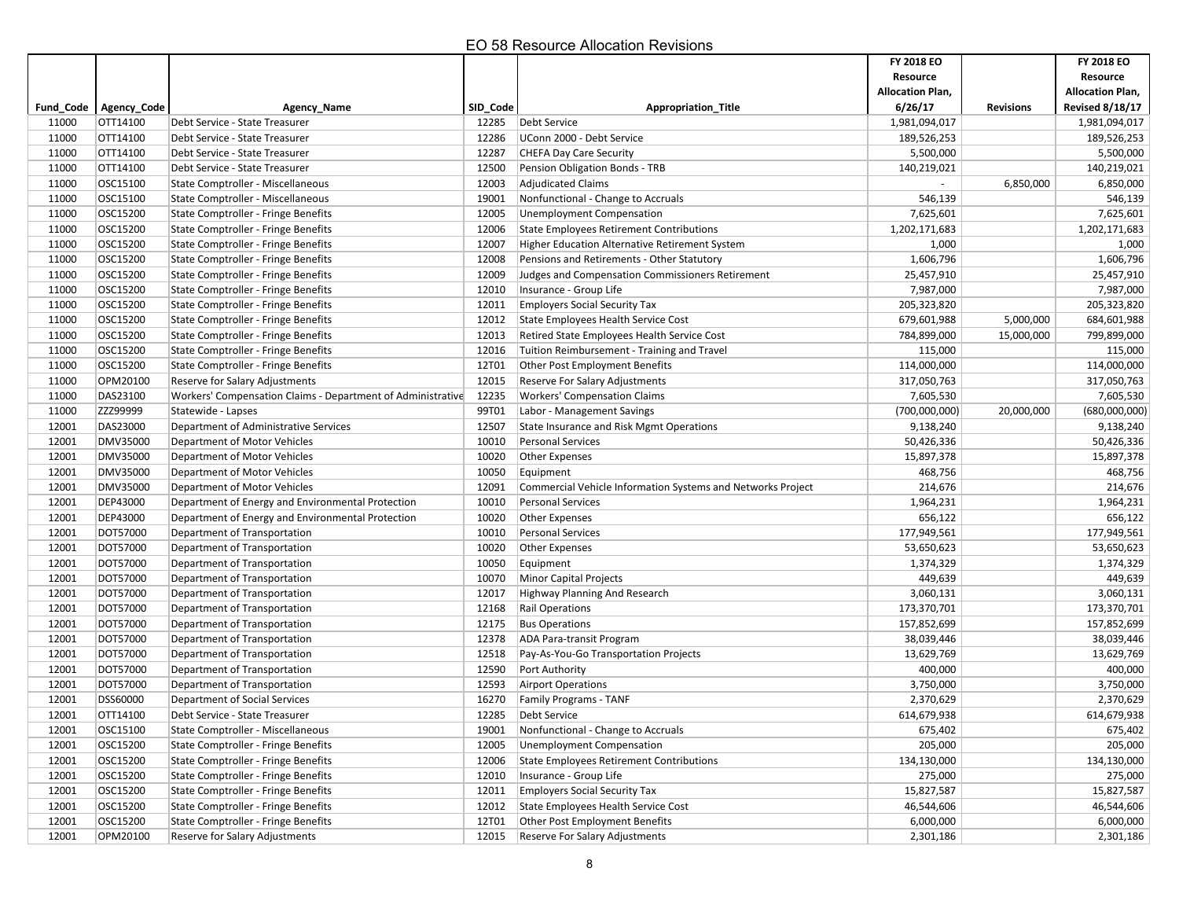## EO 58 Resource Allocation Revisions

| Fund_Code | Agency_Code | Agency_Name | SID_Code | Appropriation_Title | FY 2018 EO Resource Allocation Plan, 6/26/17 | Revisions | FY 2018 EO Resource Allocation Plan, Revised 8/18/17 |
|---|---|---|---|---|---|---|---|
| 11000 | OTT14100 | Debt Service - State Treasurer | 12285 | Debt Service | 1,981,094,017 | | 1,981,094,017 |
| 11000 | OTT14100 | Debt Service - State Treasurer | 12286 | UConn 2000 - Debt Service | 189,526,253 | | 189,526,253 |
| 11000 | OTT14100 | Debt Service - State Treasurer | 12287 | CHEFA Day Care Security | 5,500,000 | | 5,500,000 |
| 11000 | OTT14100 | Debt Service - State Treasurer | 12500 | Pension Obligation Bonds - TRB | 140,219,021 | | 140,219,021 |
| 11000 | OSC15100 | State Comptroller - Miscellaneous | 12003 | Adjudicated Claims | - | 6,850,000 | 6,850,000 |
| 11000 | OSC15100 | State Comptroller - Miscellaneous | 19001 | Nonfunctional - Change to Accruals | 546,139 | | 546,139 |
| 11000 | OSC15200 | State Comptroller - Fringe Benefits | 12005 | Unemployment Compensation | 7,625,601 | | 7,625,601 |
| 11000 | OSC15200 | State Comptroller - Fringe Benefits | 12006 | State Employees Retirement Contributions | 1,202,171,683 | | 1,202,171,683 |
| 11000 | OSC15200 | State Comptroller - Fringe Benefits | 12007 | Higher Education Alternative Retirement System | 1,000 | | 1,000 |
| 11000 | OSC15200 | State Comptroller - Fringe Benefits | 12008 | Pensions and Retirements - Other Statutory | 1,606,796 | | 1,606,796 |
| 11000 | OSC15200 | State Comptroller - Fringe Benefits | 12009 | Judges and Compensation Commissioners Retirement | 25,457,910 | | 25,457,910 |
| 11000 | OSC15200 | State Comptroller - Fringe Benefits | 12010 | Insurance - Group Life | 7,987,000 | | 7,987,000 |
| 11000 | OSC15200 | State Comptroller - Fringe Benefits | 12011 | Employers Social Security Tax | 205,323,820 | | 205,323,820 |
| 11000 | OSC15200 | State Comptroller - Fringe Benefits | 12012 | State Employees Health Service Cost | 679,601,988 | 5,000,000 | 684,601,988 |
| 11000 | OSC15200 | State Comptroller - Fringe Benefits | 12013 | Retired State Employees Health Service Cost | 784,899,000 | 15,000,000 | 799,899,000 |
| 11000 | OSC15200 | State Comptroller - Fringe Benefits | 12016 | Tuition Reimbursement - Training and Travel | 115,000 | | 115,000 |
| 11000 | OSC15200 | State Comptroller - Fringe Benefits | 12T01 | Other Post Employment Benefits | 114,000,000 | | 114,000,000 |
| 11000 | OPM20100 | Reserve for Salary Adjustments | 12015 | Reserve For Salary Adjustments | 317,050,763 | | 317,050,763 |
| 11000 | DAS23100 | Workers' Compensation Claims - Department of Administrative | 12235 | Workers' Compensation Claims | 7,605,530 | | 7,605,530 |
| 11000 | ZZZ99999 | Statewide - Lapses | 99T01 | Labor - Management Savings | (700,000,000) | 20,000,000 | (680,000,000) |
| 12001 | DAS23000 | Department of Administrative Services | 12507 | State Insurance and Risk Mgmt Operations | 9,138,240 | | 9,138,240 |
| 12001 | DMV35000 | Department of Motor Vehicles | 10010 | Personal Services | 50,426,336 | | 50,426,336 |
| 12001 | DMV35000 | Department of Motor Vehicles | 10020 | Other Expenses | 15,897,378 | | 15,897,378 |
| 12001 | DMV35000 | Department of Motor Vehicles | 10050 | Equipment | 468,756 | | 468,756 |
| 12001 | DMV35000 | Department of Motor Vehicles | 12091 | Commercial Vehicle Information Systems and Networks Project | 214,676 | | 214,676 |
| 12001 | DEP43000 | Department of Energy and Environmental Protection | 10010 | Personal Services | 1,964,231 | | 1,964,231 |
| 12001 | DEP43000 | Department of Energy and Environmental Protection | 10020 | Other Expenses | 656,122 | | 656,122 |
| 12001 | DOT57000 | Department of Transportation | 10010 | Personal Services | 177,949,561 | | 177,949,561 |
| 12001 | DOT57000 | Department of Transportation | 10020 | Other Expenses | 53,650,623 | | 53,650,623 |
| 12001 | DOT57000 | Department of Transportation | 10050 | Equipment | 1,374,329 | | 1,374,329 |
| 12001 | DOT57000 | Department of Transportation | 10070 | Minor Capital Projects | 449,639 | | 449,639 |
| 12001 | DOT57000 | Department of Transportation | 12017 | Highway Planning And Research | 3,060,131 | | 3,060,131 |
| 12001 | DOT57000 | Department of Transportation | 12168 | Rail Operations | 173,370,701 | | 173,370,701 |
| 12001 | DOT57000 | Department of Transportation | 12175 | Bus Operations | 157,852,699 | | 157,852,699 |
| 12001 | DOT57000 | Department of Transportation | 12378 | ADA Para-transit Program | 38,039,446 | | 38,039,446 |
| 12001 | DOT57000 | Department of Transportation | 12518 | Pay-As-You-Go Transportation Projects | 13,629,769 | | 13,629,769 |
| 12001 | DOT57000 | Department of Transportation | 12590 | Port Authority | 400,000 | | 400,000 |
| 12001 | DOT57000 | Department of Transportation | 12593 | Airport Operations | 3,750,000 | | 3,750,000 |
| 12001 | DSS60000 | Department of Social Services | 16270 | Family Programs - TANF | 2,370,629 | | 2,370,629 |
| 12001 | OTT14100 | Debt Service - State Treasurer | 12285 | Debt Service | 614,679,938 | | 614,679,938 |
| 12001 | OSC15100 | State Comptroller - Miscellaneous | 19001 | Nonfunctional - Change to Accruals | 675,402 | | 675,402 |
| 12001 | OSC15200 | State Comptroller - Fringe Benefits | 12005 | Unemployment Compensation | 205,000 | | 205,000 |
| 12001 | OSC15200 | State Comptroller - Fringe Benefits | 12006 | State Employees Retirement Contributions | 134,130,000 | | 134,130,000 |
| 12001 | OSC15200 | State Comptroller - Fringe Benefits | 12010 | Insurance - Group Life | 275,000 | | 275,000 |
| 12001 | OSC15200 | State Comptroller - Fringe Benefits | 12011 | Employers Social Security Tax | 15,827,587 | | 15,827,587 |
| 12001 | OSC15200 | State Comptroller - Fringe Benefits | 12012 | State Employees Health Service Cost | 46,544,606 | | 46,544,606 |
| 12001 | OSC15200 | State Comptroller - Fringe Benefits | 12T01 | Other Post Employment Benefits | 6,000,000 | | 6,000,000 |
| 12001 | OPM20100 | Reserve for Salary Adjustments | 12015 | Reserve For Salary Adjustments | 2,301,186 | | 2,301,186 |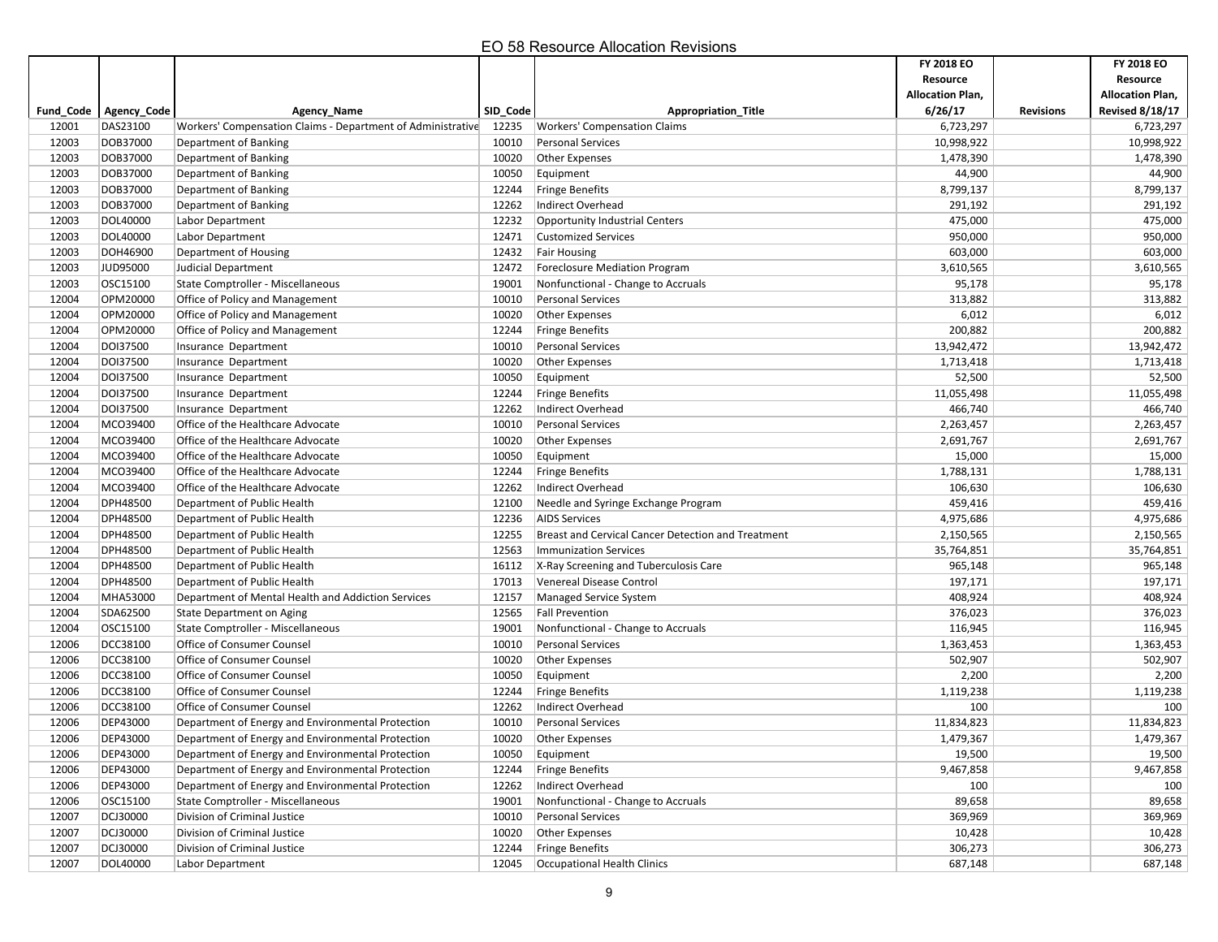## EO 58 Resource Allocation Revisions

| Fund_Code | Agency_Code | Agency_Name | SID_Code | Appropriation_Title | FY 2018 EO Resource Allocation Plan, 6/26/17 | Revisions | FY 2018 EO Resource Allocation Plan, Revised 8/18/17 |
|---|---|---|---|---|---|---|---|
| 12001 | DAS23100 | Workers' Compensation Claims - Department of Administrative | 12235 | Workers' Compensation Claims | 6,723,297 | | 6,723,297 |
| 12003 | DOB37000 | Department of Banking | 10010 | Personal Services | 10,998,922 | | 10,998,922 |
| 12003 | DOB37000 | Department of Banking | 10020 | Other Expenses | 1,478,390 | | 1,478,390 |
| 12003 | DOB37000 | Department of Banking | 10050 | Equipment | 44,900 | | 44,900 |
| 12003 | DOB37000 | Department of Banking | 12244 | Fringe Benefits | 8,799,137 | | 8,799,137 |
| 12003 | DOB37000 | Department of Banking | 12262 | Indirect Overhead | 291,192 | | 291,192 |
| 12003 | DOL40000 | Labor Department | 12232 | Opportunity Industrial Centers | 475,000 | | 475,000 |
| 12003 | DOL40000 | Labor Department | 12471 | Customized Services | 950,000 | | 950,000 |
| 12003 | DOH46900 | Department of Housing | 12432 | Fair Housing | 603,000 | | 603,000 |
| 12003 | JUD95000 | Judicial Department | 12472 | Foreclosure Mediation Program | 3,610,565 | | 3,610,565 |
| 12003 | OSC15100 | State Comptroller - Miscellaneous | 19001 | Nonfunctional - Change to Accruals | 95,178 | | 95,178 |
| 12004 | OPM20000 | Office of Policy and Management | 10010 | Personal Services | 313,882 | | 313,882 |
| 12004 | OPM20000 | Office of Policy and Management | 10020 | Other Expenses | 6,012 | | 6,012 |
| 12004 | OPM20000 | Office of Policy and Management | 12244 | Fringe Benefits | 200,882 | | 200,882 |
| 12004 | DOI37500 | Insurance Department | 10010 | Personal Services | 13,942,472 | | 13,942,472 |
| 12004 | DOI37500 | Insurance Department | 10020 | Other Expenses | 1,713,418 | | 1,713,418 |
| 12004 | DOI37500 | Insurance Department | 10050 | Equipment | 52,500 | | 52,500 |
| 12004 | DOI37500 | Insurance Department | 12244 | Fringe Benefits | 11,055,498 | | 11,055,498 |
| 12004 | DOI37500 | Insurance Department | 12262 | Indirect Overhead | 466,740 | | 466,740 |
| 12004 | MCO39400 | Office of the Healthcare Advocate | 10010 | Personal Services | 2,263,457 | | 2,263,457 |
| 12004 | MCO39400 | Office of the Healthcare Advocate | 10020 | Other Expenses | 2,691,767 | | 2,691,767 |
| 12004 | MCO39400 | Office of the Healthcare Advocate | 10050 | Equipment | 15,000 | | 15,000 |
| 12004 | MCO39400 | Office of the Healthcare Advocate | 12244 | Fringe Benefits | 1,788,131 | | 1,788,131 |
| 12004 | MCO39400 | Office of the Healthcare Advocate | 12262 | Indirect Overhead | 106,630 | | 106,630 |
| 12004 | DPH48500 | Department of Public Health | 12100 | Needle and Syringe Exchange Program | 459,416 | | 459,416 |
| 12004 | DPH48500 | Department of Public Health | 12236 | AIDS Services | 4,975,686 | | 4,975,686 |
| 12004 | DPH48500 | Department of Public Health | 12255 | Breast and Cervical Cancer Detection and Treatment | 2,150,565 | | 2,150,565 |
| 12004 | DPH48500 | Department of Public Health | 12563 | Immunization Services | 35,764,851 | | 35,764,851 |
| 12004 | DPH48500 | Department of Public Health | 16112 | X-Ray Screening and Tuberculosis Care | 965,148 | | 965,148 |
| 12004 | DPH48500 | Department of Public Health | 17013 | Venereal Disease Control | 197,171 | | 197,171 |
| 12004 | MHA53000 | Department of Mental Health and Addiction Services | 12157 | Managed Service System | 408,924 | | 408,924 |
| 12004 | SDA62500 | State Department on Aging | 12565 | Fall Prevention | 376,023 | | 376,023 |
| 12004 | OSC15100 | State Comptroller - Miscellaneous | 19001 | Nonfunctional - Change to Accruals | 116,945 | | 116,945 |
| 12006 | DCC38100 | Office of Consumer Counsel | 10010 | Personal Services | 1,363,453 | | 1,363,453 |
| 12006 | DCC38100 | Office of Consumer Counsel | 10020 | Other Expenses | 502,907 | | 502,907 |
| 12006 | DCC38100 | Office of Consumer Counsel | 10050 | Equipment | 2,200 | | 2,200 |
| 12006 | DCC38100 | Office of Consumer Counsel | 12244 | Fringe Benefits | 1,119,238 | | 1,119,238 |
| 12006 | DCC38100 | Office of Consumer Counsel | 12262 | Indirect Overhead | 100 | | 100 |
| 12006 | DEP43000 | Department of Energy and Environmental Protection | 10010 | Personal Services | 11,834,823 | | 11,834,823 |
| 12006 | DEP43000 | Department of Energy and Environmental Protection | 10020 | Other Expenses | 1,479,367 | | 1,479,367 |
| 12006 | DEP43000 | Department of Energy and Environmental Protection | 10050 | Equipment | 19,500 | | 19,500 |
| 12006 | DEP43000 | Department of Energy and Environmental Protection | 12244 | Fringe Benefits | 9,467,858 | | 9,467,858 |
| 12006 | DEP43000 | Department of Energy and Environmental Protection | 12262 | Indirect Overhead | 100 | | 100 |
| 12006 | OSC15100 | State Comptroller - Miscellaneous | 19001 | Nonfunctional - Change to Accruals | 89,658 | | 89,658 |
| 12007 | DCJ30000 | Division of Criminal Justice | 10010 | Personal Services | 369,969 | | 369,969 |
| 12007 | DCJ30000 | Division of Criminal Justice | 10020 | Other Expenses | 10,428 | | 10,428 |
| 12007 | DCJ30000 | Division of Criminal Justice | 12244 | Fringe Benefits | 306,273 | | 306,273 |
| 12007 | DOL40000 | Labor Department | 12045 | Occupational Health Clinics | 687,148 | | 687,148 |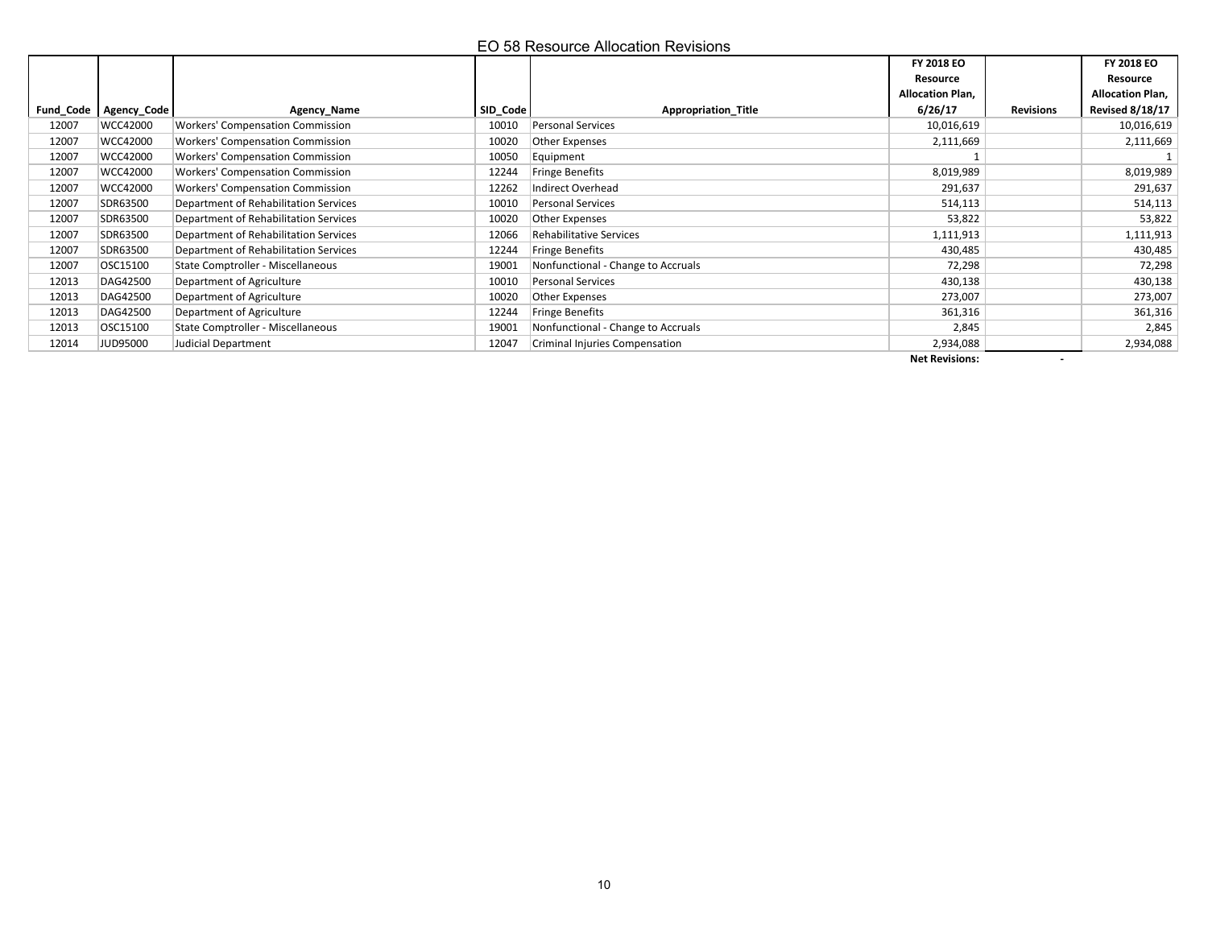# EO 58 Resource Allocation Revisions

| Fund_Code | Agency_Code | Agency_Name | SID_Code | Appropriation_Title | FY 2018 EO Resource Allocation Plan, 6/26/17 | Revisions | FY 2018 EO Resource Allocation Plan, Revised 8/18/17 |
|---|---|---|---|---|---|---|---|
| 12007 | WCC42000 | Workers' Compensation Commission | 10010 | Personal Services | 10,016,619 | | 10,016,619 |
| 12007 | WCC42000 | Workers' Compensation Commission | 10020 | Other Expenses | 2,111,669 | | 2,111,669 |
| 12007 | WCC42000 | Workers' Compensation Commission | 10050 | Equipment | 1 | | 1 |
| 12007 | WCC42000 | Workers' Compensation Commission | 12244 | Fringe Benefits | 8,019,989 | | 8,019,989 |
| 12007 | WCC42000 | Workers' Compensation Commission | 12262 | Indirect Overhead | 291,637 | | 291,637 |
| 12007 | SDR63500 | Department of Rehabilitation Services | 10010 | Personal Services | 514,113 | | 514,113 |
| 12007 | SDR63500 | Department of Rehabilitation Services | 10020 | Other Expenses | 53,822 | | 53,822 |
| 12007 | SDR63500 | Department of Rehabilitation Services | 12066 | Rehabilitative Services | 1,111,913 | | 1,111,913 |
| 12007 | SDR63500 | Department of Rehabilitation Services | 12244 | Fringe Benefits | 430,485 | | 430,485 |
| 12007 | OSC15100 | State Comptroller - Miscellaneous | 19001 | Nonfunctional - Change to Accruals | 72,298 | | 72,298 |
| 12013 | DAG42500 | Department of Agriculture | 10010 | Personal Services | 430,138 | | 430,138 |
| 12013 | DAG42500 | Department of Agriculture | 10020 | Other Expenses | 273,007 | | 273,007 |
| 12013 | DAG42500 | Department of Agriculture | 12244 | Fringe Benefits | 361,316 | | 361,316 |
| 12013 | OSC15100 | State Comptroller - Miscellaneous | 19001 | Nonfunctional - Change to Accruals | 2,845 | | 2,845 |
| 12014 | JUD95000 | Judicial Department | 12047 | Criminal Injuries Compensation | 2,934,088 | | 2,934,088 |
| | | | | | **Net Revisions:** | - | |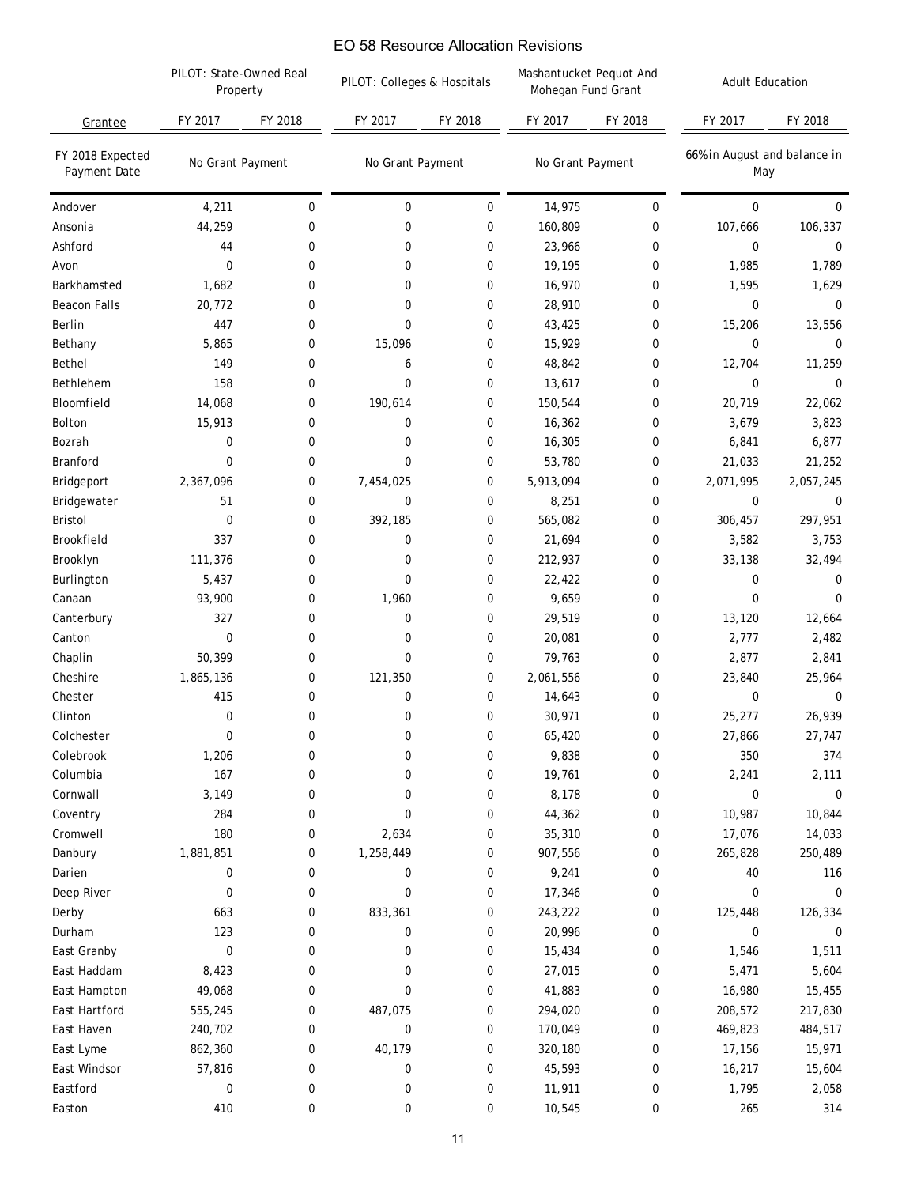# EO 58 Resource Allocation Revisions

| Grantee | PILOT: State-Owned Real Property | | PILOT: Colleges & Hospitals | | Mashantucket Pequot And Mohegan Fund Grant | | Adult Education | |
|---|---|---|---|---|---|---|---|---|
| | FY 2017 | FY 2018 | FY 2017 | FY 2018 | FY 2017 | FY 2018 | FY 2017 | FY 2018 |
| FY 2018 Expected Payment Date | No Grant Payment | | No Grant Payment | | No Grant Payment | | 66% in August and balance in May | |
| Andover | 4,211 | 0 | 0 | 0 | 14,975 | 0 | 0 | 0 |
| Ansonia | 44,259 | 0 | 0 | 0 | 160,809 | 0 | 107,666 | 106,337 |
| Ashford | 44 | 0 | 0 | 0 | 23,966 | 0 | 0 | 0 |
| Avon | 0 | 0 | 0 | 0 | 19,195 | 0 | 1,985 | 1,789 |
| Barkhamsted | 1,682 | 0 | 0 | 0 | 16,970 | 0 | 1,595 | 1,629 |
| Beacon Falls | 20,772 | 0 | 0 | 0 | 28,910 | 0 | 0 | 0 |
| Berlin | 447 | 0 | 0 | 0 | 43,425 | 0 | 15,206 | 13,556 |
| Bethany | 5,865 | 0 | 15,096 | 0 | 15,929 | 0 | 0 | 0 |
| Bethel | 149 | 0 | 6 | 0 | 48,842 | 0 | 12,704 | 11,259 |
| Bethlehem | 158 | 0 | 0 | 0 | 13,617 | 0 | 0 | 0 |
| Bloomfield | 14,068 | 0 | 190,614 | 0 | 150,544 | 0 | 20,719 | 22,062 |
| Bolton | 15,913 | 0 | 0 | 0 | 16,362 | 0 | 3,679 | 3,823 |
| Bozrah | 0 | 0 | 0 | 0 | 16,305 | 0 | 6,841 | 6,877 |
| Branford | 0 | 0 | 0 | 0 | 53,780 | 0 | 21,033 | 21,252 |
| Bridgeport | 2,367,096 | 0 | 7,454,025 | 0 | 5,913,094 | 0 | 2,071,995 | 2,057,245 |
| Bridgewater | 51 | 0 | 0 | 0 | 8,251 | 0 | 0 | 0 |
| Bristol | 0 | 0 | 392,185 | 0 | 565,082 | 0 | 306,457 | 297,951 |
| Brookfield | 337 | 0 | 0 | 0 | 21,694 | 0 | 3,582 | 3,753 |
| Brooklyn | 111,376 | 0 | 0 | 0 | 212,937 | 0 | 33,138 | 32,494 |
| Burlington | 5,437 | 0 | 0 | 0 | 22,422 | 0 | 0 | 0 |
| Canaan | 93,900 | 0 | 1,960 | 0 | 9,659 | 0 | 0 | 0 |
| Canterbury | 327 | 0 | 0 | 0 | 29,519 | 0 | 13,120 | 12,664 |
| Canton | 0 | 0 | 0 | 0 | 20,081 | 0 | 2,777 | 2,482 |
| Chaplin | 50,399 | 0 | 0 | 0 | 79,763 | 0 | 2,877 | 2,841 |
| Cheshire | 1,865,136 | 0 | 121,350 | 0 | 2,061,556 | 0 | 23,840 | 25,964 |
| Chester | 415 | 0 | 0 | 0 | 14,643 | 0 | 0 | 0 |
| Clinton | 0 | 0 | 0 | 0 | 30,971 | 0 | 25,277 | 26,939 |
| Colchester | 0 | 0 | 0 | 0 | 65,420 | 0 | 27,866 | 27,747 |
| Colebrook | 1,206 | 0 | 0 | 0 | 9,838 | 0 | 350 | 374 |
| Columbia | 167 | 0 | 0 | 0 | 19,761 | 0 | 2,241 | 2,111 |
| Cornwall | 3,149 | 0 | 0 | 0 | 8,178 | 0 | 0 | 0 |
| Coventry | 284 | 0 | 0 | 0 | 44,362 | 0 | 10,987 | 10,844 |
| Cromwell | 180 | 0 | 2,634 | 0 | 35,310 | 0 | 17,076 | 14,033 |
| Danbury | 1,881,851 | 0 | 1,258,449 | 0 | 907,556 | 0 | 265,828 | 250,489 |
| Darien | 0 | 0 | 0 | 0 | 9,241 | 0 | 40 | 116 |
| Deep River | 0 | 0 | 0 | 0 | 17,346 | 0 | 0 | 0 |
| Derby | 663 | 0 | 833,361 | 0 | 243,222 | 0 | 125,448 | 126,334 |
| Durham | 123 | 0 | 0 | 0 | 20,996 | 0 | 0 | 0 |
| East Granby | 0 | 0 | 0 | 0 | 15,434 | 0 | 1,546 | 1,511 |
| East Haddam | 8,423 | 0 | 0 | 0 | 27,015 | 0 | 5,471 | 5,604 |
| East Hampton | 49,068 | 0 | 0 | 0 | 41,883 | 0 | 16,980 | 15,455 |
| East Hartford | 555,245 | 0 | 487,075 | 0 | 294,020 | 0 | 208,572 | 217,830 |
| East Haven | 240,702 | 0 | 0 | 0 | 170,049 | 0 | 469,823 | 484,517 |
| East Lyme | 862,360 | 0 | 40,179 | 0 | 320,180 | 0 | 17,156 | 15,971 |
| East Windsor | 57,816 | 0 | 0 | 0 | 45,593 | 0 | 16,217 | 15,604 |
| Eastford | 0 | 0 | 0 | 0 | 11,911 | 0 | 1,795 | 2,058 |
| Easton | 410 | 0 | 0 | 0 | 10,545 | 0 | 265 | 314 |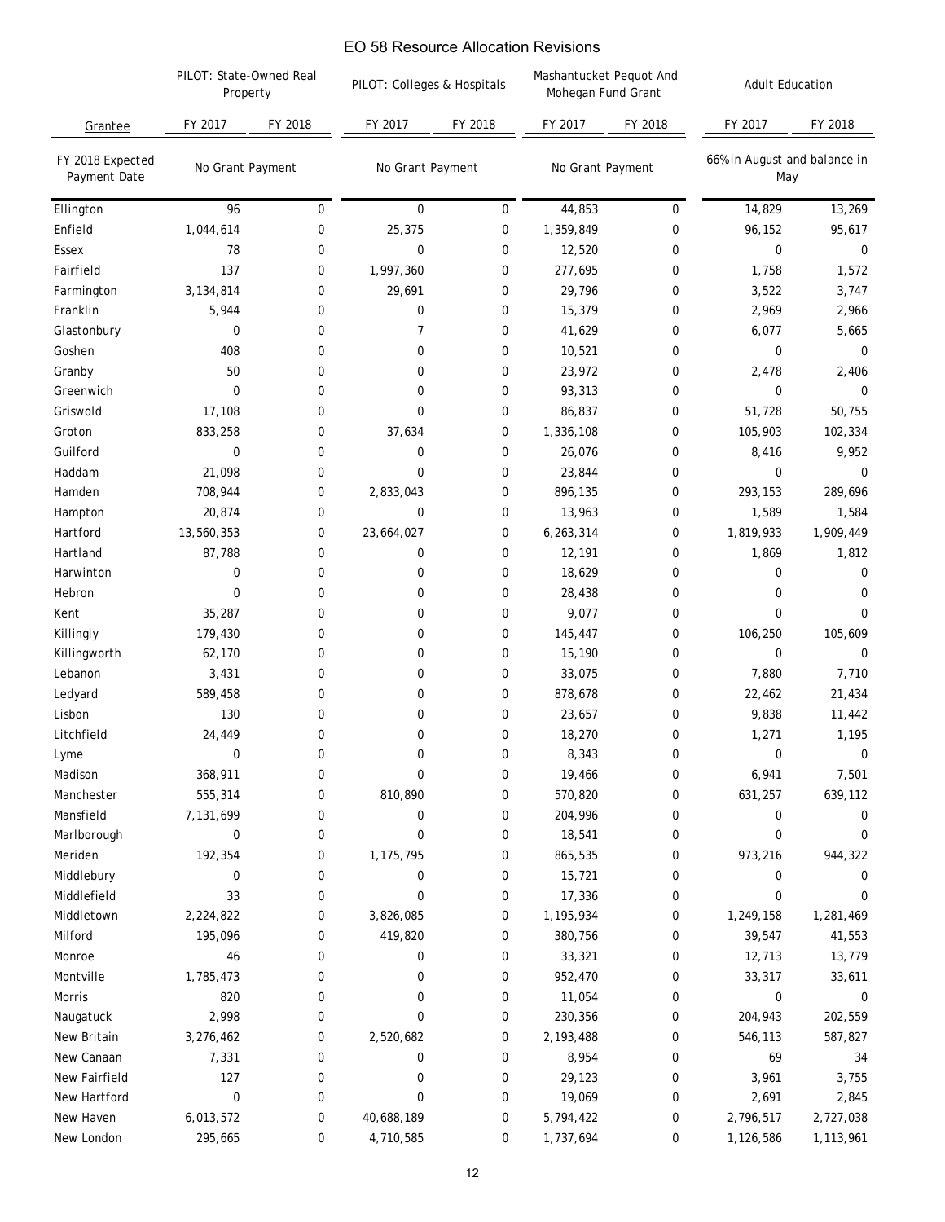# EO 58 Resource Allocation Revisions

| Grantee | PILOT: State-Owned Real Property | | PILOT: Colleges & Hospitals | | Mashantucket Pequot And Mohegan Fund Grant | | Adult Education | |
|---|---|---|---|---|---|---|---|---|
| | FY 2017 | FY 2018 | FY 2017 | FY 2018 | FY 2017 | FY 2018 | FY 2017 | FY 2018 |
| FY 2018 Expected Payment Date | No Grant Payment | | No Grant Payment | | No Grant Payment | | 66% in August and balance in May | |
| Ellington | 96 | 0 | 0 | 0 | 44,853 | 0 | 14,829 | 13,269 |
| Enfield | 1,044,614 | 0 | 25,375 | 0 | 1,359,849 | 0 | 96,152 | 95,617 |
| Essex | 78 | 0 | 0 | 0 | 12,520 | 0 | 0 | 0 |
| Fairfield | 137 | 0 | 1,997,360 | 0 | 277,695 | 0 | 1,758 | 1,572 |
| Farmington | 3,134,814 | 0 | 29,691 | 0 | 29,796 | 0 | 3,522 | 3,747 |
| Franklin | 5,944 | 0 | 0 | 0 | 15,379 | 0 | 2,969 | 2,966 |
| Glastonbury | 0 | 0 | 7 | 0 | 41,629 | 0 | 6,077 | 5,665 |
| Goshen | 408 | 0 | 0 | 0 | 10,521 | 0 | 0 | 0 |
| Granby | 50 | 0 | 0 | 0 | 23,972 | 0 | 2,478 | 2,406 |
| Greenwich | 0 | 0 | 0 | 0 | 93,313 | 0 | 0 | 0 |
| Griswold | 17,108 | 0 | 0 | 0 | 86,837 | 0 | 51,728 | 50,755 |
| Groton | 833,258 | 0 | 37,634 | 0 | 1,336,108 | 0 | 105,903 | 102,334 |
| Guilford | 0 | 0 | 0 | 0 | 26,076 | 0 | 8,416 | 9,952 |
| Haddam | 21,098 | 0 | 0 | 0 | 23,844 | 0 | 0 | 0 |
| Hamden | 708,944 | 0 | 2,833,043 | 0 | 896,135 | 0 | 293,153 | 289,696 |
| Hampton | 20,874 | 0 | 0 | 0 | 13,963 | 0 | 1,589 | 1,584 |
| Hartford | 13,560,353 | 0 | 23,664,027 | 0 | 6,263,314 | 0 | 1,819,933 | 1,909,449 |
| Hartland | 87,788 | 0 | 0 | 0 | 12,191 | 0 | 1,869 | 1,812 |
| Harwinton | 0 | 0 | 0 | 0 | 18,629 | 0 | 0 | 0 |
| Hebron | 0 | 0 | 0 | 0 | 28,438 | 0 | 0 | 0 |
| Kent | 35,287 | 0 | 0 | 0 | 9,077 | 0 | 0 | 0 |
| Killingly | 179,430 | 0 | 0 | 0 | 145,447 | 0 | 106,250 | 105,609 |
| Killingworth | 62,170 | 0 | 0 | 0 | 15,190 | 0 | 0 | 0 |
| Lebanon | 3,431 | 0 | 0 | 0 | 33,075 | 0 | 7,880 | 7,710 |
| Ledyard | 589,458 | 0 | 0 | 0 | 878,678 | 0 | 22,462 | 21,434 |
| Lisbon | 130 | 0 | 0 | 0 | 23,657 | 0 | 9,838 | 11,442 |
| Litchfield | 24,449 | 0 | 0 | 0 | 18,270 | 0 | 1,271 | 1,195 |
| Lyme | 0 | 0 | 0 | 0 | 8,343 | 0 | 0 | 0 |
| Madison | 368,911 | 0 | 0 | 0 | 19,466 | 0 | 6,941 | 7,501 |
| Manchester | 555,314 | 0 | 810,890 | 0 | 570,820 | 0 | 631,257 | 639,112 |
| Mansfield | 7,131,699 | 0 | 0 | 0 | 204,996 | 0 | 0 | 0 |
| Marlborough | 0 | 0 | 0 | 0 | 18,541 | 0 | 0 | 0 |
| Meriden | 192,354 | 0 | 1,175,795 | 0 | 865,535 | 0 | 973,216 | 944,322 |
| Middlebury | 0 | 0 | 0 | 0 | 15,721 | 0 | 0 | 0 |
| Middlefield | 33 | 0 | 0 | 0 | 17,336 | 0 | 0 | 0 |
| Middletown | 2,224,822 | 0 | 3,826,085 | 0 | 1,195,934 | 0 | 1,249,158 | 1,281,469 |
| Milford | 195,096 | 0 | 419,820 | 0 | 380,756 | 0 | 39,547 | 41,553 |
| Monroe | 46 | 0 | 0 | 0 | 33,321 | 0 | 12,713 | 13,779 |
| Montville | 1,785,473 | 0 | 0 | 0 | 952,470 | 0 | 33,317 | 33,611 |
| Morris | 820 | 0 | 0 | 0 | 11,054 | 0 | 0 | 0 |
| Naugatuck | 2,998 | 0 | 0 | 0 | 230,356 | 0 | 204,943 | 202,559 |
| New Britain | 3,276,462 | 0 | 2,520,682 | 0 | 2,193,488 | 0 | 546,113 | 587,827 |
| New Canaan | 7,331 | 0 | 0 | 0 | 8,954 | 0 | 69 | 34 |
| New Fairfield | 127 | 0 | 0 | 0 | 29,123 | 0 | 3,961 | 3,755 |
| New Hartford | 0 | 0 | 0 | 0 | 19,069 | 0 | 2,691 | 2,845 |
| New Haven | 6,013,572 | 0 | 40,688,189 | 0 | 5,794,422 | 0 | 2,796,517 | 2,727,038 |
| New London | 295,665 | 0 | 4,710,585 | 0 | 1,737,694 | 0 | 1,126,586 | 1,113,961 |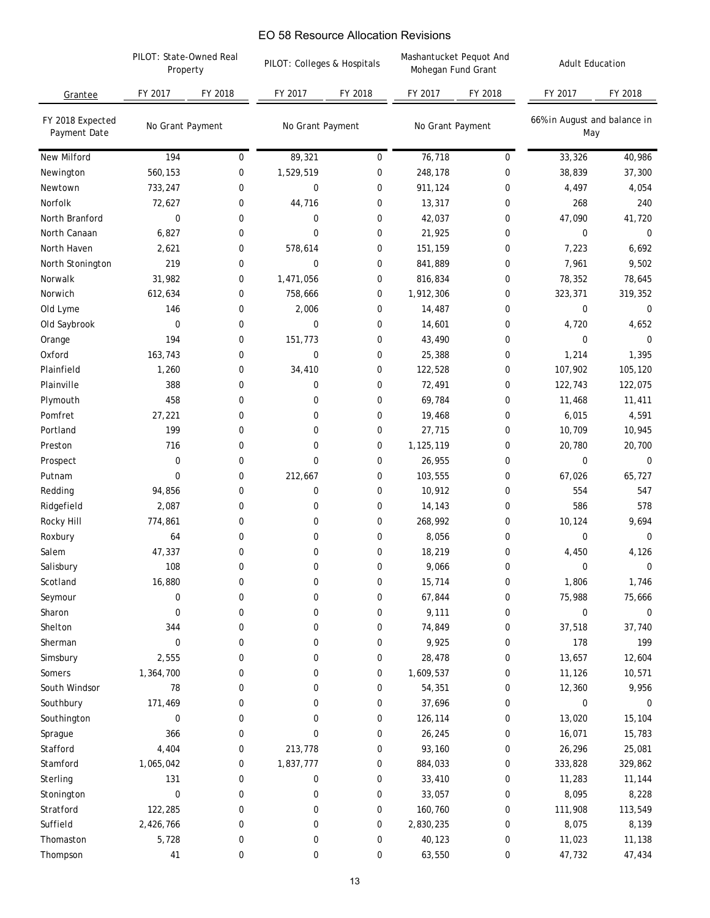# EO 58 Resource Allocation Revisions

| Grantee | PILOT: State-Owned Real Property | | PILOT: Colleges & Hospitals | | Mashantucket Pequot And Mohegan Fund Grant | | Adult Education | |
|---|---|---|---|---|---|---|---|---|
| | FY 2017 | FY 2018 | FY 2017 | FY 2018 | FY 2017 | FY 2018 | FY 2017 | FY 2018 |
| FY 2018 Expected Payment Date | No Grant Payment | | No Grant Payment | | No Grant Payment | | 66% in August and balance in May | |
| New Milford | 194 | 0 | 89,321 | 0 | 76,718 | 0 | 33,326 | 40,986 |
| Newington | 560,153 | 0 | 1,529,519 | 0 | 248,178 | 0 | 38,839 | 37,300 |
| Newtown | 733,247 | 0 | 0 | 0 | 911,124 | 0 | 4,497 | 4,054 |
| Norfolk | 72,627 | 0 | 44,716 | 0 | 13,317 | 0 | 268 | 240 |
| North Branford | 0 | 0 | 0 | 0 | 42,037 | 0 | 47,090 | 41,720 |
| North Canaan | 6,827 | 0 | 0 | 0 | 21,925 | 0 | 0 | 0 |
| North Haven | 2,621 | 0 | 578,614 | 0 | 151,159 | 0 | 7,223 | 6,692 |
| North Stonington | 219 | 0 | 0 | 0 | 841,889 | 0 | 7,961 | 9,502 |
| Norwalk | 31,982 | 0 | 1,471,056 | 0 | 816,834 | 0 | 78,352 | 78,645 |
| Norwich | 612,634 | 0 | 758,666 | 0 | 1,912,306 | 0 | 323,371 | 319,352 |
| Old Lyme | 146 | 0 | 2,006 | 0 | 14,487 | 0 | 0 | 0 |
| Old Saybrook | 0 | 0 | 0 | 0 | 14,601 | 0 | 4,720 | 4,652 |
| Orange | 194 | 0 | 151,773 | 0 | 43,490 | 0 | 0 | 0 |
| Oxford | 163,743 | 0 | 0 | 0 | 25,388 | 0 | 1,214 | 1,395 |
| Plainfield | 1,260 | 0 | 34,410 | 0 | 122,528 | 0 | 107,902 | 105,120 |
| Plainville | 388 | 0 | 0 | 0 | 72,491 | 0 | 122,743 | 122,075 |
| Plymouth | 458 | 0 | 0 | 0 | 69,784 | 0 | 11,468 | 11,411 |
| Pomfret | 27,221 | 0 | 0 | 0 | 19,468 | 0 | 6,015 | 4,591 |
| Portland | 199 | 0 | 0 | 0 | 27,715 | 0 | 10,709 | 10,945 |
| Preston | 716 | 0 | 0 | 0 | 1,125,119 | 0 | 20,780 | 20,700 |
| Prospect | 0 | 0 | 0 | 0 | 26,955 | 0 | 0 | 0 |
| Putnam | 0 | 0 | 212,667 | 0 | 103,555 | 0 | 67,026 | 65,727 |
| Redding | 94,856 | 0 | 0 | 0 | 10,912 | 0 | 554 | 547 |
| Ridgefield | 2,087 | 0 | 0 | 0 | 14,143 | 0 | 586 | 578 |
| Rocky Hill | 774,861 | 0 | 0 | 0 | 268,992 | 0 | 10,124 | 9,694 |
| Roxbury | 64 | 0 | 0 | 0 | 8,056 | 0 | 0 | 0 |
| Salem | 47,337 | 0 | 0 | 0 | 18,219 | 0 | 4,450 | 4,126 |
| Salisbury | 108 | 0 | 0 | 0 | 9,066 | 0 | 0 | 0 |
| Scotland | 16,880 | 0 | 0 | 0 | 15,714 | 0 | 1,806 | 1,746 |
| Seymour | 0 | 0 | 0 | 0 | 67,844 | 0 | 75,988 | 75,666 |
| Sharon | 0 | 0 | 0 | 0 | 9,111 | 0 | 0 | 0 |
| Shelton | 344 | 0 | 0 | 0 | 74,849 | 0 | 37,518 | 37,740 |
| Sherman | 0 | 0 | 0 | 0 | 9,925 | 0 | 178 | 199 |
| Simsbury | 2,555 | 0 | 0 | 0 | 28,478 | 0 | 13,657 | 12,604 |
| Somers | 1,364,700 | 0 | 0 | 0 | 1,609,537 | 0 | 11,126 | 10,571 |
| South Windsor | 78 | 0 | 0 | 0 | 54,351 | 0 | 12,360 | 9,956 |
| Southbury | 171,469 | 0 | 0 | 0 | 37,696 | 0 | 0 | 0 |
| Southington | 0 | 0 | 0 | 0 | 126,114 | 0 | 13,020 | 15,104 |
| Sprague | 366 | 0 | 0 | 0 | 26,245 | 0 | 16,071 | 15,783 |
| Stafford | 4,404 | 0 | 213,778 | 0 | 93,160 | 0 | 26,296 | 25,081 |
| Stamford | 1,065,042 | 0 | 1,837,777 | 0 | 884,033 | 0 | 333,828 | 329,862 |
| Sterling | 131 | 0 | 0 | 0 | 33,410 | 0 | 11,283 | 11,144 |
| Stonington | 0 | 0 | 0 | 0 | 33,057 | 0 | 8,095 | 8,228 |
| Stratford | 122,285 | 0 | 0 | 0 | 160,760 | 0 | 111,908 | 113,549 |
| Suffield | 2,426,766 | 0 | 0 | 0 | 2,830,235 | 0 | 8,075 | 8,139 |
| Thomaston | 5,728 | 0 | 0 | 0 | 40,123 | 0 | 11,023 | 11,138 |
| Thompson | 41 | 0 | 0 | 0 | 63,550 | 0 | 47,732 | 47,434 |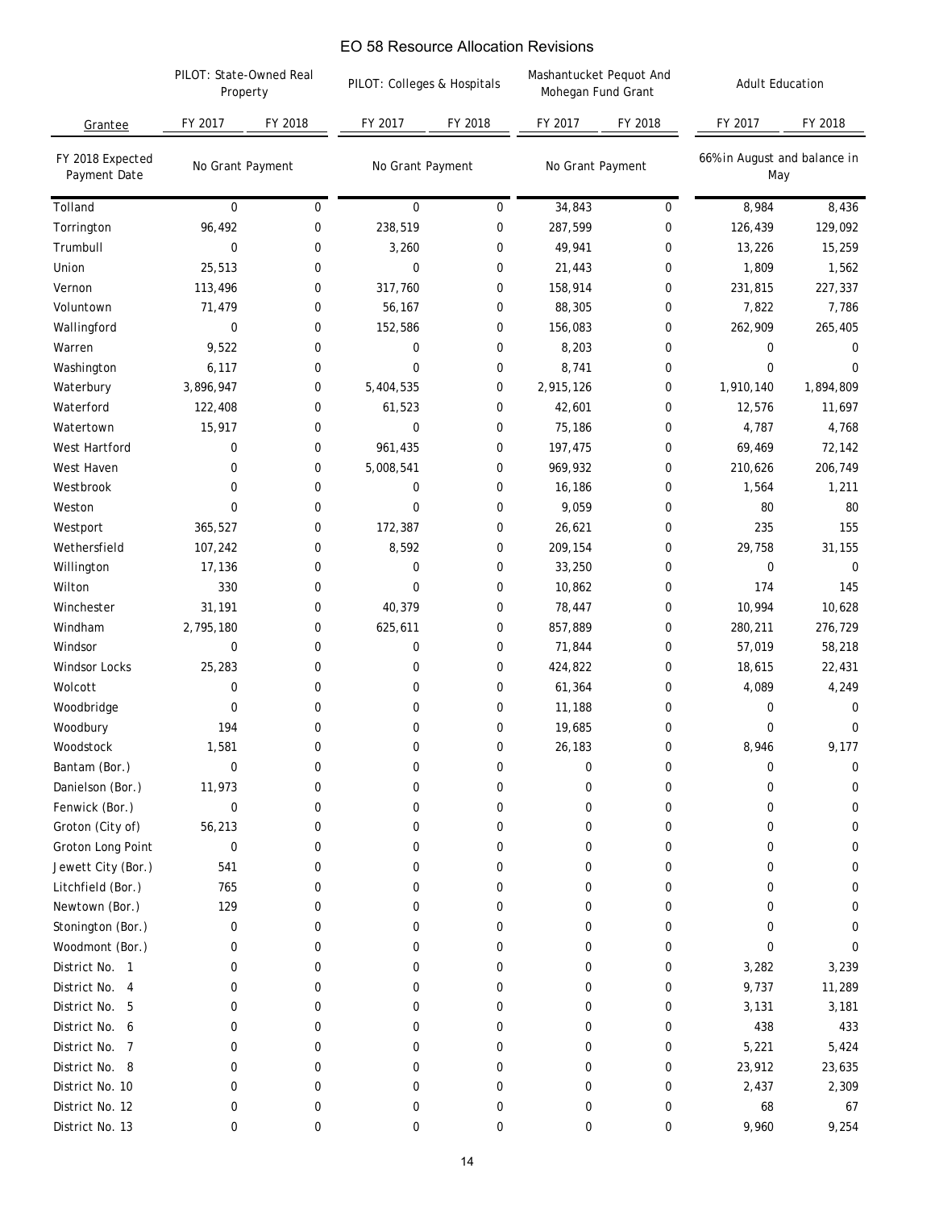# EO 58 Resource Allocation Revisions

| Grantee | PILOT: State-Owned Real Property | | PILOT: Colleges & Hospitals | | Mashantucket Pequot And Mohegan Fund Grant | | Adult Education | |
|---|---|---|---|---|---|---|---|---|
| | FY 2017 | FY 2018 | FY 2017 | FY 2018 | FY 2017 | FY 2018 | FY 2017 | FY 2018 |
| FY 2018 Expected Payment Date | No Grant Payment | | No Grant Payment | | No Grant Payment | | 66% in August and balance in May | |
| Tolland | 0 | 0 | 0 | 0 | 34,843 | 0 | 8,984 | 8,436 |
| Torrington | 96,492 | 0 | 238,519 | 0 | 287,599 | 0 | 126,439 | 129,092 |
| Trumbull | 0 | 0 | 3,260 | 0 | 49,941 | 0 | 13,226 | 15,259 |
| Union | 25,513 | 0 | 0 | 0 | 21,443 | 0 | 1,809 | 1,562 |
| Vernon | 113,496 | 0 | 317,760 | 0 | 158,914 | 0 | 231,815 | 227,337 |
| Voluntown | 71,479 | 0 | 56,167 | 0 | 88,305 | 0 | 7,822 | 7,786 |
| Wallingford | 0 | 0 | 152,586 | 0 | 156,083 | 0 | 262,909 | 265,405 |
| Warren | 9,522 | 0 | 0 | 0 | 8,203 | 0 | 0 | 0 |
| Washington | 6,117 | 0 | 0 | 0 | 8,741 | 0 | 0 | 0 |
| Waterbury | 3,896,947 | 0 | 5,404,535 | 0 | 2,915,126 | 0 | 1,910,140 | 1,894,809 |
| Waterford | 122,408 | 0 | 61,523 | 0 | 42,601 | 0 | 12,576 | 11,697 |
| Watertown | 15,917 | 0 | 0 | 0 | 75,186 | 0 | 4,787 | 4,768 |
| West Hartford | 0 | 0 | 961,435 | 0 | 197,475 | 0 | 69,469 | 72,142 |
| West Haven | 0 | 0 | 5,008,541 | 0 | 969,932 | 0 | 210,626 | 206,749 |
| Westbrook | 0 | 0 | 0 | 0 | 16,186 | 0 | 1,564 | 1,211 |
| Weston | 0 | 0 | 0 | 0 | 9,059 | 0 | 80 | 80 |
| Westport | 365,527 | 0 | 172,387 | 0 | 26,621 | 0 | 235 | 155 |
| Wethersfield | 107,242 | 0 | 8,592 | 0 | 209,154 | 0 | 29,758 | 31,155 |
| Willington | 17,136 | 0 | 0 | 0 | 33,250 | 0 | 0 | 0 |
| Wilton | 330 | 0 | 0 | 0 | 10,862 | 0 | 174 | 145 |
| Winchester | 31,191 | 0 | 40,379 | 0 | 78,447 | 0 | 10,994 | 10,628 |
| Windham | 2,795,180 | 0 | 625,611 | 0 | 857,889 | 0 | 280,211 | 276,729 |
| Windsor | 0 | 0 | 0 | 0 | 71,844 | 0 | 57,019 | 58,218 |
| Windsor Locks | 25,283 | 0 | 0 | 0 | 424,822 | 0 | 18,615 | 22,431 |
| Wolcott | 0 | 0 | 0 | 0 | 61,364 | 0 | 4,089 | 4,249 |
| Woodbridge | 0 | 0 | 0 | 0 | 11,188 | 0 | 0 | 0 |
| Woodbury | 194 | 0 | 0 | 0 | 19,685 | 0 | 0 | 0 |
| Woodstock | 1,581 | 0 | 0 | 0 | 26,183 | 0 | 8,946 | 9,177 |
| Bantam (Bor.) | 0 | 0 | 0 | 0 | 0 | 0 | 0 | 0 |
| Danielson (Bor.) | 11,973 | 0 | 0 | 0 | 0 | 0 | 0 | 0 |
| Fenwick (Bor.) | 0 | 0 | 0 | 0 | 0 | 0 | 0 | 0 |
| Groton (City of) | 56,213 | 0 | 0 | 0 | 0 | 0 | 0 | 0 |
| Groton Long Point | 0 | 0 | 0 | 0 | 0 | 0 | 0 | 0 |
| Jewett City (Bor.) | 541 | 0 | 0 | 0 | 0 | 0 | 0 | 0 |
| Litchfield (Bor.) | 765 | 0 | 0 | 0 | 0 | 0 | 0 | 0 |
| Newtown (Bor.) | 129 | 0 | 0 | 0 | 0 | 0 | 0 | 0 |
| Stonington (Bor.) | 0 | 0 | 0 | 0 | 0 | 0 | 0 | 0 |
| Woodmont (Bor.) | 0 | 0 | 0 | 0 | 0 | 0 | 0 | 0 |
| District No. 1 | 0 | 0 | 0 | 0 | 0 | 0 | 3,282 | 3,239 |
| District No. 4 | 0 | 0 | 0 | 0 | 0 | 0 | 9,737 | 11,289 |
| District No. 5 | 0 | 0 | 0 | 0 | 0 | 0 | 3,131 | 3,181 |
| District No. 6 | 0 | 0 | 0 | 0 | 0 | 0 | 438 | 433 |
| District No. 7 | 0 | 0 | 0 | 0 | 0 | 0 | 5,221 | 5,424 |
| District No. 8 | 0 | 0 | 0 | 0 | 0 | 0 | 23,912 | 23,635 |
| District No. 10 | 0 | 0 | 0 | 0 | 0 | 0 | 2,437 | 2,309 |
| District No. 12 | 0 | 0 | 0 | 0 | 0 | 0 | 68 | 67 |
| District No. 13 | 0 | 0 | 0 | 0 | 0 | 0 | 9,960 | 9,254 |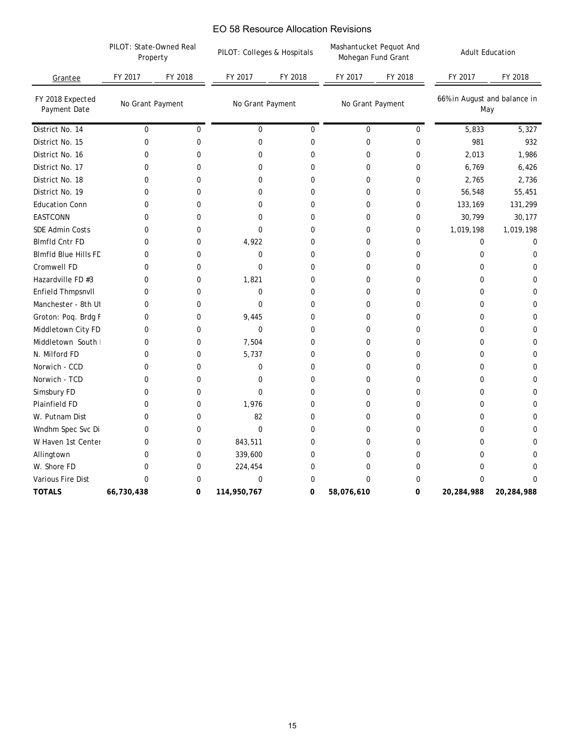# EO 58 Resource Allocation Revisions

| Grantee | PILOT: State-Owned Real Property | | PILOT: Colleges & Hospitals | | Mashantucket Pequot And Mohegan Fund Grant | | Adult Education | |
|---|---|---|---|---|---|---|---|---|
| | FY 2017 | FY 2018 | FY 2017 | FY 2018 | FY 2017 | FY 2018 | FY 2017 | FY 2018 |
| FY 2018 Expected Payment Date | No Grant Payment | | No Grant Payment | | No Grant Payment | | 66% in August and balance in May | |
| District No. 14 | 0 | 0 | 0 | 0 | 0 | 0 | 5,833 | 5,327 |
| District No. 15 | 0 | 0 | 0 | 0 | 0 | 0 | 981 | 932 |
| District No. 16 | 0 | 0 | 0 | 0 | 0 | 0 | 2,013 | 1,986 |
| District No. 17 | 0 | 0 | 0 | 0 | 0 | 0 | 6,769 | 6,426 |
| District No. 18 | 0 | 0 | 0 | 0 | 0 | 0 | 2,765 | 2,736 |
| District No. 19 | 0 | 0 | 0 | 0 | 0 | 0 | 56,548 | 55,451 |
| Education Conn | 0 | 0 | 0 | 0 | 0 | 0 | 133,169 | 131,299 |
| EASTCONN | 0 | 0 | 0 | 0 | 0 | 0 | 30,799 | 30,177 |
| SDE Admin Costs | 0 | 0 | 0 | 0 | 0 | 0 | 1,019,198 | 1,019,198 |
| Blmfld Cntr FD | 0 | 0 | 4,922 | 0 | 0 | 0 | 0 | 0 |
| Blmfld Blue Hills FD | 0 | 0 | 0 | 0 | 0 | 0 | 0 | 0 |
| Cromwell FD | 0 | 0 | 0 | 0 | 0 | 0 | 0 | 0 |
| Hazardville FD #3 | 0 | 0 | 1,821 | 0 | 0 | 0 | 0 | 0 |
| Enfield Thmpsnvll | 0 | 0 | 0 | 0 | 0 | 0 | 0 | 0 |
| Manchester - 8th Ut | 0 | 0 | 0 | 0 | 0 | 0 | 0 | 0 |
| Groton: Poq. Brdg F | 0 | 0 | 9,445 | 0 | 0 | 0 | 0 | 0 |
| Middletown City FD | 0 | 0 | 0 | 0 | 0 | 0 | 0 | 0 |
| Middletown South | 0 | 0 | 7,504 | 0 | 0 | 0 | 0 | 0 |
| N. Milford FD | 0 | 0 | 5,737 | 0 | 0 | 0 | 0 | 0 |
| Norwich - CCD | 0 | 0 | 0 | 0 | 0 | 0 | 0 | 0 |
| Norwich - TCD | 0 | 0 | 0 | 0 | 0 | 0 | 0 | 0 |
| Simsbury FD | 0 | 0 | 0 | 0 | 0 | 0 | 0 | 0 |
| Plainfield FD | 0 | 0 | 1,976 | 0 | 0 | 0 | 0 | 0 |
| W. Putnam Dist | 0 | 0 | 82 | 0 | 0 | 0 | 0 | 0 |
| Wndhm Spec Svc Di | 0 | 0 | 0 | 0 | 0 | 0 | 0 | 0 |
| W Haven 1st Center | 0 | 0 | 843,511 | 0 | 0 | 0 | 0 | 0 |
| Allingtown | 0 | 0 | 339,600 | 0 | 0 | 0 | 0 | 0 |
| W. Shore FD | 0 | 0 | 224,454 | 0 | 0 | 0 | 0 | 0 |
| Various Fire Dist | 0 | 0 | 0 | 0 | 0 | 0 | 0 | 0 |
| **TOTALS** | **66,730,438** | **0** | **114,950,767** | **0** | **58,076,610** | **0** | **20,284,988** | **20,284,988** |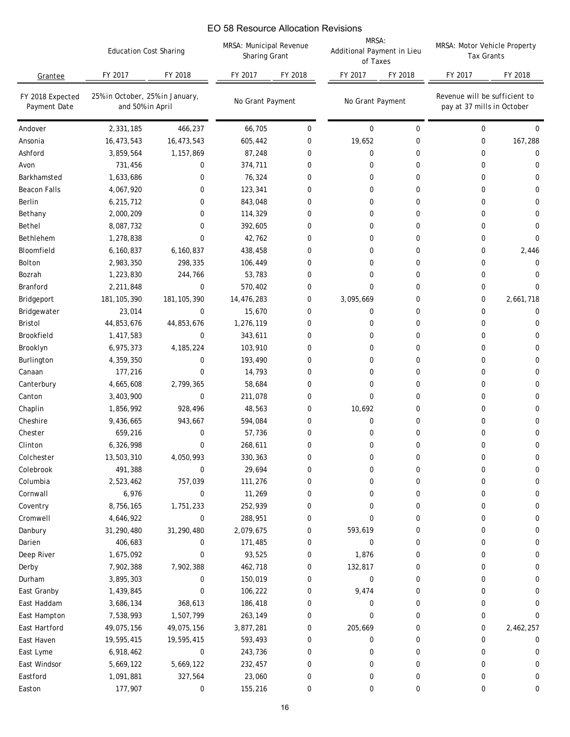# EO 58 Resource Allocation Revisions

| Grantee | Education Cost Sharing | | MRSA: Municipal Revenue Sharing Grant | | MRSA: Additional Payment in Lieu of Taxes | | MRSA: Motor Vehicle Property Tax Grants | |
|---|---|---|---|---|---|---|---|---|
| | FY 2017 | FY 2018 | FY 2017 | FY 2018 | FY 2017 | FY 2018 | FY 2017 | FY 2018 |
| FY 2018 Expected Payment Date | 25% in October, 25% in January, and 50% in April | | No Grant Payment | | No Grant Payment | | Revenue will be sufficient to pay at 37 mills in October | |
| Andover | 2,331,185 | 466,237 | 66,705 | 0 | 0 | 0 | 0 | 0 |
| Ansonia | 16,473,543 | 16,473,543 | 605,442 | 0 | 19,652 | 0 | 0 | 167,288 |
| Ashford | 3,859,564 | 1,157,869 | 87,248 | 0 | 0 | 0 | 0 | 0 |
| Avon | 731,456 | 0 | 374,711 | 0 | 0 | 0 | 0 | 0 |
| Barkhamsted | 1,633,686 | 0 | 76,324 | 0 | 0 | 0 | 0 | 0 |
| Beacon Falls | 4,067,920 | 0 | 123,341 | 0 | 0 | 0 | 0 | 0 |
| Berlin | 6,215,712 | 0 | 843,048 | 0 | 0 | 0 | 0 | 0 |
| Bethany | 2,000,209 | 0 | 114,329 | 0 | 0 | 0 | 0 | 0 |
| Bethel | 8,087,732 | 0 | 392,605 | 0 | 0 | 0 | 0 | 0 |
| Bethlehem | 1,278,838 | 0 | 42,762 | 0 | 0 | 0 | 0 | 0 |
| Bloomfield | 6,160,837 | 6,160,837 | 438,458 | 0 | 0 | 0 | 0 | 2,446 |
| Bolton | 2,983,350 | 298,335 | 106,449 | 0 | 0 | 0 | 0 | 0 |
| Bozrah | 1,223,830 | 244,766 | 53,783 | 0 | 0 | 0 | 0 | 0 |
| Branford | 2,211,848 | 0 | 570,402 | 0 | 0 | 0 | 0 | 0 |
| Bridgeport | 181,105,390 | 181,105,390 | 14,476,283 | 0 | 3,095,669 | 0 | 0 | 2,661,718 |
| Bridgewater | 23,014 | 0 | 15,670 | 0 | 0 | 0 | 0 | 0 |
| Bristol | 44,853,676 | 44,853,676 | 1,276,119 | 0 | 0 | 0 | 0 | 0 |
| Brookfield | 1,417,583 | 0 | 343,611 | 0 | 0 | 0 | 0 | 0 |
| Brooklyn | 6,975,373 | 4,185,224 | 103,910 | 0 | 0 | 0 | 0 | 0 |
| Burlington | 4,359,350 | 0 | 193,490 | 0 | 0 | 0 | 0 | 0 |
| Canaan | 177,216 | 0 | 14,793 | 0 | 0 | 0 | 0 | 0 |
| Canterbury | 4,665,608 | 2,799,365 | 58,684 | 0 | 0 | 0 | 0 | 0 |
| Canton | 3,403,900 | 0 | 211,078 | 0 | 0 | 0 | 0 | 0 |
| Chaplin | 1,856,992 | 928,496 | 48,563 | 0 | 10,692 | 0 | 0 | 0 |
| Cheshire | 9,436,665 | 943,667 | 594,084 | 0 | 0 | 0 | 0 | 0 |
| Chester | 659,216 | 0 | 57,736 | 0 | 0 | 0 | 0 | 0 |
| Clinton | 6,326,998 | 0 | 268,611 | 0 | 0 | 0 | 0 | 0 |
| Colchester | 13,503,310 | 4,050,993 | 330,363 | 0 | 0 | 0 | 0 | 0 |
| Colebrook | 491,388 | 0 | 29,694 | 0 | 0 | 0 | 0 | 0 |
| Columbia | 2,523,462 | 757,039 | 111,276 | 0 | 0 | 0 | 0 | 0 |
| Cornwall | 6,976 | 0 | 11,269 | 0 | 0 | 0 | 0 | 0 |
| Coventry | 8,756,165 | 1,751,233 | 252,939 | 0 | 0 | 0 | 0 | 0 |
| Cromwell | 4,646,922 | 0 | 288,951 | 0 | 0 | 0 | 0 | 0 |
| Danbury | 31,290,480 | 31,290,480 | 2,079,675 | 0 | 593,619 | 0 | 0 | 0 |
| Darien | 406,683 | 0 | 171,485 | 0 | 0 | 0 | 0 | 0 |
| Deep River | 1,675,092 | 0 | 93,525 | 0 | 1,876 | 0 | 0 | 0 |
| Derby | 7,902,388 | 7,902,388 | 462,718 | 0 | 132,817 | 0 | 0 | 0 |
| Durham | 3,895,303 | 0 | 150,019 | 0 | 0 | 0 | 0 | 0 |
| East Granby | 1,439,845 | 0 | 106,222 | 0 | 9,474 | 0 | 0 | 0 |
| East Haddam | 3,686,134 | 368,613 | 186,418 | 0 | 0 | 0 | 0 | 0 |
| East Hampton | 7,538,993 | 1,507,799 | 263,149 | 0 | 0 | 0 | 0 | 0 |
| East Hartford | 49,075,156 | 49,075,156 | 3,877,281 | 0 | 205,669 | 0 | 0 | 2,462,257 |
| East Haven | 19,595,415 | 19,595,415 | 593,493 | 0 | 0 | 0 | 0 | 0 |
| East Lyme | 6,918,462 | 0 | 243,736 | 0 | 0 | 0 | 0 | 0 |
| East Windsor | 5,669,122 | 5,669,122 | 232,457 | 0 | 0 | 0 | 0 | 0 |
| Eastford | 1,091,881 | 327,564 | 23,060 | 0 | 0 | 0 | 0 | 0 |
| Easton | 177,907 | 0 | 155,216 | 0 | 0 | 0 | 0 | 0 |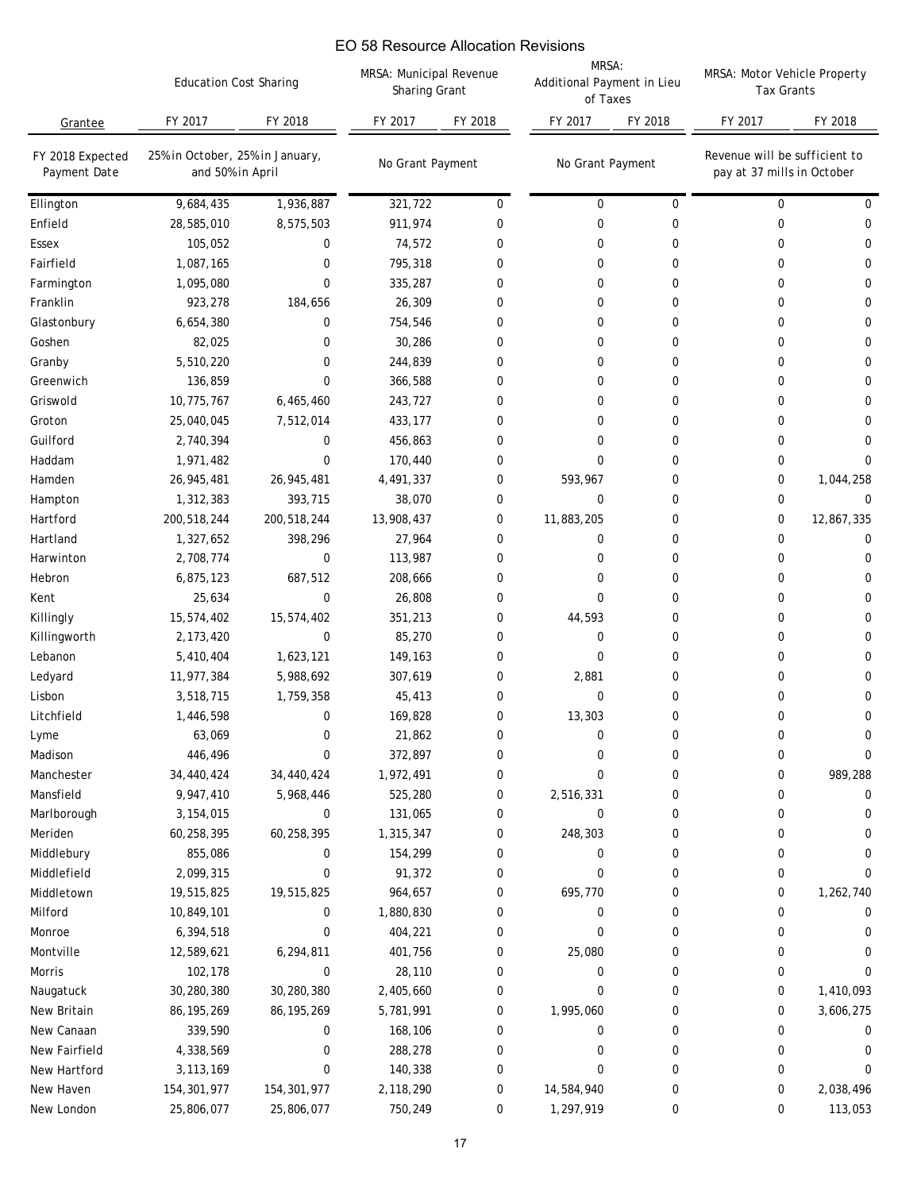# EO 58 Resource Allocation Revisions

| Grantee | Education Cost Sharing | | MRSA: Municipal Revenue Sharing Grant | | MRSA: Additional Payment in Lieu of Taxes | | MRSA: Motor Vehicle Property Tax Grants | |
|---|---|---|---|---|---|---|---|---|
| | FY 2017 | FY 2018 | FY 2017 | FY 2018 | FY 2017 | FY 2018 | FY 2017 | FY 2018 |
| FY 2018 Expected Payment Date | 25% in October, 25% in January, and 50% in April | | No Grant Payment | | No Grant Payment | | Revenue will be sufficient to pay at 37 mills in October | |
| Ellington | 9,684,435 | 1,936,887 | 321,722 | 0 | 0 | 0 | 0 | 0 |
| Enfield | 28,585,010 | 8,575,503 | 911,974 | 0 | 0 | 0 | 0 | 0 |
| Essex | 105,052 | 0 | 74,572 | 0 | 0 | 0 | 0 | 0 |
| Fairfield | 1,087,165 | 0 | 795,318 | 0 | 0 | 0 | 0 | 0 |
| Farmington | 1,095,080 | 0 | 335,287 | 0 | 0 | 0 | 0 | 0 |
| Franklin | 923,278 | 184,656 | 26,309 | 0 | 0 | 0 | 0 | 0 |
| Glastonbury | 6,654,380 | 0 | 754,546 | 0 | 0 | 0 | 0 | 0 |
| Goshen | 82,025 | 0 | 30,286 | 0 | 0 | 0 | 0 | 0 |
| Granby | 5,510,220 | 0 | 244,839 | 0 | 0 | 0 | 0 | 0 |
| Greenwich | 136,859 | 0 | 366,588 | 0 | 0 | 0 | 0 | 0 |
| Griswold | 10,775,767 | 6,465,460 | 243,727 | 0 | 0 | 0 | 0 | 0 |
| Groton | 25,040,045 | 7,512,014 | 433,177 | 0 | 0 | 0 | 0 | 0 |
| Guilford | 2,740,394 | 0 | 456,863 | 0 | 0 | 0 | 0 | 0 |
| Haddam | 1,971,482 | 0 | 170,440 | 0 | 0 | 0 | 0 | 0 |
| Hamden | 26,945,481 | 26,945,481 | 4,491,337 | 0 | 593,967 | 0 | 0 | 1,044,258 |
| Hampton | 1,312,383 | 393,715 | 38,070 | 0 | 0 | 0 | 0 | 0 |
| Hartford | 200,518,244 | 200,518,244 | 13,908,437 | 0 | 11,883,205 | 0 | 0 | 12,867,335 |
| Hartland | 1,327,652 | 398,296 | 27,964 | 0 | 0 | 0 | 0 | 0 |
| Harwinton | 2,708,774 | 0 | 113,987 | 0 | 0 | 0 | 0 | 0 |
| Hebron | 6,875,123 | 687,512 | 208,666 | 0 | 0 | 0 | 0 | 0 |
| Kent | 25,634 | 0 | 26,808 | 0 | 0 | 0 | 0 | 0 |
| Killingly | 15,574,402 | 15,574,402 | 351,213 | 0 | 44,593 | 0 | 0 | 0 |
| Killingworth | 2,173,420 | 0 | 85,270 | 0 | 0 | 0 | 0 | 0 |
| Lebanon | 5,410,404 | 1,623,121 | 149,163 | 0 | 0 | 0 | 0 | 0 |
| Ledyard | 11,977,384 | 5,988,692 | 307,619 | 0 | 2,881 | 0 | 0 | 0 |
| Lisbon | 3,518,715 | 1,759,358 | 45,413 | 0 | 0 | 0 | 0 | 0 |
| Litchfield | 1,446,598 | 0 | 169,828 | 0 | 13,303 | 0 | 0 | 0 |
| Lyme | 63,069 | 0 | 21,862 | 0 | 0 | 0 | 0 | 0 |
| Madison | 446,496 | 0 | 372,897 | 0 | 0 | 0 | 0 | 0 |
| Manchester | 34,440,424 | 34,440,424 | 1,972,491 | 0 | 0 | 0 | 0 | 989,288 |
| Mansfield | 9,947,410 | 5,968,446 | 525,280 | 0 | 2,516,331 | 0 | 0 | 0 |
| Marlborough | 3,154,015 | 0 | 131,065 | 0 | 0 | 0 | 0 | 0 |
| Meriden | 60,258,395 | 60,258,395 | 1,315,347 | 0 | 248,303 | 0 | 0 | 0 |
| Middlebury | 855,086 | 0 | 154,299 | 0 | 0 | 0 | 0 | 0 |
| Middlefield | 2,099,315 | 0 | 91,372 | 0 | 0 | 0 | 0 | 0 |
| Middletown | 19,515,825 | 19,515,825 | 964,657 | 0 | 695,770 | 0 | 0 | 1,262,740 |
| Milford | 10,849,101 | 0 | 1,880,830 | 0 | 0 | 0 | 0 | 0 |
| Monroe | 6,394,518 | 0 | 404,221 | 0 | 0 | 0 | 0 | 0 |
| Montville | 12,589,621 | 6,294,811 | 401,756 | 0 | 25,080 | 0 | 0 | 0 |
| Morris | 102,178 | 0 | 28,110 | 0 | 0 | 0 | 0 | 0 |
| Naugatuck | 30,280,380 | 30,280,380 | 2,405,660 | 0 | 0 | 0 | 0 | 1,410,093 |
| New Britain | 86,195,269 | 86,195,269 | 5,781,991 | 0 | 1,995,060 | 0 | 0 | 3,606,275 |
| New Canaan | 339,590 | 0 | 168,106 | 0 | 0 | 0 | 0 | 0 |
| New Fairfield | 4,338,569 | 0 | 288,278 | 0 | 0 | 0 | 0 | 0 |
| New Hartford | 3,113,169 | 0 | 140,338 | 0 | 0 | 0 | 0 | 0 |
| New Haven | 154,301,977 | 154,301,977 | 2,118,290 | 0 | 14,584,940 | 0 | 0 | 2,038,496 |
| New London | 25,806,077 | 25,806,077 | 750,249 | 0 | 1,297,919 | 0 | 0 | 113,053 |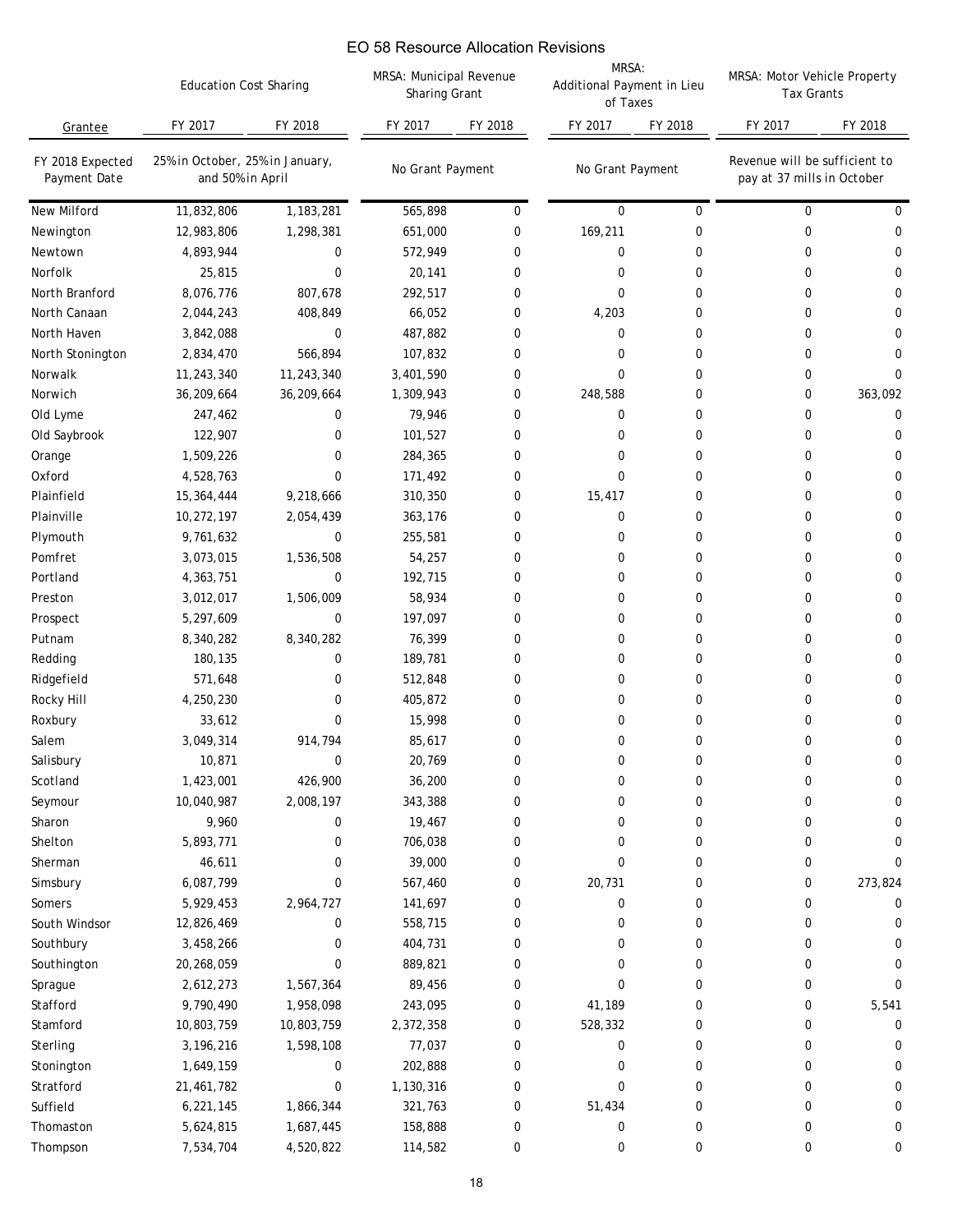# EO 58 Resource Allocation Revisions

| Grantee | Education Cost Sharing | | MRSA: Municipal Revenue Sharing Grant | | MRSA: Additional Payment in Lieu of Taxes | | MRSA: Motor Vehicle Property Tax Grants | |
|---|---|---|---|---|---|---|---|---|
| | FY 2017 | FY 2018 | FY 2017 | FY 2018 | FY 2017 | FY 2018 | FY 2017 | FY 2018 |
| FY 2018 Expected Payment Date | 25% in October, 25% in January, and 50% in April | | No Grant Payment | | No Grant Payment | | Revenue will be sufficient to pay at 37 mills in October | |
| New Milford | 11,832,806 | 1,183,281 | 565,898 | 0 | 0 | 0 | 0 | 0 |
| Newington | 12,983,806 | 1,298,381 | 651,000 | 0 | 169,211 | 0 | 0 | 0 |
| Newtown | 4,893,944 | 0 | 572,949 | 0 | 0 | 0 | 0 | 0 |
| Norfolk | 25,815 | 0 | 20,141 | 0 | 0 | 0 | 0 | 0 |
| North Branford | 8,076,776 | 807,678 | 292,517 | 0 | 0 | 0 | 0 | 0 |
| North Canaan | 2,044,243 | 408,849 | 66,052 | 0 | 4,203 | 0 | 0 | 0 |
| North Haven | 3,842,088 | 0 | 487,882 | 0 | 0 | 0 | 0 | 0 |
| North Stonington | 2,834,470 | 566,894 | 107,832 | 0 | 0 | 0 | 0 | 0 |
| Norwalk | 11,243,340 | 11,243,340 | 3,401,590 | 0 | 0 | 0 | 0 | 0 |
| Norwich | 36,209,664 | 36,209,664 | 1,309,943 | 0 | 248,588 | 0 | 0 | 363,092 |
| Old Lyme | 247,462 | 0 | 79,946 | 0 | 0 | 0 | 0 | 0 |
| Old Saybrook | 122,907 | 0 | 101,527 | 0 | 0 | 0 | 0 | 0 |
| Orange | 1,509,226 | 0 | 284,365 | 0 | 0 | 0 | 0 | 0 |
| Oxford | 4,528,763 | 0 | 171,492 | 0 | 0 | 0 | 0 | 0 |
| Plainfield | 15,364,444 | 9,218,666 | 310,350 | 0 | 15,417 | 0 | 0 | 0 |
| Plainville | 10,272,197 | 2,054,439 | 363,176 | 0 | 0 | 0 | 0 | 0 |
| Plymouth | 9,761,632 | 0 | 255,581 | 0 | 0 | 0 | 0 | 0 |
| Pomfret | 3,073,015 | 1,536,508 | 54,257 | 0 | 0 | 0 | 0 | 0 |
| Portland | 4,363,751 | 0 | 192,715 | 0 | 0 | 0 | 0 | 0 |
| Preston | 3,012,017 | 1,506,009 | 58,934 | 0 | 0 | 0 | 0 | 0 |
| Prospect | 5,297,609 | 0 | 197,097 | 0 | 0 | 0 | 0 | 0 |
| Putnam | 8,340,282 | 8,340,282 | 76,399 | 0 | 0 | 0 | 0 | 0 |
| Redding | 180,135 | 0 | 189,781 | 0 | 0 | 0 | 0 | 0 |
| Ridgefield | 571,648 | 0 | 512,848 | 0 | 0 | 0 | 0 | 0 |
| Rocky Hill | 4,250,230 | 0 | 405,872 | 0 | 0 | 0 | 0 | 0 |
| Roxbury | 33,612 | 0 | 15,998 | 0 | 0 | 0 | 0 | 0 |
| Salem | 3,049,314 | 914,794 | 85,617 | 0 | 0 | 0 | 0 | 0 |
| Salisbury | 10,871 | 0 | 20,769 | 0 | 0 | 0 | 0 | 0 |
| Scotland | 1,423,001 | 426,900 | 36,200 | 0 | 0 | 0 | 0 | 0 |
| Seymour | 10,040,987 | 2,008,197 | 343,388 | 0 | 0 | 0 | 0 | 0 |
| Sharon | 9,960 | 0 | 19,467 | 0 | 0 | 0 | 0 | 0 |
| Shelton | 5,893,771 | 0 | 706,038 | 0 | 0 | 0 | 0 | 0 |
| Sherman | 46,611 | 0 | 39,000 | 0 | 0 | 0 | 0 | 0 |
| Simsbury | 6,087,799 | 0 | 567,460 | 0 | 20,731 | 0 | 0 | 273,824 |
| Somers | 5,929,453 | 2,964,727 | 141,697 | 0 | 0 | 0 | 0 | 0 |
| South Windsor | 12,826,469 | 0 | 558,715 | 0 | 0 | 0 | 0 | 0 |
| Southbury | 3,458,266 | 0 | 404,731 | 0 | 0 | 0 | 0 | 0 |
| Southington | 20,268,059 | 0 | 889,821 | 0 | 0 | 0 | 0 | 0 |
| Sprague | 2,612,273 | 1,567,364 | 89,456 | 0 | 0 | 0 | 0 | 0 |
| Stafford | 9,790,490 | 1,958,098 | 243,095 | 0 | 41,189 | 0 | 0 | 5,541 |
| Stamford | 10,803,759 | 10,803,759 | 2,372,358 | 0 | 528,332 | 0 | 0 | 0 |
| Sterling | 3,196,216 | 1,598,108 | 77,037 | 0 | 0 | 0 | 0 | 0 |
| Stonington | 1,649,159 | 0 | 202,888 | 0 | 0 | 0 | 0 | 0 |
| Stratford | 21,461,782 | 0 | 1,130,316 | 0 | 0 | 0 | 0 | 0 |
| Suffield | 6,221,145 | 1,866,344 | 321,763 | 0 | 51,434 | 0 | 0 | 0 |
| Thomaston | 5,624,815 | 1,687,445 | 158,888 | 0 | 0 | 0 | 0 | 0 |
| Thompson | 7,534,704 | 4,520,822 | 114,582 | 0 | 0 | 0 | 0 | 0 |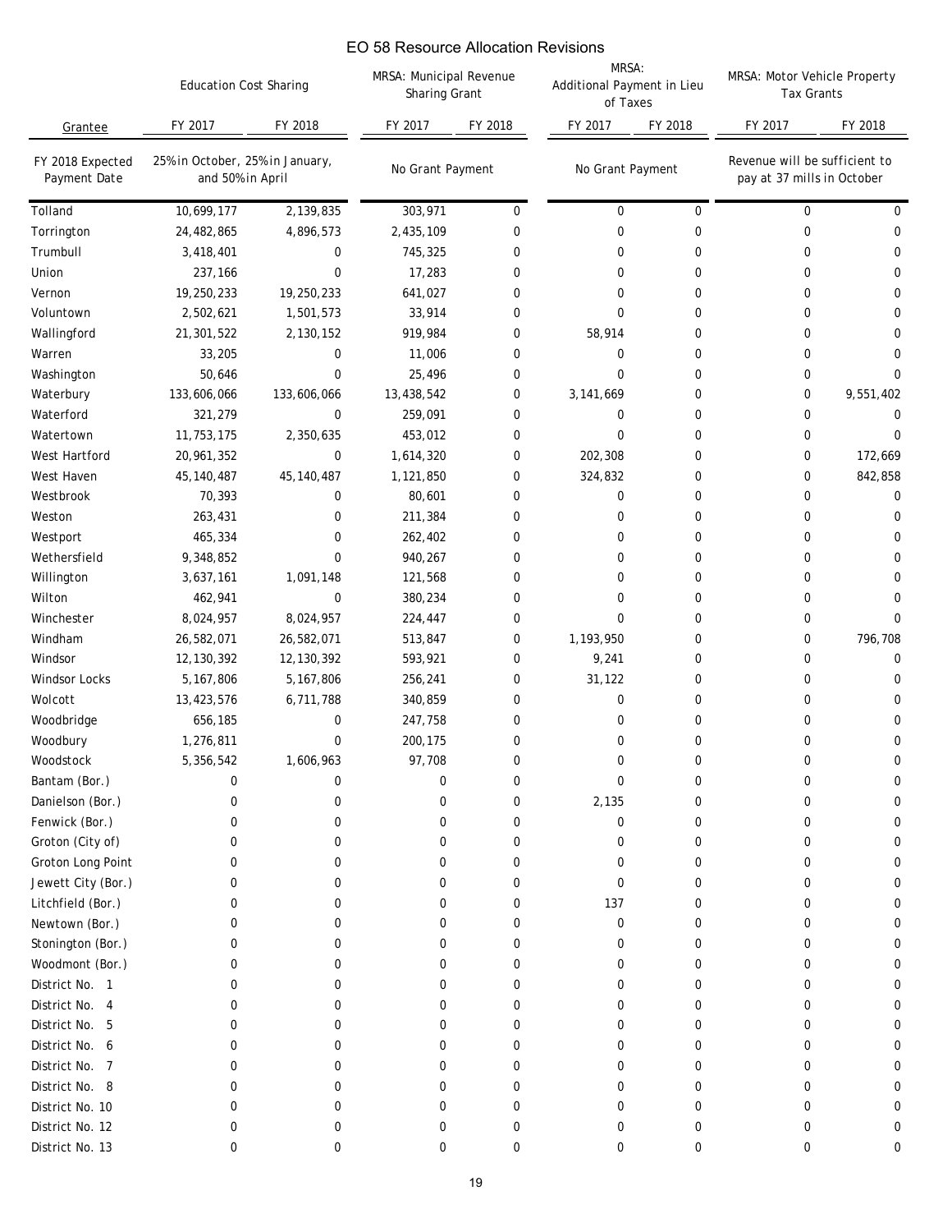# EO 58 Resource Allocation Revisions

| Grantee | Education Cost Sharing | | MRSA: Municipal Revenue Sharing Grant | | MRSA: Additional Payment in Lieu of Taxes | | MRSA: Motor Vehicle Property Tax Grants | |
|---|---|---|---|---|---|---|---|---|
| | FY 2017 | FY 2018 | FY 2017 | FY 2018 | FY 2017 | FY 2018 | FY 2017 | FY 2018 |
| FY 2018 Expected Payment Date | 25% in October, 25% in January, and 50% in April | | No Grant Payment | | No Grant Payment | | Revenue will be sufficient to pay at 37 mills in October | |
| Tolland | 10,699,177 | 2,139,835 | 303,971 | 0 | 0 | 0 | 0 | 0 |
| Torrington | 24,482,865 | 4,896,573 | 2,435,109 | 0 | 0 | 0 | 0 | 0 |
| Trumbull | 3,418,401 | 0 | 745,325 | 0 | 0 | 0 | 0 | 0 |
| Union | 237,166 | 0 | 17,283 | 0 | 0 | 0 | 0 | 0 |
| Vernon | 19,250,233 | 19,250,233 | 641,027 | 0 | 0 | 0 | 0 | 0 |
| Voluntown | 2,502,621 | 1,501,573 | 33,914 | 0 | 0 | 0 | 0 | 0 |
| Wallingford | 21,301,522 | 2,130,152 | 919,984 | 0 | 58,914 | 0 | 0 | 0 |
| Warren | 33,205 | 0 | 11,006 | 0 | 0 | 0 | 0 | 0 |
| Washington | 50,646 | 0 | 25,496 | 0 | 0 | 0 | 0 | 0 |
| Waterbury | 133,606,066 | 133,606,066 | 13,438,542 | 0 | 3,141,669 | 0 | 0 | 9,551,402 |
| Waterford | 321,279 | 0 | 259,091 | 0 | 0 | 0 | 0 | 0 |
| Watertown | 11,753,175 | 2,350,635 | 453,012 | 0 | 0 | 0 | 0 | 0 |
| West Hartford | 20,961,352 | 0 | 1,614,320 | 0 | 202,308 | 0 | 0 | 172,669 |
| West Haven | 45,140,487 | 45,140,487 | 1,121,850 | 0 | 324,832 | 0 | 0 | 842,858 |
| Westbrook | 70,393 | 0 | 80,601 | 0 | 0 | 0 | 0 | 0 |
| Weston | 263,431 | 0 | 211,384 | 0 | 0 | 0 | 0 | 0 |
| Westport | 465,334 | 0 | 262,402 | 0 | 0 | 0 | 0 | 0 |
| Wethersfield | 9,348,852 | 0 | 940,267 | 0 | 0 | 0 | 0 | 0 |
| Willington | 3,637,161 | 1,091,148 | 121,568 | 0 | 0 | 0 | 0 | 0 |
| Wilton | 462,941 | 0 | 380,234 | 0 | 0 | 0 | 0 | 0 |
| Winchester | 8,024,957 | 8,024,957 | 224,447 | 0 | 0 | 0 | 0 | 0 |
| Windham | 26,582,071 | 26,582,071 | 513,847 | 0 | 1,193,950 | 0 | 0 | 796,708 |
| Windsor | 12,130,392 | 12,130,392 | 593,921 | 0 | 9,241 | 0 | 0 | 0 |
| Windsor Locks | 5,167,806 | 5,167,806 | 256,241 | 0 | 31,122 | 0 | 0 | 0 |
| Wolcott | 13,423,576 | 6,711,788 | 340,859 | 0 | 0 | 0 | 0 | 0 |
| Woodbridge | 656,185 | 0 | 247,758 | 0 | 0 | 0 | 0 | 0 |
| Woodbury | 1,276,811 | 0 | 200,175 | 0 | 0 | 0 | 0 | 0 |
| Woodstock | 5,356,542 | 1,606,963 | 97,708 | 0 | 0 | 0 | 0 | 0 |
| Bantam (Bor.) | 0 | 0 | 0 | 0 | 0 | 0 | 0 | 0 |
| Danielson (Bor.) | 0 | 0 | 0 | 0 | 2,135 | 0 | 0 | 0 |
| Fenwick (Bor.) | 0 | 0 | 0 | 0 | 0 | 0 | 0 | 0 |
| Groton (City of) | 0 | 0 | 0 | 0 | 0 | 0 | 0 | 0 |
| Groton Long Point | 0 | 0 | 0 | 0 | 0 | 0 | 0 | 0 |
| Jewett City (Bor.) | 0 | 0 | 0 | 0 | 0 | 0 | 0 | 0 |
| Litchfield (Bor.) | 0 | 0 | 0 | 0 | 137 | 0 | 0 | 0 |
| Newtown (Bor.) | 0 | 0 | 0 | 0 | 0 | 0 | 0 | 0 |
| Stonington (Bor.) | 0 | 0 | 0 | 0 | 0 | 0 | 0 | 0 |
| Woodmont (Bor.) | 0 | 0 | 0 | 0 | 0 | 0 | 0 | 0 |
| District No. 1 | 0 | 0 | 0 | 0 | 0 | 0 | 0 | 0 |
| District No. 4 | 0 | 0 | 0 | 0 | 0 | 0 | 0 | 0 |
| District No. 5 | 0 | 0 | 0 | 0 | 0 | 0 | 0 | 0 |
| District No. 6 | 0 | 0 | 0 | 0 | 0 | 0 | 0 | 0 |
| District No. 7 | 0 | 0 | 0 | 0 | 0 | 0 | 0 | 0 |
| District No. 8 | 0 | 0 | 0 | 0 | 0 | 0 | 0 | 0 |
| District No. 10 | 0 | 0 | 0 | 0 | 0 | 0 | 0 | 0 |
| District No. 12 | 0 | 0 | 0 | 0 | 0 | 0 | 0 | 0 |
| District No. 13 | 0 | 0 | 0 | 0 | 0 | 0 | 0 | 0 |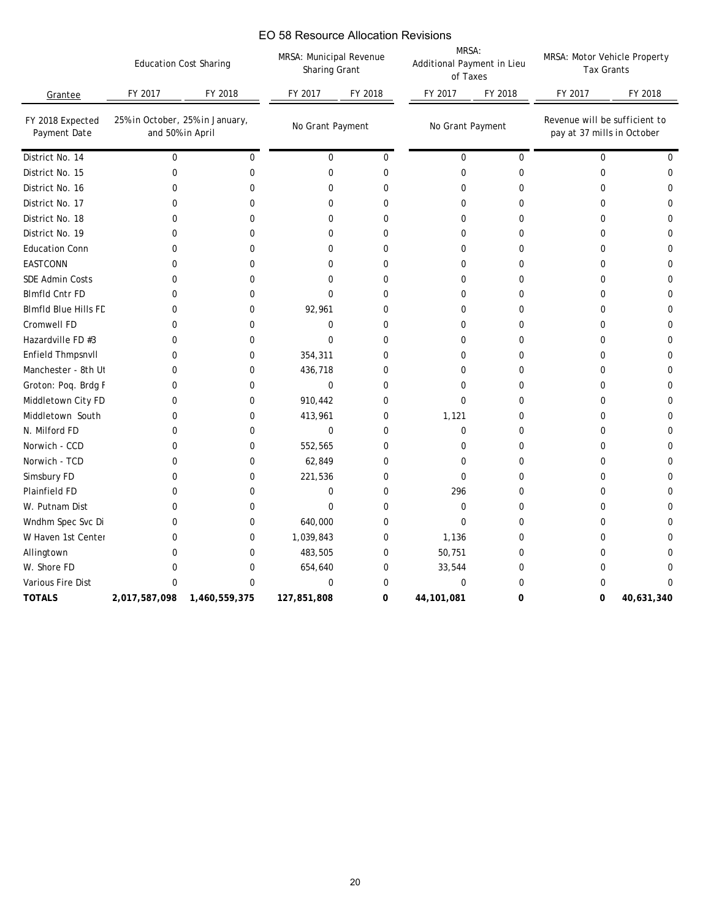# EO 58 Resource Allocation Revisions

| Grantee | Education Cost Sharing | | MRSA: Municipal Revenue Sharing Grant | | MRSA: Additional Payment in Lieu of Taxes | | MRSA: Motor Vehicle Property Tax Grants | |
|---|---|---|---|---|---|---|---|---|
| | FY 2017 | FY 2018 | FY 2017 | FY 2018 | FY 2017 | FY 2018 | FY 2017 | FY 2018 |
| FY 2018 Expected Payment Date | 25% in October, 25% in January, and 50% in April | | No Grant Payment | | No Grant Payment | | Revenue will be sufficient to pay at 37 mills in October | |
| District No. 14 | 0 | 0 | 0 | 0 | 0 | 0 | 0 | 0 |
| District No. 15 | 0 | 0 | 0 | 0 | 0 | 0 | 0 | 0 |
| District No. 16 | 0 | 0 | 0 | 0 | 0 | 0 | 0 | 0 |
| District No. 17 | 0 | 0 | 0 | 0 | 0 | 0 | 0 | 0 |
| District No. 18 | 0 | 0 | 0 | 0 | 0 | 0 | 0 | 0 |
| District No. 19 | 0 | 0 | 0 | 0 | 0 | 0 | 0 | 0 |
| Education Conn | 0 | 0 | 0 | 0 | 0 | 0 | 0 | 0 |
| EASTCONN | 0 | 0 | 0 | 0 | 0 | 0 | 0 | 0 |
| SDE Admin Costs | 0 | 0 | 0 | 0 | 0 | 0 | 0 | 0 |
| Blmfld Cntr FD | 0 | 0 | 0 | 0 | 0 | 0 | 0 | 0 |
| Blmfld Blue Hills FD | 0 | 0 | 92,961 | 0 | 0 | 0 | 0 | 0 |
| Cromwell FD | 0 | 0 | 0 | 0 | 0 | 0 | 0 | 0 |
| Hazardville FD #3 | 0 | 0 | 0 | 0 | 0 | 0 | 0 | 0 |
| Enfield Thmpsnvll | 0 | 0 | 354,311 | 0 | 0 | 0 | 0 | 0 |
| Manchester - 8th Ut | 0 | 0 | 436,718 | 0 | 0 | 0 | 0 | 0 |
| Groton: Poq. Brdg F | 0 | 0 | 0 | 0 | 0 | 0 | 0 | 0 |
| Middletown City FD | 0 | 0 | 910,442 | 0 | 0 | 0 | 0 | 0 |
| Middletown South | 0 | 0 | 413,961 | 0 | 1,121 | 0 | 0 | 0 |
| N. Milford FD | 0 | 0 | 0 | 0 | 0 | 0 | 0 | 0 |
| Norwich - CCD | 0 | 0 | 552,565 | 0 | 0 | 0 | 0 | 0 |
| Norwich - TCD | 0 | 0 | 62,849 | 0 | 0 | 0 | 0 | 0 |
| Simsbury FD | 0 | 0 | 221,536 | 0 | 0 | 0 | 0 | 0 |
| Plainfield FD | 0 | 0 | 0 | 0 | 296 | 0 | 0 | 0 |
| W. Putnam Dist | 0 | 0 | 0 | 0 | 0 | 0 | 0 | 0 |
| Wndhm Spec Svc Di | 0 | 0 | 640,000 | 0 | 0 | 0 | 0 | 0 |
| W Haven 1st Center | 0 | 0 | 1,039,843 | 0 | 1,136 | 0 | 0 | 0 |
| Allingtown | 0 | 0 | 483,505 | 0 | 50,751 | 0 | 0 | 0 |
| W. Shore FD | 0 | 0 | 654,640 | 0 | 33,544 | 0 | 0 | 0 |
| Various Fire Dist | 0 | 0 | 0 | 0 | 0 | 0 | 0 | 0 |
| **TOTALS** | **2,017,587,098** | **1,460,559,375** | **127,851,808** | **0** | **44,101,081** | **0** | **0** | **40,631,340** |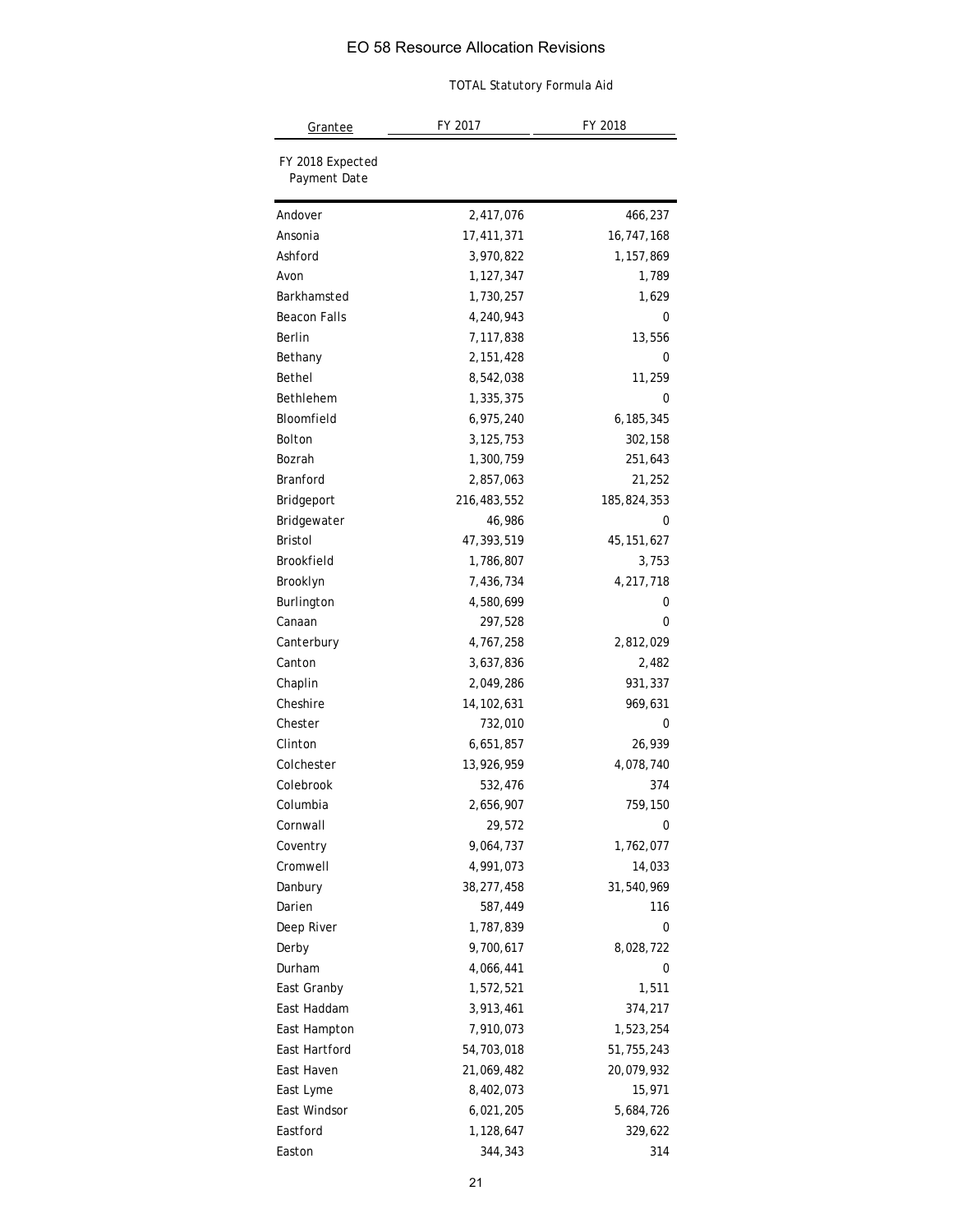# EO 58 Resource Allocation Revisions

TOTAL Statutory Formula Aid

| Grantee | FY 2017 | FY 2018 |
|---|---|---|
| FY 2018 Expected Payment Date | | |
| Andover | 2,417,076 | 466,237 |
| Ansonia | 17,411,371 | 16,747,168 |
| Ashford | 3,970,822 | 1,157,869 |
| Avon | 1,127,347 | 1,789 |
| Barkhamsted | 1,730,257 | 1,629 |
| Beacon Falls | 4,240,943 | 0 |
| Berlin | 7,117,838 | 13,556 |
| Bethany | 2,151,428 | 0 |
| Bethel | 8,542,038 | 11,259 |
| Bethlehem | 1,335,375 | 0 |
| Bloomfield | 6,975,240 | 6,185,345 |
| Bolton | 3,125,753 | 302,158 |
| Bozrah | 1,300,759 | 251,643 |
| Branford | 2,857,063 | 21,252 |
| Bridgeport | 216,483,552 | 185,824,353 |
| Bridgewater | 46,986 | 0 |
| Bristol | 47,393,519 | 45,151,627 |
| Brookfield | 1,786,807 | 3,753 |
| Brooklyn | 7,436,734 | 4,217,718 |
| Burlington | 4,580,699 | 0 |
| Canaan | 297,528 | 0 |
| Canterbury | 4,767,258 | 2,812,029 |
| Canton | 3,637,836 | 2,482 |
| Chaplin | 2,049,286 | 931,337 |
| Cheshire | 14,102,631 | 969,631 |
| Chester | 732,010 | 0 |
| Clinton | 6,651,857 | 26,939 |
| Colchester | 13,926,959 | 4,078,740 |
| Colebrook | 532,476 | 374 |
| Columbia | 2,656,907 | 759,150 |
| Cornwall | 29,572 | 0 |
| Coventry | 9,064,737 | 1,762,077 |
| Cromwell | 4,991,073 | 14,033 |
| Danbury | 38,277,458 | 31,540,969 |
| Darien | 587,449 | 116 |
| Deep River | 1,787,839 | 0 |
| Derby | 9,700,617 | 8,028,722 |
| Durham | 4,066,441 | 0 |
| East Granby | 1,572,521 | 1,511 |
| East Haddam | 3,913,461 | 374,217 |
| East Hampton | 7,910,073 | 1,523,254 |
| East Hartford | 54,703,018 | 51,755,243 |
| East Haven | 21,069,482 | 20,079,932 |
| East Lyme | 8,402,073 | 15,971 |
| East Windsor | 6,021,205 | 5,684,726 |
| Eastford | 1,128,647 | 329,622 |
| Easton | 344,343 | 314 |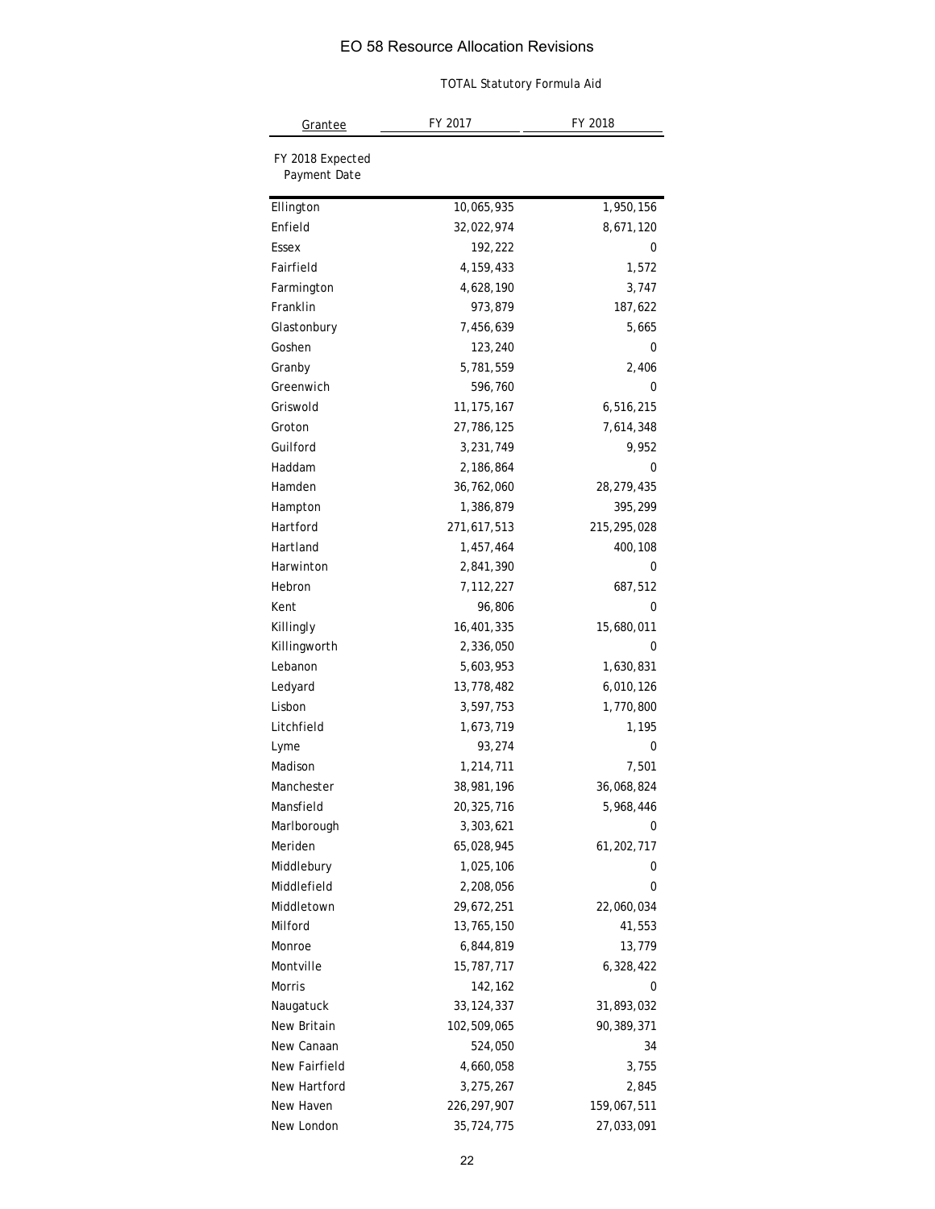# EO 58 Resource Allocation Revisions

TOTAL Statutory Formula Aid

| Grantee | FY 2017 | FY 2018 |
|---|---|---|
| FY 2018 Expected Payment Date | | |
| Ellington | 10,065,935 | 1,950,156 |
| Enfield | 32,022,974 | 8,671,120 |
| Essex | 192,222 | 0 |
| Fairfield | 4,159,433 | 1,572 |
| Farmington | 4,628,190 | 3,747 |
| Franklin | 973,879 | 187,622 |
| Glastonbury | 7,456,639 | 5,665 |
| Goshen | 123,240 | 0 |
| Granby | 5,781,559 | 2,406 |
| Greenwich | 596,760 | 0 |
| Griswold | 11,175,167 | 6,516,215 |
| Groton | 27,786,125 | 7,614,348 |
| Guilford | 3,231,749 | 9,952 |
| Haddam | 2,186,864 | 0 |
| Hamden | 36,762,060 | 28,279,435 |
| Hampton | 1,386,879 | 395,299 |
| Hartford | 271,617,513 | 215,295,028 |
| Hartland | 1,457,464 | 400,108 |
| Harwinton | 2,841,390 | 0 |
| Hebron | 7,112,227 | 687,512 |
| Kent | 96,806 | 0 |
| Killingly | 16,401,335 | 15,680,011 |
| Killingworth | 2,336,050 | 0 |
| Lebanon | 5,603,953 | 1,630,831 |
| Ledyard | 13,778,482 | 6,010,126 |
| Lisbon | 3,597,753 | 1,770,800 |
| Litchfield | 1,673,719 | 1,195 |
| Lyme | 93,274 | 0 |
| Madison | 1,214,711 | 7,501 |
| Manchester | 38,981,196 | 36,068,824 |
| Mansfield | 20,325,716 | 5,968,446 |
| Marlborough | 3,303,621 | 0 |
| Meriden | 65,028,945 | 61,202,717 |
| Middlebury | 1,025,106 | 0 |
| Middlefield | 2,208,056 | 0 |
| Middletown | 29,672,251 | 22,060,034 |
| Milford | 13,765,150 | 41,553 |
| Monroe | 6,844,819 | 13,779 |
| Montville | 15,787,717 | 6,328,422 |
| Morris | 142,162 | 0 |
| Naugatuck | 33,124,337 | 31,893,032 |
| New Britain | 102,509,065 | 90,389,371 |
| New Canaan | 524,050 | 34 |
| New Fairfield | 4,660,058 | 3,755 |
| New Hartford | 3,275,267 | 2,845 |
| New Haven | 226,297,907 | 159,067,511 |
| New London | 35,724,775 | 27,033,091 |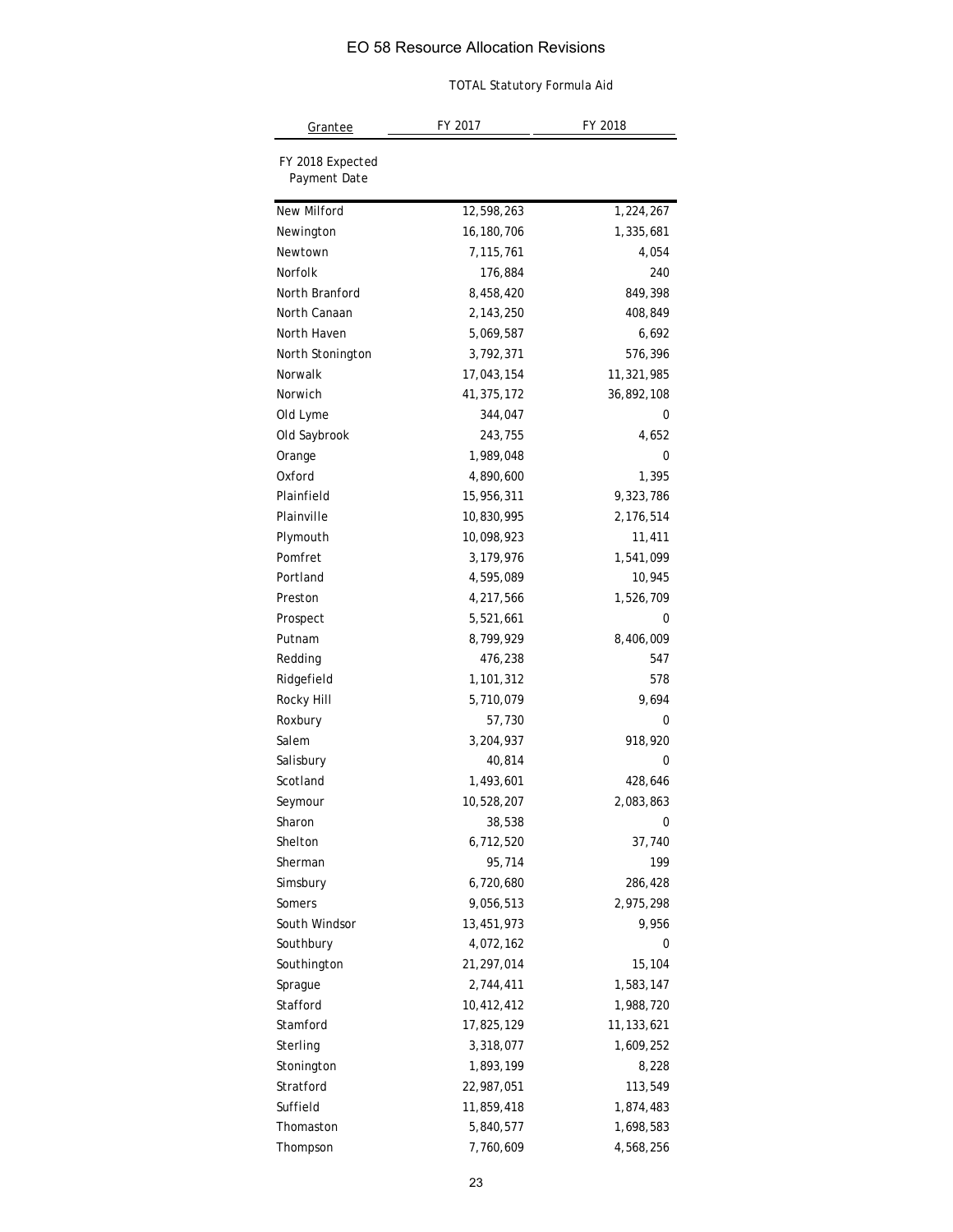# EO 58 Resource Allocation Revisions

TOTAL Statutory Formula Aid

| Grantee | FY 2017 | FY 2018 |
|---|---|---|
| FY 2018 Expected Payment Date | | |
| New Milford | 12,598,263 | 1,224,267 |
| Newington | 16,180,706 | 1,335,681 |
| Newtown | 7,115,761 | 4,054 |
| Norfolk | 176,884 | 240 |
| North Branford | 8,458,420 | 849,398 |
| North Canaan | 2,143,250 | 408,849 |
| North Haven | 5,069,587 | 6,692 |
| North Stonington | 3,792,371 | 576,396 |
| Norwalk | 17,043,154 | 11,321,985 |
| Norwich | 41,375,172 | 36,892,108 |
| Old Lyme | 344,047 | 0 |
| Old Saybrook | 243,755 | 4,652 |
| Orange | 1,989,048 | 0 |
| Oxford | 4,890,600 | 1,395 |
| Plainfield | 15,956,311 | 9,323,786 |
| Plainville | 10,830,995 | 2,176,514 |
| Plymouth | 10,098,923 | 11,411 |
| Pomfret | 3,179,976 | 1,541,099 |
| Portland | 4,595,089 | 10,945 |
| Preston | 4,217,566 | 1,526,709 |
| Prospect | 5,521,661 | 0 |
| Putnam | 8,799,929 | 8,406,009 |
| Redding | 476,238 | 547 |
| Ridgefield | 1,101,312 | 578 |
| Rocky Hill | 5,710,079 | 9,694 |
| Roxbury | 57,730 | 0 |
| Salem | 3,204,937 | 918,920 |
| Salisbury | 40,814 | 0 |
| Scotland | 1,493,601 | 428,646 |
| Seymour | 10,528,207 | 2,083,863 |
| Sharon | 38,538 | 0 |
| Shelton | 6,712,520 | 37,740 |
| Sherman | 95,714 | 199 |
| Simsbury | 6,720,680 | 286,428 |
| Somers | 9,056,513 | 2,975,298 |
| South Windsor | 13,451,973 | 9,956 |
| Southbury | 4,072,162 | 0 |
| Southington | 21,297,014 | 15,104 |
| Sprague | 2,744,411 | 1,583,147 |
| Stafford | 10,412,412 | 1,988,720 |
| Stamford | 17,825,129 | 11,133,621 |
| Sterling | 3,318,077 | 1,609,252 |
| Stonington | 1,893,199 | 8,228 |
| Stratford | 22,987,051 | 113,549 |
| Suffield | 11,859,418 | 1,874,483 |
| Thomaston | 5,840,577 | 1,698,583 |
| Thompson | 7,760,609 | 4,568,256 |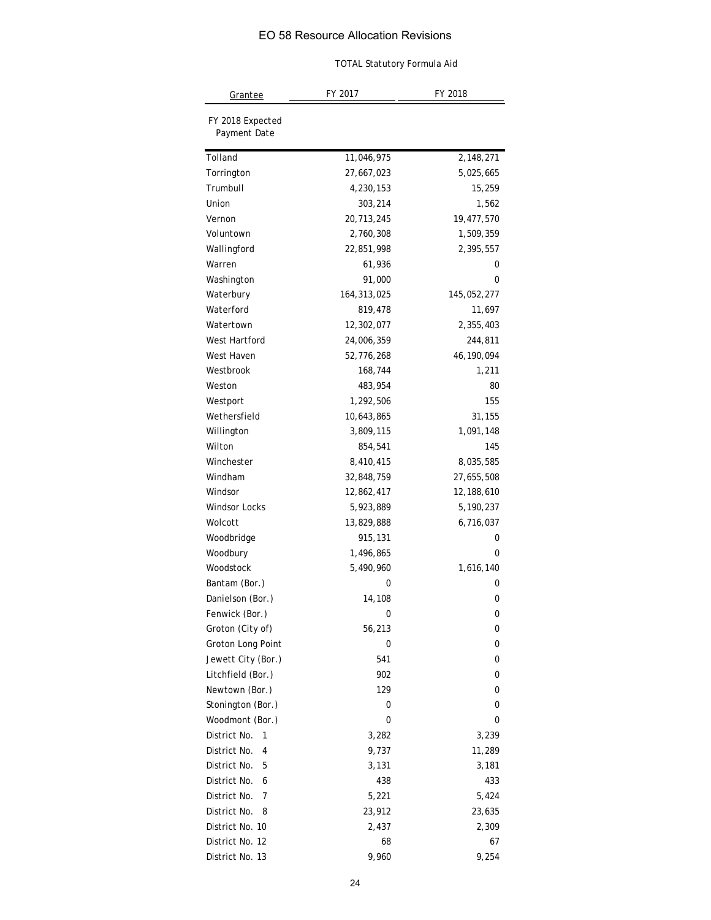# EO 58 Resource Allocation Revisions

TOTAL Statutory Formula Aid

| Grantee | FY 2017 | FY 2018 |
|---|---|---|
| FY 2018 Expected Payment Date | | |
| Tolland | 11,046,975 | 2,148,271 |
| Torrington | 27,667,023 | 5,025,665 |
| Trumbull | 4,230,153 | 15,259 |
| Union | 303,214 | 1,562 |
| Vernon | 20,713,245 | 19,477,570 |
| Voluntown | 2,760,308 | 1,509,359 |
| Wallingford | 22,851,998 | 2,395,557 |
| Warren | 61,936 | 0 |
| Washington | 91,000 | 0 |
| Waterbury | 164,313,025 | 145,052,277 |
| Waterford | 819,478 | 11,697 |
| Watertown | 12,302,077 | 2,355,403 |
| West Hartford | 24,006,359 | 244,811 |
| West Haven | 52,776,268 | 46,190,094 |
| Westbrook | 168,744 | 1,211 |
| Weston | 483,954 | 80 |
| Westport | 1,292,506 | 155 |
| Wethersfield | 10,643,865 | 31,155 |
| Willington | 3,809,115 | 1,091,148 |
| Wilton | 854,541 | 145 |
| Winchester | 8,410,415 | 8,035,585 |
| Windham | 32,848,759 | 27,655,508 |
| Windsor | 12,862,417 | 12,188,610 |
| Windsor Locks | 5,923,889 | 5,190,237 |
| Wolcott | 13,829,888 | 6,716,037 |
| Woodbridge | 915,131 | 0 |
| Woodbury | 1,496,865 | 0 |
| Woodstock | 5,490,960 | 1,616,140 |
| Bantam (Bor.) | 0 | 0 |
| Danielson (Bor.) | 14,108 | 0 |
| Fenwick (Bor.) | 0 | 0 |
| Groton (City of) | 56,213 | 0 |
| Groton Long Point | 0 | 0 |
| Jewett City (Bor.) | 541 | 0 |
| Litchfield (Bor.) | 902 | 0 |
| Newtown (Bor.) | 129 | 0 |
| Stonington (Bor.) | 0 | 0 |
| Woodmont (Bor.) | 0 | 0 |
| District No. 1 | 3,282 | 3,239 |
| District No. 4 | 9,737 | 11,289 |
| District No. 5 | 3,131 | 3,181 |
| District No. 6 | 438 | 433 |
| District No. 7 | 5,221 | 5,424 |
| District No. 8 | 23,912 | 23,635 |
| District No. 10 | 2,437 | 2,309 |
| District No. 12 | 68 | 67 |
| District No. 13 | 9,960 | 9,254 |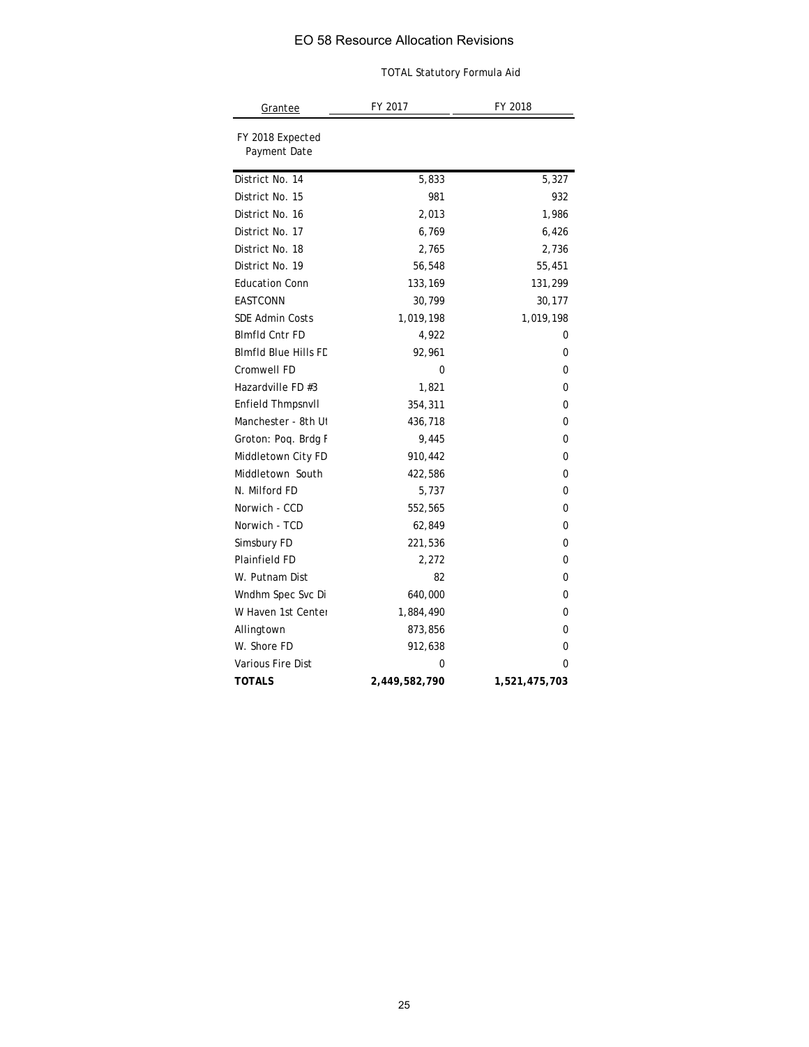# EO 58 Resource Allocation Revisions

TOTAL Statutory Formula Aid

| Grantee | FY 2017 | FY 2018 |
|---|---|---|
| FY 2018 Expected Payment Date | | |
| District No. 14 | 5,833 | 5,327 |
| District No. 15 | 981 | 932 |
| District No. 16 | 2,013 | 1,986 |
| District No. 17 | 6,769 | 6,426 |
| District No. 18 | 2,765 | 2,736 |
| District No. 19 | 56,548 | 55,451 |
| Education Conn | 133,169 | 131,299 |
| EASTCONN | 30,799 | 30,177 |
| SDE Admin Costs | 1,019,198 | 1,019,198 |
| Blmfld Cntr FD | 4,922 | 0 |
| Blmfld Blue Hills FD | 92,961 | 0 |
| Cromwell FD | 0 | 0 |
| Hazardville FD #3 | 1,821 | 0 |
| Enfield Thmpsnvll | 354,311 | 0 |
| Manchester - 8th Ut | 436,718 | 0 |
| Groton: Poq. Brdg F | 9,445 | 0 |
| Middletown City FD | 910,442 | 0 |
| Middletown South | 422,586 | 0 |
| N. Milford FD | 5,737 | 0 |
| Norwich - CCD | 552,565 | 0 |
| Norwich - TCD | 62,849 | 0 |
| Simsbury FD | 221,536 | 0 |
| Plainfield FD | 2,272 | 0 |
| W. Putnam Dist | 82 | 0 |
| Wndhm Spec Svc Di | 640,000 | 0 |
| W Haven 1st Center | 1,884,490 | 0 |
| Allingtown | 873,856 | 0 |
| W. Shore FD | 912,638 | 0 |
| Various Fire Dist | 0 | 0 |
| **TOTALS** | **2,449,582,790** | **1,521,475,703** |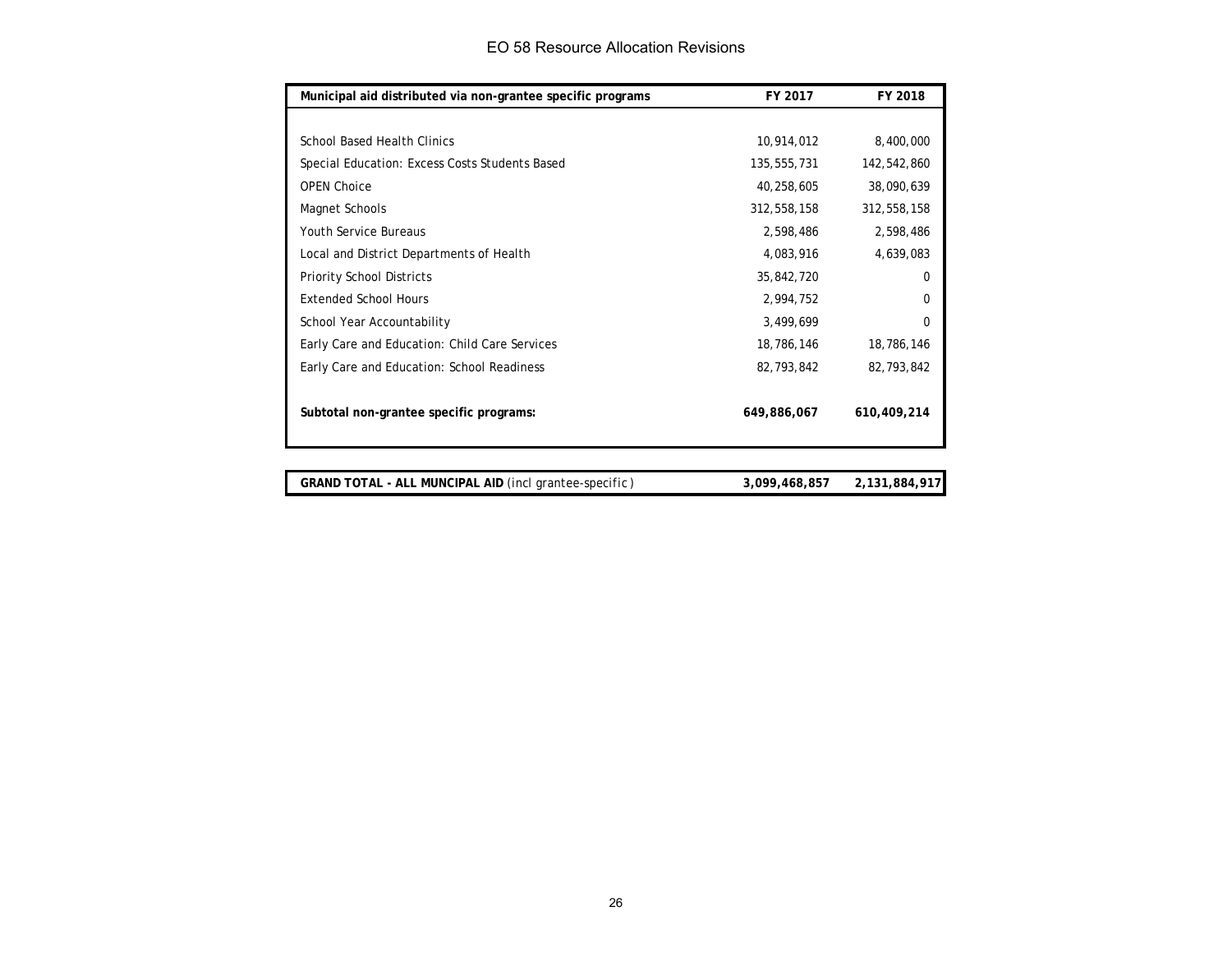# EO 58 Resource Allocation Revisions

| Municipal aid distributed via non-grantee specific programs | FY 2017 | FY 2018 |
|---|---|---|
| School Based Health Clinics | 10,914,012 | 8,400,000 |
| Special Education: Excess Costs Students Based | 135,555,731 | 142,542,860 |
| OPEN Choice | 40,258,605 | 38,090,639 |
| Magnet Schools | 312,558,158 | 312,558,158 |
| Youth Service Bureaus | 2,598,486 | 2,598,486 |
| Local and District Departments of Health | 4,083,916 | 4,639,083 |
| Priority School Districts | 35,842,720 | 0 |
| Extended School Hours | 2,994,752 | 0 |
| School Year Accountability | 3,499,699 | 0 |
| Early Care and Education: Child Care Services | 18,786,146 | 18,786,146 |
| Early Care and Education: School Readiness | 82,793,842 | 82,793,842 |
| **Subtotal non-grantee specific programs:** | **649,886,067** | **610,409,214** |

| | | |
|---|---|---|
| **GRAND TOTAL - ALL MUNCIPAL AID** (incl grantee-specific) | **3,099,468,857** | **2,131,884,917** |